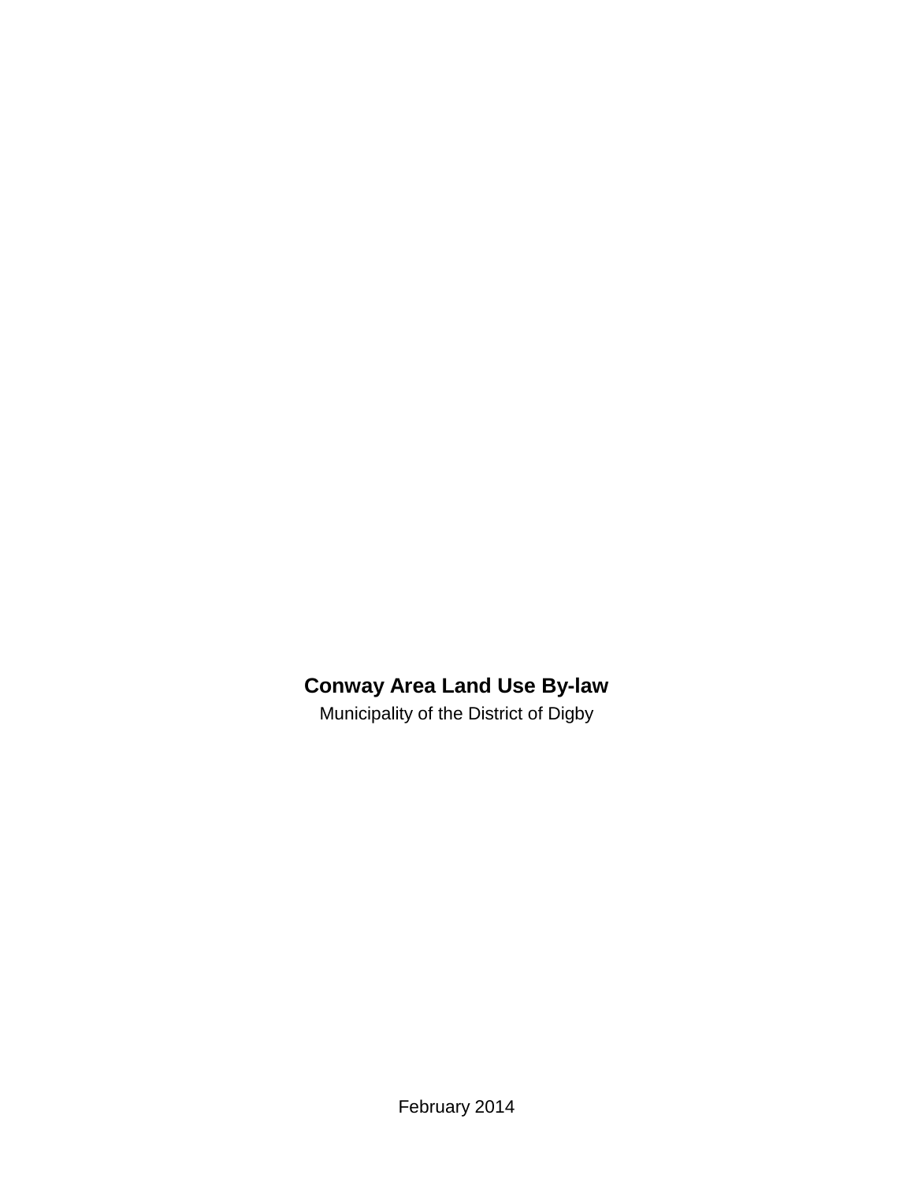# Conway Area Land Use By-law

Municipality of the District of Digby

February 2014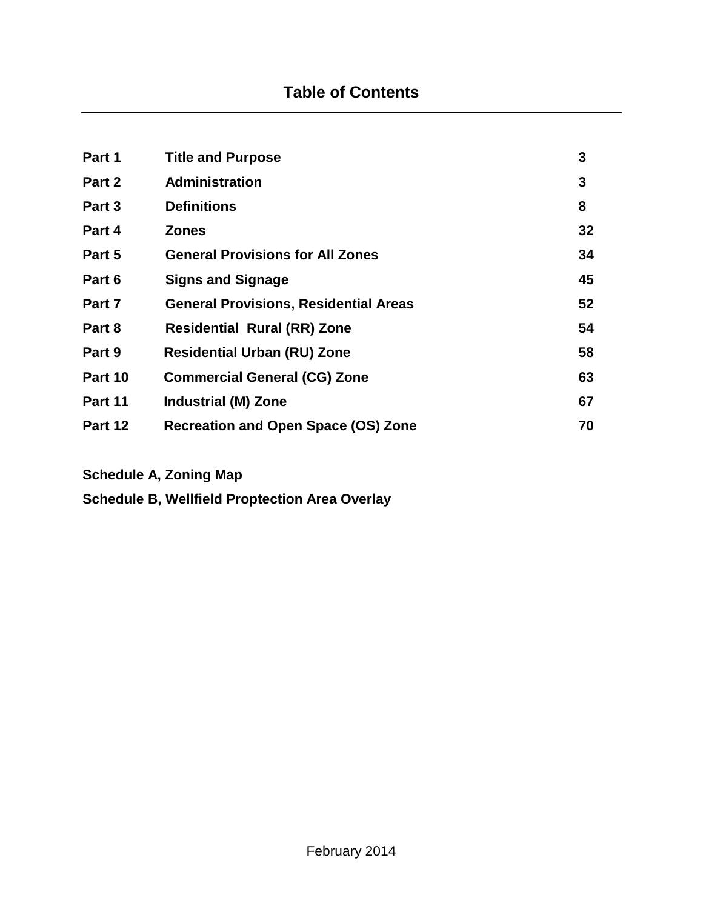# Table of Contents

| | | |
|---|---|---|
| **Part 1** | **Title and Purpose** | **3** |
| **Part 2** | **Administration** | **3** |
| **Part 3** | **Definitions** | **8** |
| **Part 4** | **Zones** | **32** |
| **Part 5** | **General Provisions for All Zones** | **34** |
| **Part 6** | **Signs and Signage** | **45** |
| **Part 7** | **General Provisions, Residential Areas** | **52** |
| **Part 8** | **Residential Rural (RR) Zone** | **54** |
| **Part 9** | **Residential Urban (RU) Zone** | **58** |
| **Part 10** | **Commercial General (CG) Zone** | **63** |
| **Part 11** | **Industrial (M) Zone** | **67** |
| **Part 12** | **Recreation and Open Space (OS) Zone** | **70** |

**Schedule A, Zoning Map**

**Schedule B, Wellfield Proptection Area Overlay**

February 2014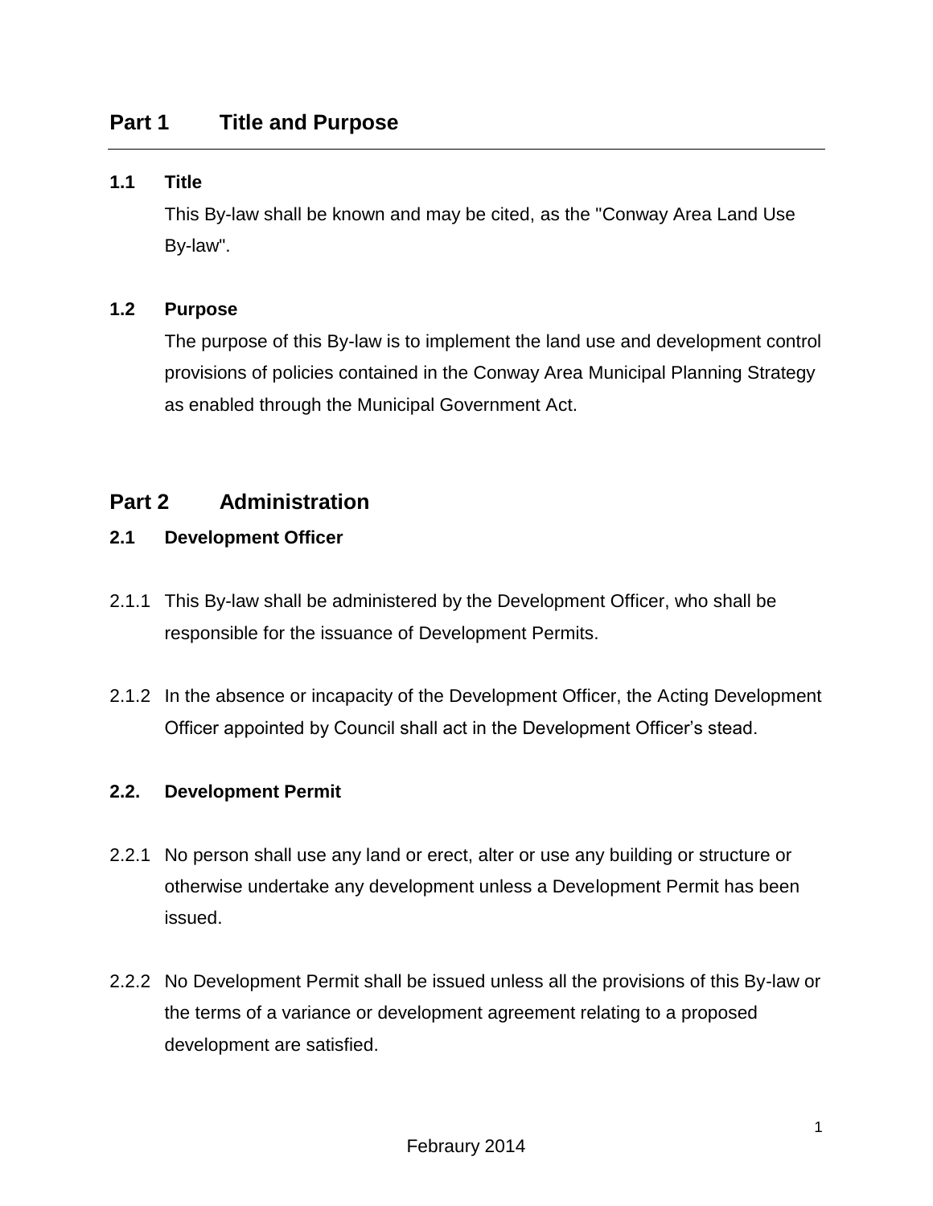## Part 1 Title and Purpose

### 1.1 Title

This By-law shall be known and may be cited, as the "Conway Area Land Use By-law".

### 1.2 Purpose

The purpose of this By-law is to implement the land use and development control provisions of policies contained in the Conway Area Municipal Planning Strategy as enabled through the Municipal Government Act.

## Part 2 Administration

### 2.1 Development Officer

2.1.1 This By-law shall be administered by the Development Officer, who shall be responsible for the issuance of Development Permits.

2.1.2 In the absence or incapacity of the Development Officer, the Acting Development Officer appointed by Council shall act in the Development Officer's stead.

### 2.2. Development Permit

2.2.1 No person shall use any land or erect, alter or use any building or structure or otherwise undertake any development unless a Development Permit has been issued.

2.2.2 No Development Permit shall be issued unless all the provisions of this By-law or the terms of a variance or development agreement relating to a proposed development are satisfied.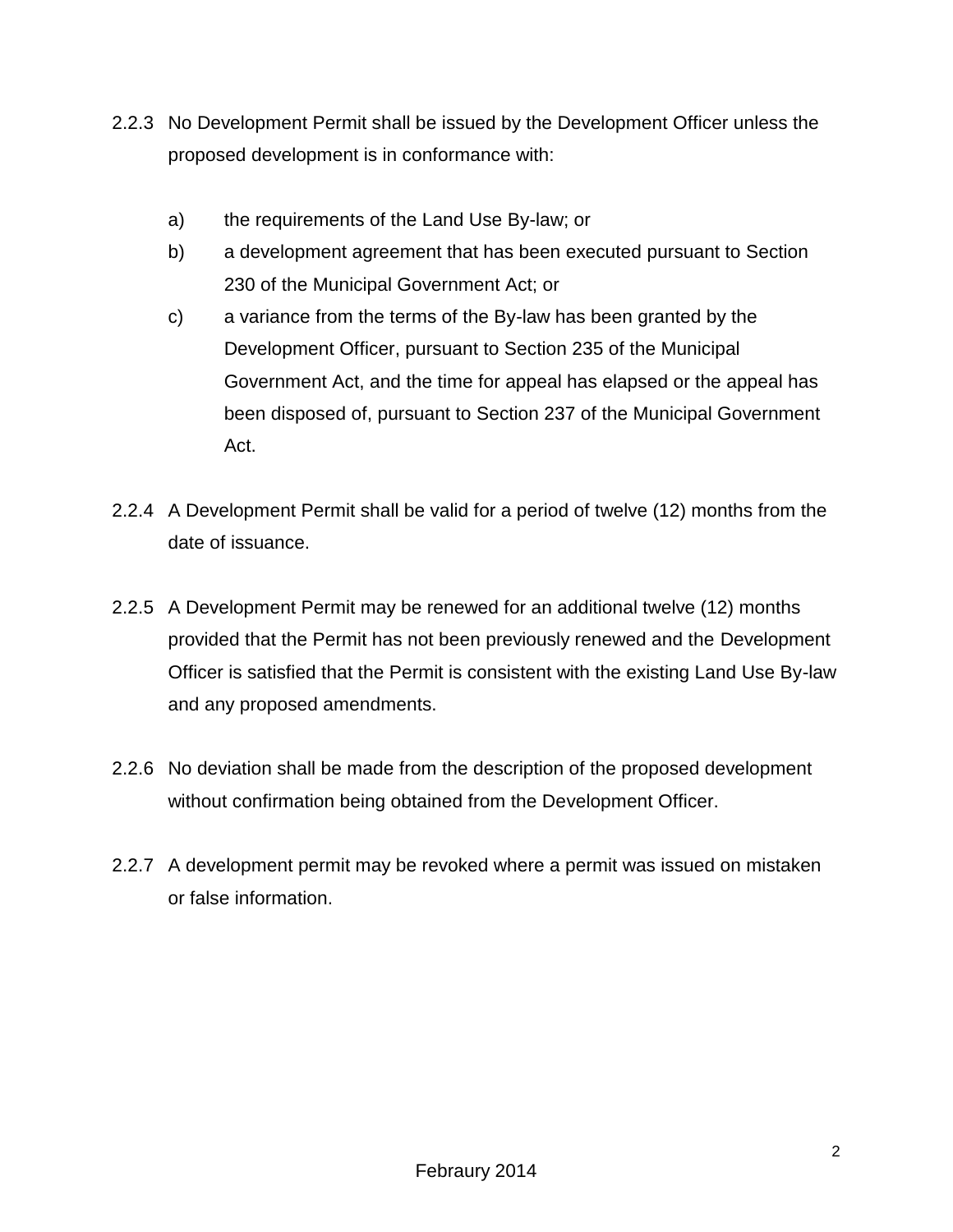2.2.3 No Development Permit shall be issued by the Development Officer unless the proposed development is in conformance with:

a) the requirements of the Land Use By-law; or

b) a development agreement that has been executed pursuant to Section 230 of the Municipal Government Act; or

c) a variance from the terms of the By-law has been granted by the Development Officer, pursuant to Section 235 of the Municipal Government Act, and the time for appeal has elapsed or the appeal has been disposed of, pursuant to Section 237 of the Municipal Government Act.

2.2.4 A Development Permit shall be valid for a period of twelve (12) months from the date of issuance.

2.2.5 A Development Permit may be renewed for an additional twelve (12) months provided that the Permit has not been previously renewed and the Development Officer is satisfied that the Permit is consistent with the existing Land Use By-law and any proposed amendments.

2.2.6 No deviation shall be made from the description of the proposed development without confirmation being obtained from the Development Officer.

2.2.7 A development permit may be revoked where a permit was issued on mistaken or false information.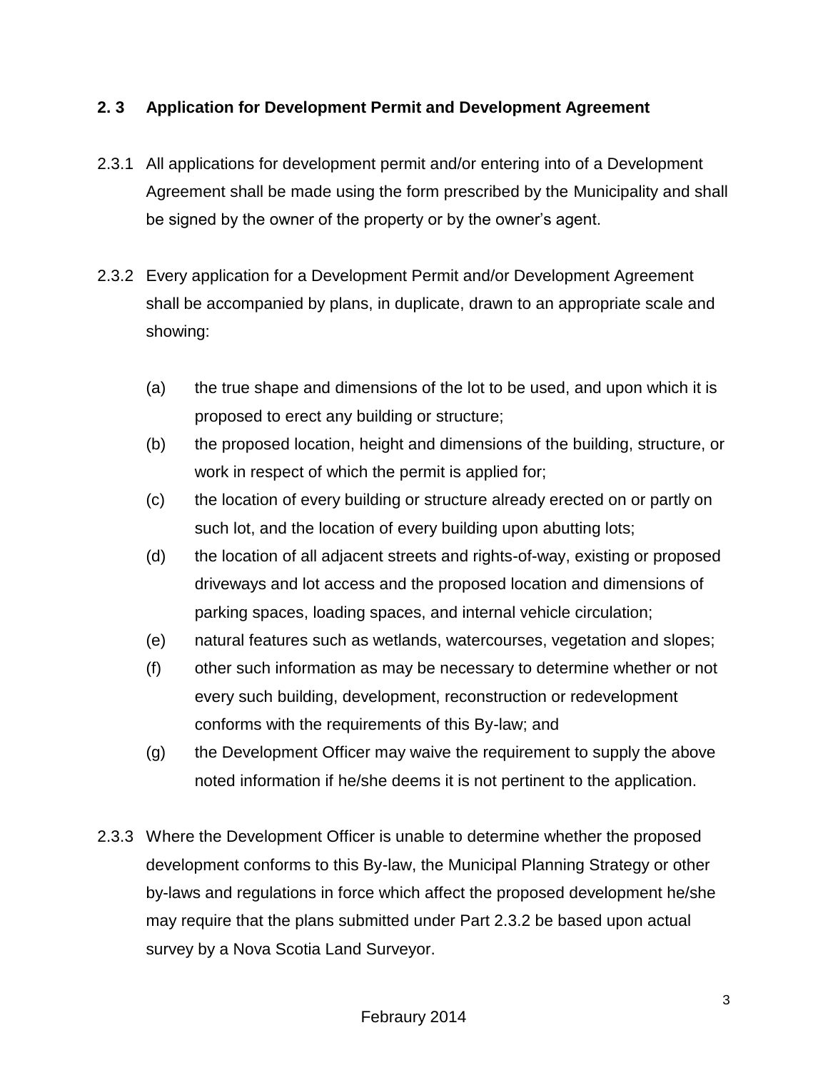## 2. 3 Application for Development Permit and Development Agreement

2.3.1 All applications for development permit and/or entering into of a Development Agreement shall be made using the form prescribed by the Municipality and shall be signed by the owner of the property or by the owner's agent.

2.3.2 Every application for a Development Permit and/or Development Agreement shall be accompanied by plans, in duplicate, drawn to an appropriate scale and showing:

(a) the true shape and dimensions of the lot to be used, and upon which it is proposed to erect any building or structure;

(b) the proposed location, height and dimensions of the building, structure, or work in respect of which the permit is applied for;

(c) the location of every building or structure already erected on or partly on such lot, and the location of every building upon abutting lots;

(d) the location of all adjacent streets and rights-of-way, existing or proposed driveways and lot access and the proposed location and dimensions of parking spaces, loading spaces, and internal vehicle circulation;

(e) natural features such as wetlands, watercourses, vegetation and slopes;

(f) other such information as may be necessary to determine whether or not every such building, development, reconstruction or redevelopment conforms with the requirements of this By-law; and

(g) the Development Officer may waive the requirement to supply the above noted information if he/she deems it is not pertinent to the application.

2.3.3 Where the Development Officer is unable to determine whether the proposed development conforms to this By-law, the Municipal Planning Strategy or other by-laws and regulations in force which affect the proposed development he/she may require that the plans submitted under Part 2.3.2 be based upon actual survey by a Nova Scotia Land Surveyor.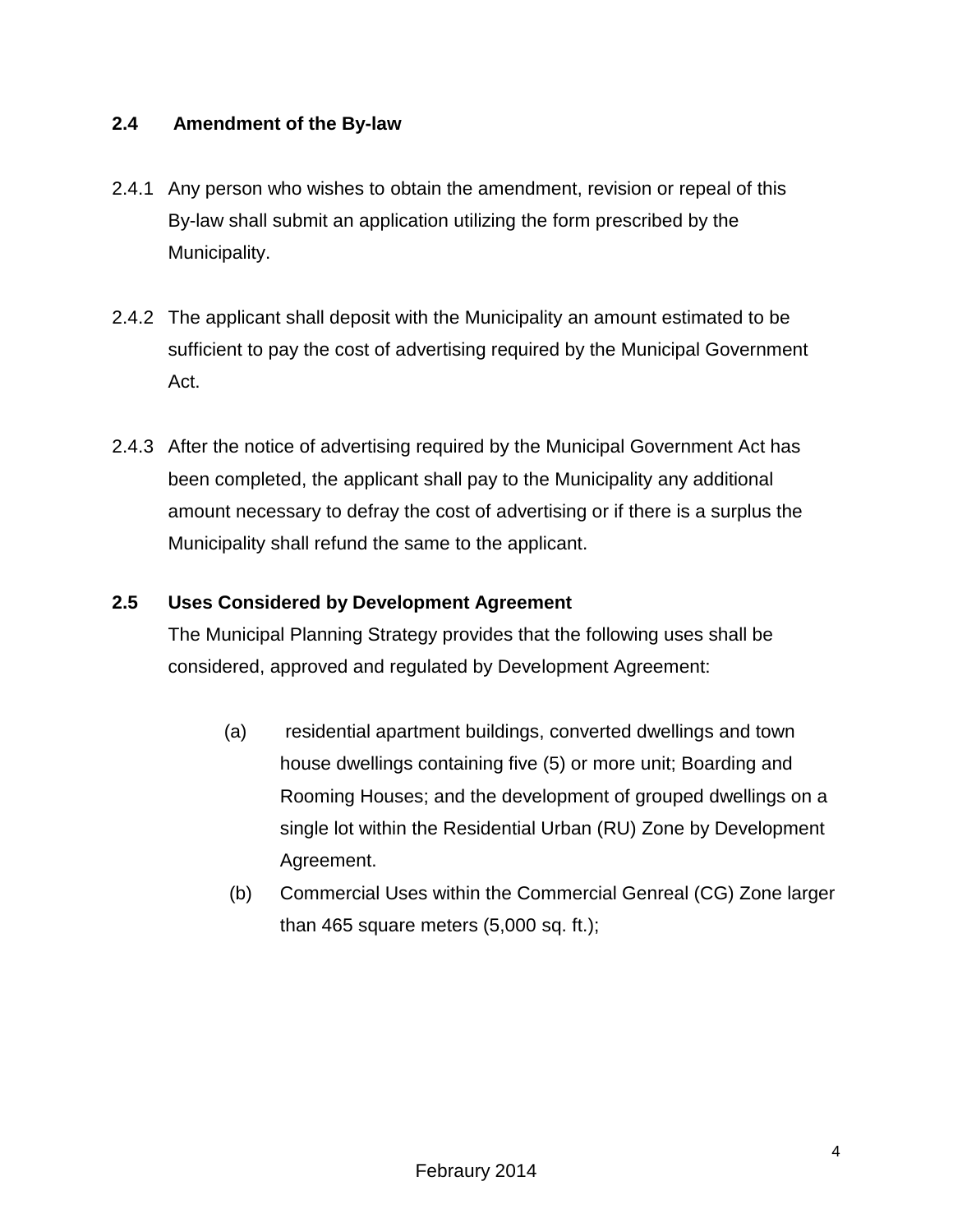### 2.4 Amendment of the By-law

2.4.1 Any person who wishes to obtain the amendment, revision or repeal of this By-law shall submit an application utilizing the form prescribed by the Municipality.

2.4.2 The applicant shall deposit with the Municipality an amount estimated to be sufficient to pay the cost of advertising required by the Municipal Government Act.

2.4.3 After the notice of advertising required by the Municipal Government Act has been completed, the applicant shall pay to the Municipality any additional amount necessary to defray the cost of advertising or if there is a surplus the Municipality shall refund the same to the applicant.

### 2.5 Uses Considered by Development Agreement

The Municipal Planning Strategy provides that the following uses shall be considered, approved and regulated by Development Agreement:

(a) residential apartment buildings, converted dwellings and town house dwellings containing five (5) or more unit; Boarding and Rooming Houses; and the development of grouped dwellings on a single lot within the Residential Urban (RU) Zone by Development Agreement.

(b) Commercial Uses within the Commercial Genreal (CG) Zone larger than 465 square meters (5,000 sq. ft.);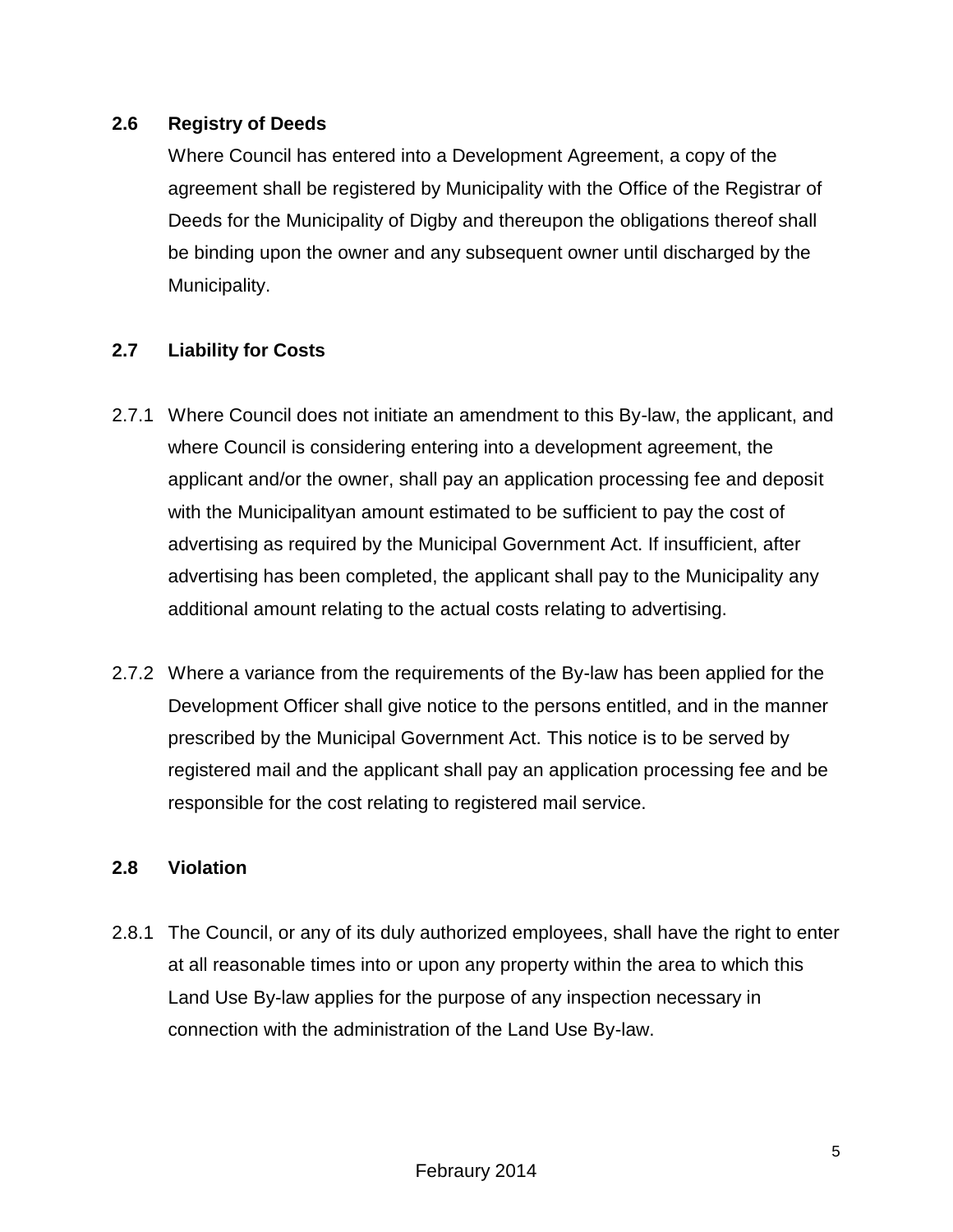## 2.6 Registry of Deeds

Where Council has entered into a Development Agreement, a copy of the agreement shall be registered by Municipality with the Office of the Registrar of Deeds for the Municipality of Digby and thereupon the obligations thereof shall be binding upon the owner and any subsequent owner until discharged by the Municipality.

## 2.7 Liability for Costs

2.7.1 Where Council does not initiate an amendment to this By-law, the applicant, and where Council is considering entering into a development agreement, the applicant and/or the owner, shall pay an application processing fee and deposit with the Municipalityan amount estimated to be sufficient to pay the cost of advertising as required by the Municipal Government Act. If insufficient, after advertising has been completed, the applicant shall pay to the Municipality any additional amount relating to the actual costs relating to advertising.

2.7.2 Where a variance from the requirements of the By-law has been applied for the Development Officer shall give notice to the persons entitled, and in the manner prescribed by the Municipal Government Act. This notice is to be served by registered mail and the applicant shall pay an application processing fee and be responsible for the cost relating to registered mail service.

## 2.8 Violation

2.8.1 The Council, or any of its duly authorized employees, shall have the right to enter at all reasonable times into or upon any property within the area to which this Land Use By-law applies for the purpose of any inspection necessary in connection with the administration of the Land Use By-law.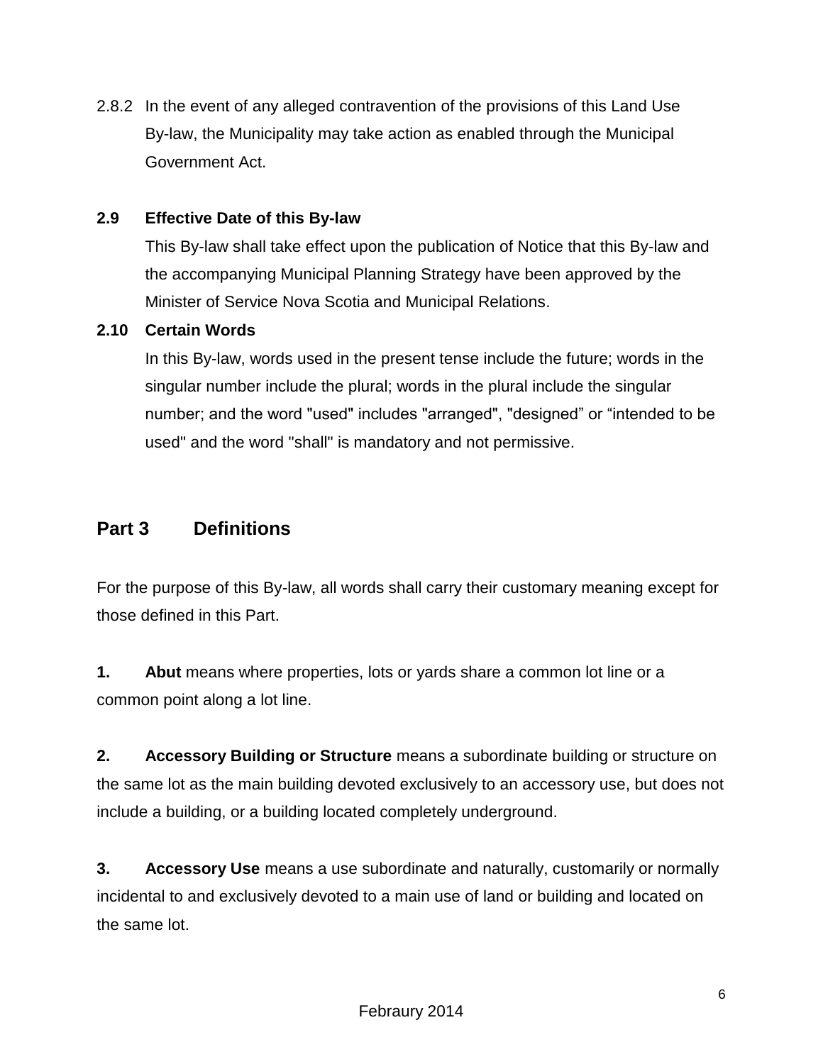2.8.2 In the event of any alleged contravention of the provisions of this Land Use By-law, the Municipality may take action as enabled through the Municipal Government Act.

**2.9 Effective Date of this By-law**

This By-law shall take effect upon the publication of Notice that this By-law and the accompanying Municipal Planning Strategy have been approved by the Minister of Service Nova Scotia and Municipal Relations.

**2.10 Certain Words**

In this By-law, words used in the present tense include the future; words in the singular number include the plural; words in the plural include the singular number; and the word "used" includes "arranged", "designed" or "intended to be used" and the word "shall" is mandatory and not permissive.

## Part 3 Definitions

For the purpose of this By-law, all words shall carry their customary meaning except for those defined in this Part.

**1. Abut** means where properties, lots or yards share a common lot line or a common point along a lot line.

**2. Accessory Building or Structure** means a subordinate building or structure on the same lot as the main building devoted exclusively to an accessory use, but does not include a building, or a building located completely underground.

**3. Accessory Use** means a use subordinate and naturally, customarily or normally incidental to and exclusively devoted to a main use of land or building and located on the same lot.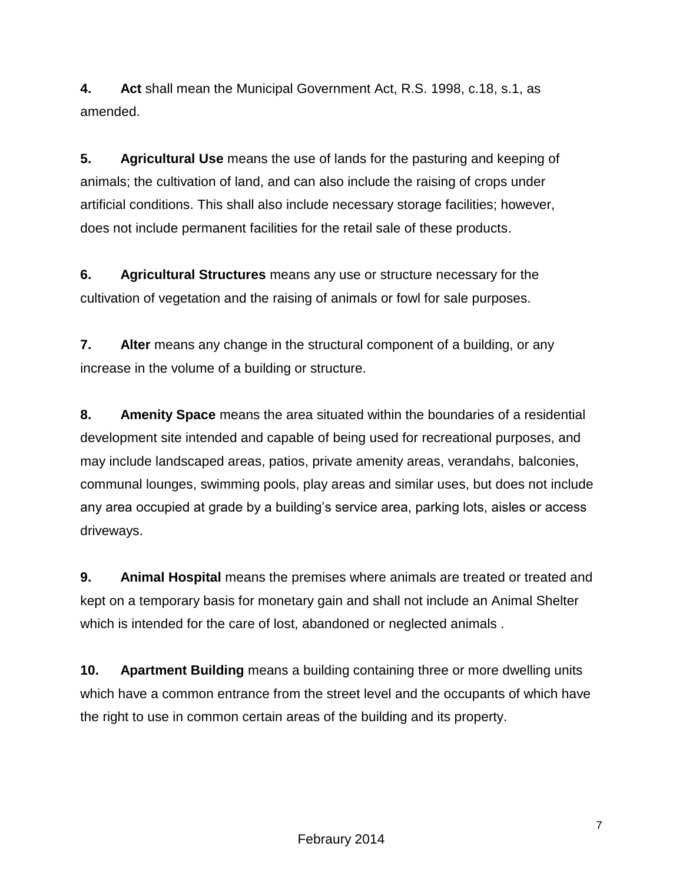**4.** **Act** shall mean the Municipal Government Act, R.S. 1998, c.18, s.1, as amended.

**5.** **Agricultural Use** means the use of lands for the pasturing and keeping of animals; the cultivation of land, and can also include the raising of crops under artificial conditions. This shall also include necessary storage facilities; however, does not include permanent facilities for the retail sale of these products.

**6.** **Agricultural Structures** means any use or structure necessary for the cultivation of vegetation and the raising of animals or fowl for sale purposes.

**7.** **Alter** means any change in the structural component of a building, or any increase in the volume of a building or structure.

**8.** **Amenity Space** means the area situated within the boundaries of a residential development site intended and capable of being used for recreational purposes, and may include landscaped areas, patios, private amenity areas, verandahs, balconies, communal lounges, swimming pools, play areas and similar uses, but does not include any area occupied at grade by a building's service area, parking lots, aisles or access driveways.

**9.** **Animal Hospital** means the premises where animals are treated or treated and kept on a temporary basis for monetary gain and shall not include an Animal Shelter which is intended for the care of lost, abandoned or neglected animals .

**10.** **Apartment Building** means a building containing three or more dwelling units which have a common entrance from the street level and the occupants of which have the right to use in common certain areas of the building and its property.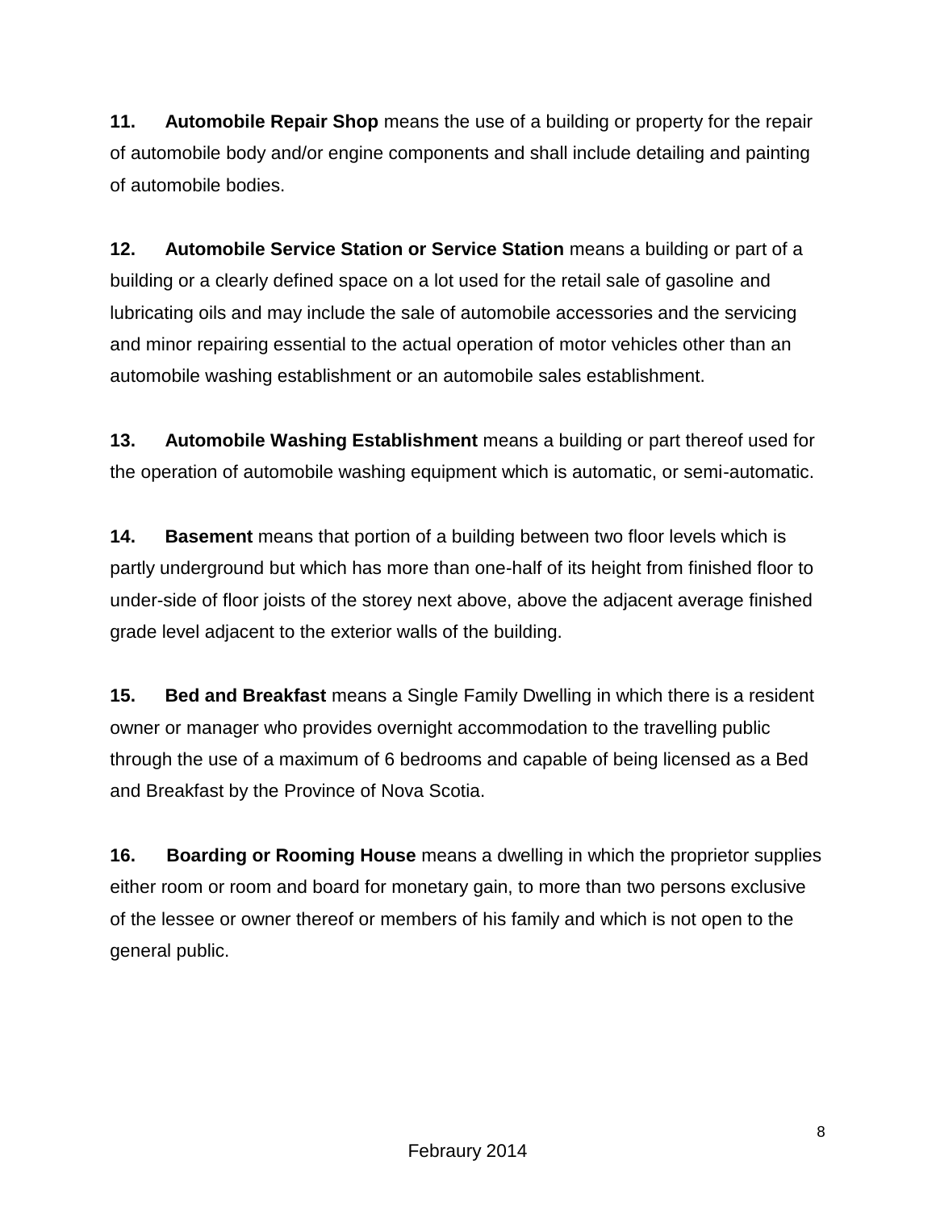**11.** **Automobile Repair Shop** means the use of a building or property for the repair of automobile body and/or engine components and shall include detailing and painting of automobile bodies.

**12.** **Automobile Service Station or Service Station** means a building or part of a building or a clearly defined space on a lot used for the retail sale of gasoline and lubricating oils and may include the sale of automobile accessories and the servicing and minor repairing essential to the actual operation of motor vehicles other than an automobile washing establishment or an automobile sales establishment.

**13.** **Automobile Washing Establishment** means a building or part thereof used for the operation of automobile washing equipment which is automatic, or semi-automatic.

**14.** **Basement** means that portion of a building between two floor levels which is partly underground but which has more than one-half of its height from finished floor to under-side of floor joists of the storey next above, above the adjacent average finished grade level adjacent to the exterior walls of the building.

**15.** **Bed and Breakfast** means a Single Family Dwelling in which there is a resident owner or manager who provides overnight accommodation to the travelling public through the use of a maximum of 6 bedrooms and capable of being licensed as a Bed and Breakfast by the Province of Nova Scotia.

**16.** **Boarding or Rooming House** means a dwelling in which the proprietor supplies either room or room and board for monetary gain, to more than two persons exclusive of the lessee or owner thereof or members of his family and which is not open to the general public.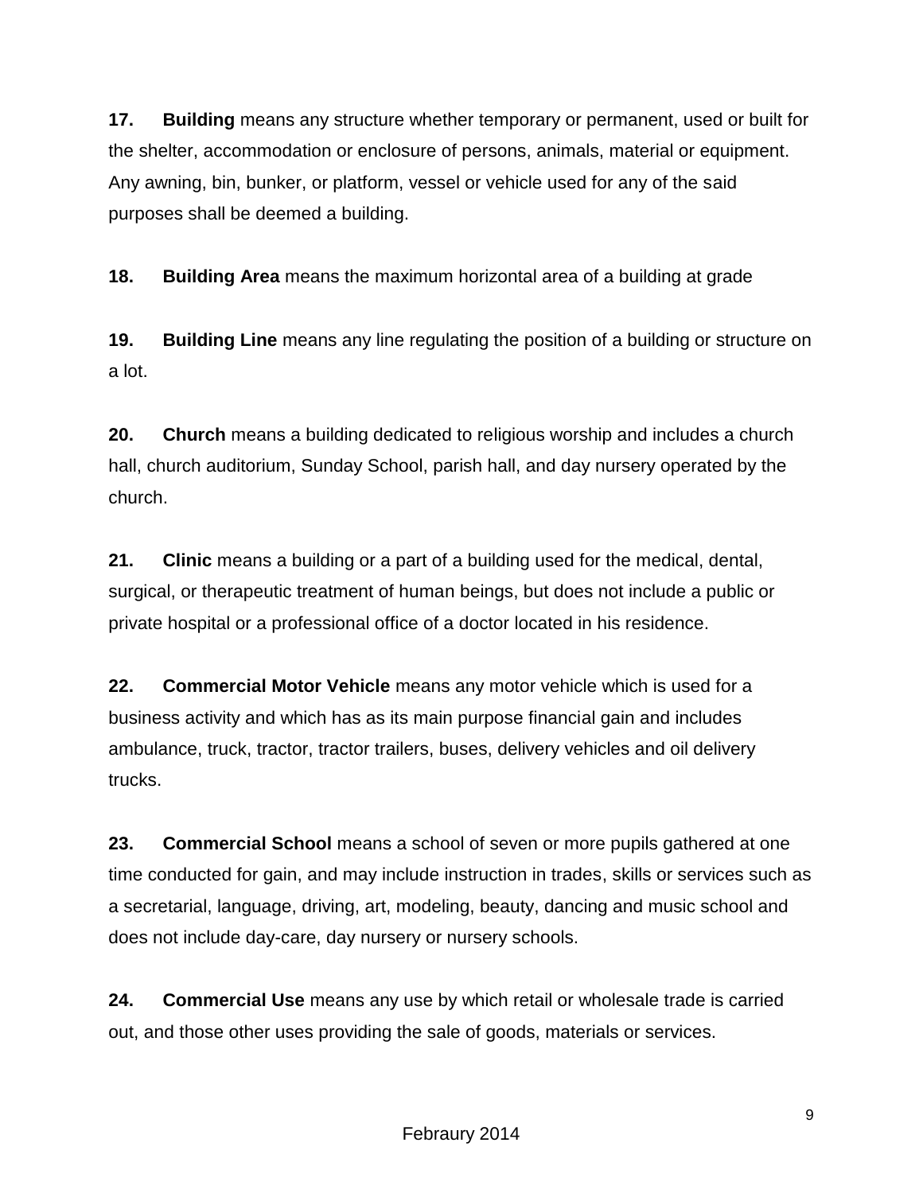**17.** **Building** means any structure whether temporary or permanent, used or built for the shelter, accommodation or enclosure of persons, animals, material or equipment. Any awning, bin, bunker, or platform, vessel or vehicle used for any of the said purposes shall be deemed a building.

**18.** **Building Area** means the maximum horizontal area of a building at grade

**19.** **Building Line** means any line regulating the position of a building or structure on a lot.

**20.** **Church** means a building dedicated to religious worship and includes a church hall, church auditorium, Sunday School, parish hall, and day nursery operated by the church.

**21.** **Clinic** means a building or a part of a building used for the medical, dental, surgical, or therapeutic treatment of human beings, but does not include a public or private hospital or a professional office of a doctor located in his residence.

**22.** **Commercial Motor Vehicle** means any motor vehicle which is used for a business activity and which has as its main purpose financial gain and includes ambulance, truck, tractor, tractor trailers, buses, delivery vehicles and oil delivery trucks.

**23.** **Commercial School** means a school of seven or more pupils gathered at one time conducted for gain, and may include instruction in trades, skills or services such as a secretarial, language, driving, art, modeling, beauty, dancing and music school and does not include day-care, day nursery or nursery schools.

**24.** **Commercial Use** means any use by which retail or wholesale trade is carried out, and those other uses providing the sale of goods, materials or services.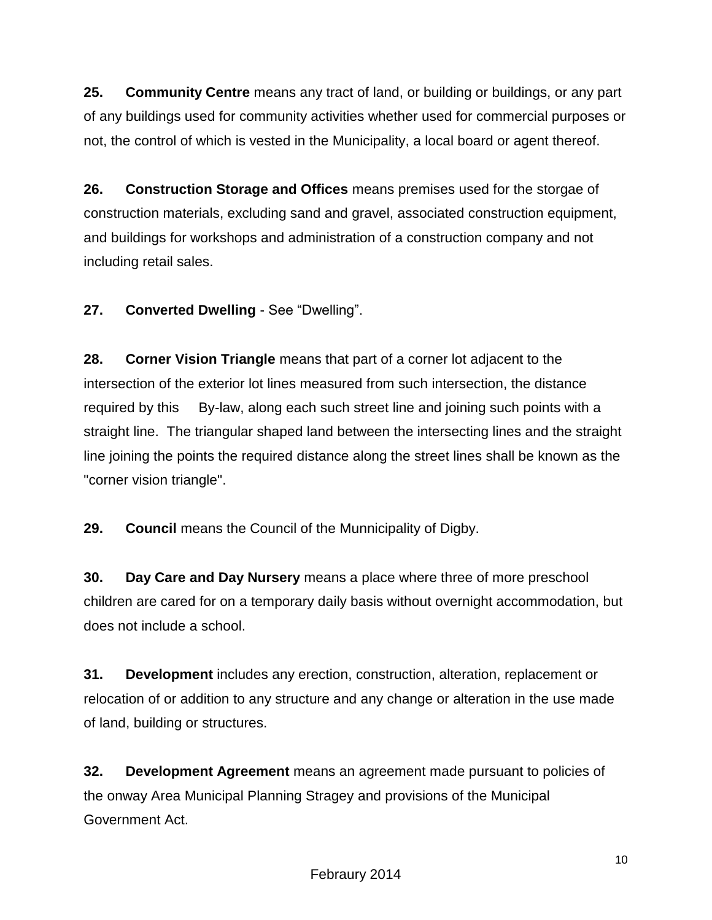**25. Community Centre** means any tract of land, or building or buildings, or any part of any buildings used for community activities whether used for commercial purposes or not, the control of which is vested in the Municipality, a local board or agent thereof.

**26. Construction Storage and Offices** means premises used for the storgae of construction materials, excluding sand and gravel, associated construction equipment, and buildings for workshops and administration of a construction company and not including retail sales.

**27. Converted Dwelling** - See "Dwelling".

**28. Corner Vision Triangle** means that part of a corner lot adjacent to the intersection of the exterior lot lines measured from such intersection, the distance required by this By-law, along each such street line and joining such points with a straight line. The triangular shaped land between the intersecting lines and the straight line joining the points the required distance along the street lines shall be known as the "corner vision triangle".

**29. Council** means the Council of the Munnicipality of Digby.

**30. Day Care and Day Nursery** means a place where three of more preschool children are cared for on a temporary daily basis without overnight accommodation, but does not include a school.

**31. Development** includes any erection, construction, alteration, replacement or relocation of or addition to any structure and any change or alteration in the use made of land, building or structures.

**32. Development Agreement** means an agreement made pursuant to policies of the onway Area Municipal Planning Stragey and provisions of the Municipal Government Act.

Febraury 2014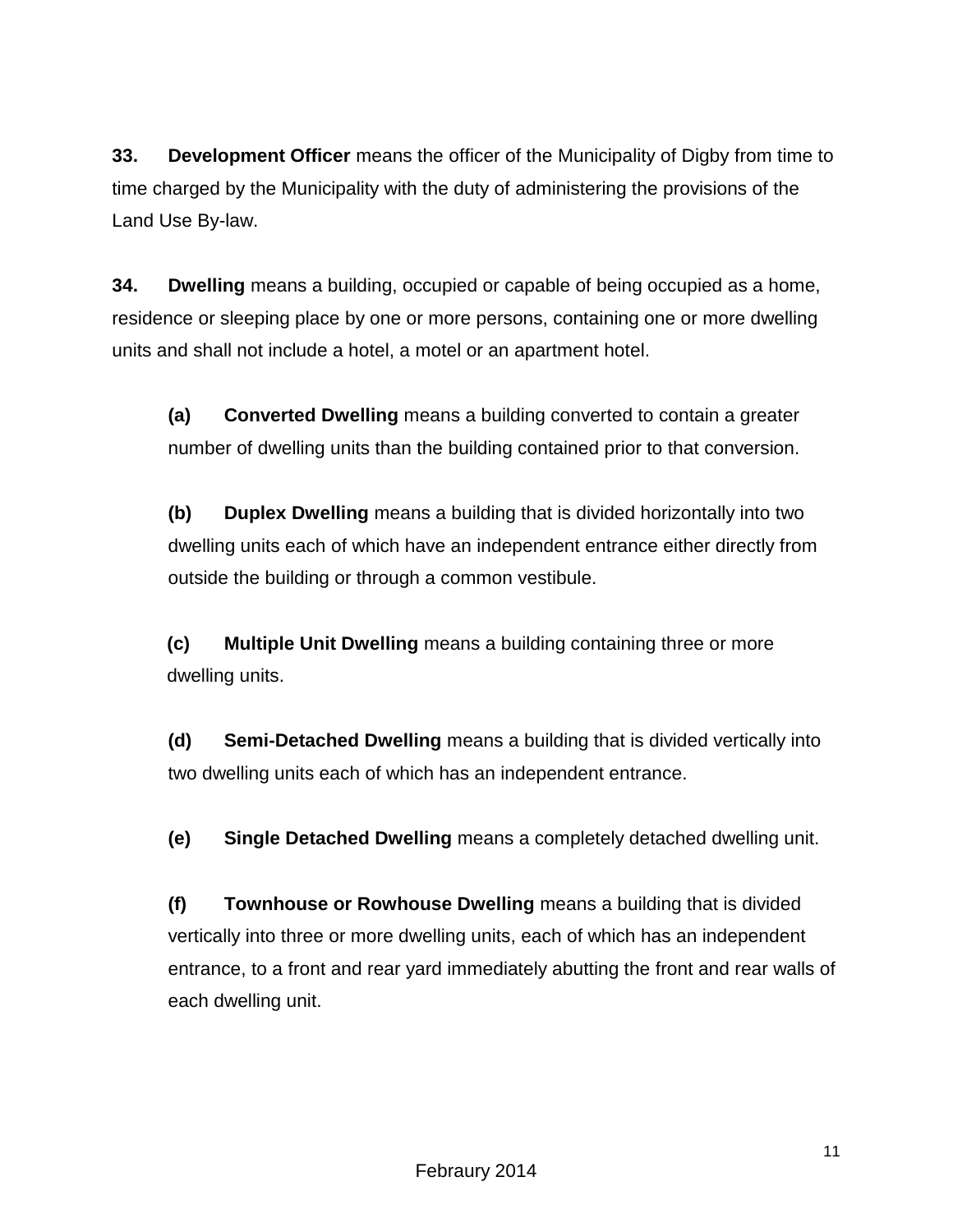**33.** **Development Officer** means the officer of the Municipality of Digby from time to time charged by the Municipality with the duty of administering the provisions of the Land Use By-law.

**34.** **Dwelling** means a building, occupied or capable of being occupied as a home, residence or sleeping place by one or more persons, containing one or more dwelling units and shall not include a hotel, a motel or an apartment hotel.

> **(a)** **Converted Dwelling** means a building converted to contain a greater number of dwelling units than the building contained prior to that conversion.
>
> **(b)** **Duplex Dwelling** means a building that is divided horizontally into two dwelling units each of which have an independent entrance either directly from outside the building or through a common vestibule.
>
> **(c)** **Multiple Unit Dwelling** means a building containing three or more dwelling units.
>
> **(d)** **Semi-Detached Dwelling** means a building that is divided vertically into two dwelling units each of which has an independent entrance.
>
> **(e)** **Single Detached Dwelling** means a completely detached dwelling unit.
>
> **(f)** **Townhouse or Rowhouse Dwelling** means a building that is divided vertically into three or more dwelling units, each of which has an independent entrance, to a front and rear yard immediately abutting the front and rear walls of each dwelling unit.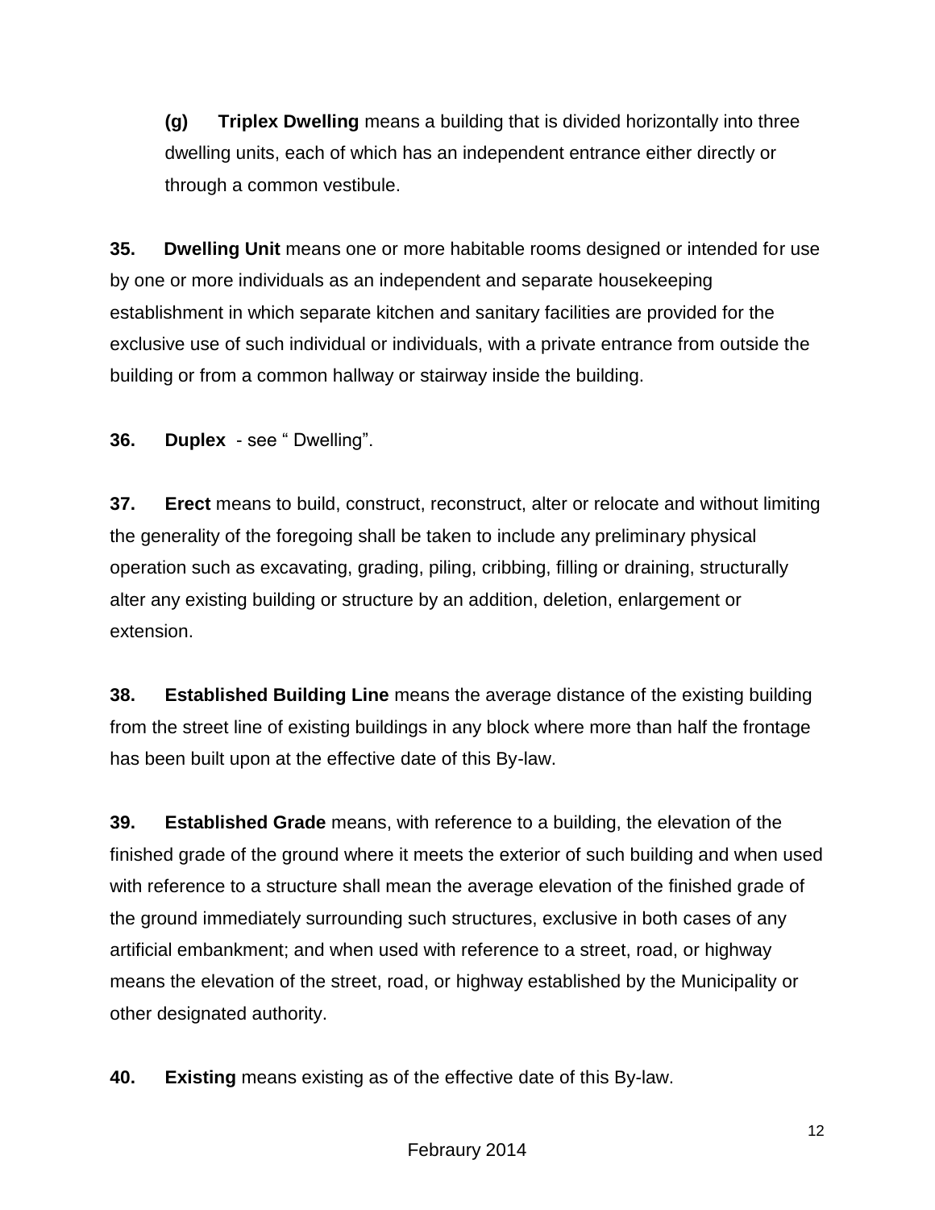**(g) Triplex Dwelling** means a building that is divided horizontally into three dwelling units, each of which has an independent entrance either directly or through a common vestibule.

**35. Dwelling Unit** means one or more habitable rooms designed or intended for use by one or more individuals as an independent and separate housekeeping establishment in which separate kitchen and sanitary facilities are provided for the exclusive use of such individual or individuals, with a private entrance from outside the building or from a common hallway or stairway inside the building.

**36. Duplex** - see " Dwelling".

**37. Erect** means to build, construct, reconstruct, alter or relocate and without limiting the generality of the foregoing shall be taken to include any preliminary physical operation such as excavating, grading, piling, cribbing, filling or draining, structurally alter any existing building or structure by an addition, deletion, enlargement or extension.

**38. Established Building Line** means the average distance of the existing building from the street line of existing buildings in any block where more than half the frontage has been built upon at the effective date of this By-law.

**39. Established Grade** means, with reference to a building, the elevation of the finished grade of the ground where it meets the exterior of such building and when used with reference to a structure shall mean the average elevation of the finished grade of the ground immediately surrounding such structures, exclusive in both cases of any artificial embankment; and when used with reference to a street, road, or highway means the elevation of the street, road, or highway established by the Municipality or other designated authority.

**40. Existing** means existing as of the effective date of this By-law.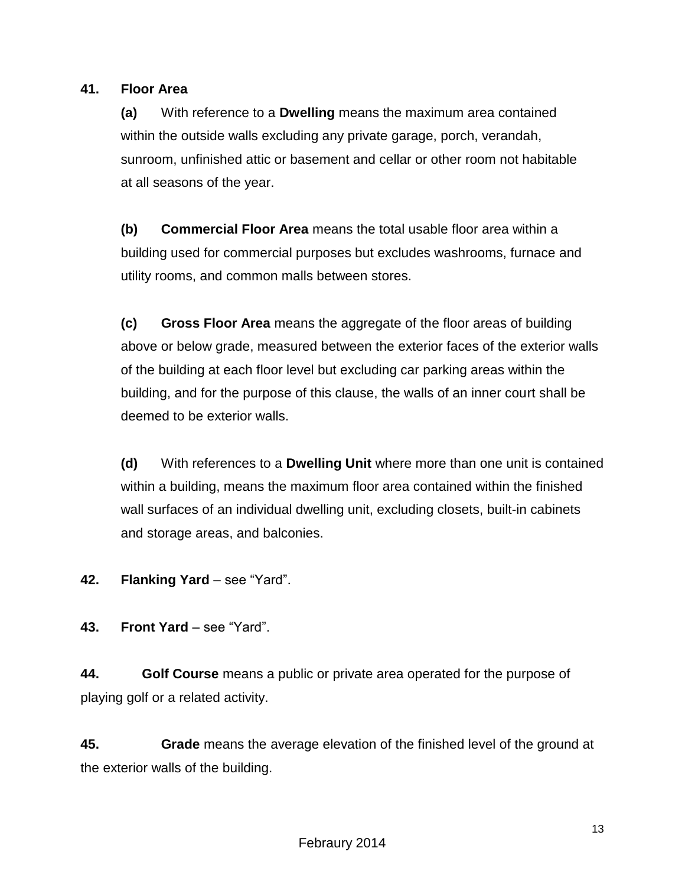**41. Floor Area**

**(a)** With reference to a **Dwelling** means the maximum area contained within the outside walls excluding any private garage, porch, verandah, sunroom, unfinished attic or basement and cellar or other room not habitable at all seasons of the year.

**(b)** **Commercial Floor Area** means the total usable floor area within a building used for commercial purposes but excludes washrooms, furnace and utility rooms, and common malls between stores.

**(c)** **Gross Floor Area** means the aggregate of the floor areas of building above or below grade, measured between the exterior faces of the exterior walls of the building at each floor level but excluding car parking areas within the building, and for the purpose of this clause, the walls of an inner court shall be deemed to be exterior walls.

**(d)** With references to a **Dwelling Unit** where more than one unit is contained within a building, means the maximum floor area contained within the finished wall surfaces of an individual dwelling unit, excluding closets, built-in cabinets and storage areas, and balconies.

**42. Flanking Yard** – see "Yard".

**43. Front Yard** – see "Yard".

**44. Golf Course** means a public or private area operated for the purpose of playing golf or a related activity.

**45. Grade** means the average elevation of the finished level of the ground at the exterior walls of the building.

Febraury 2014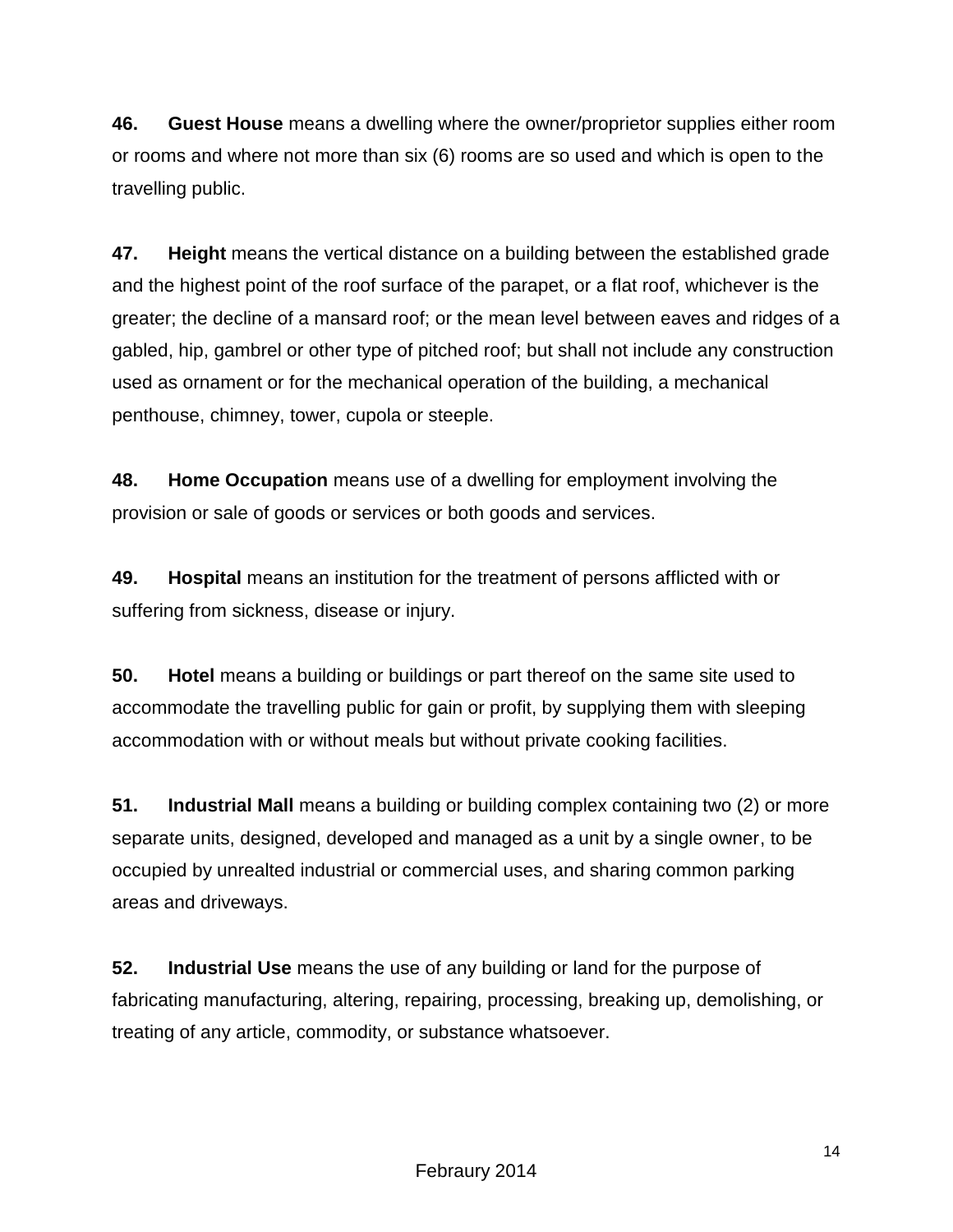**46.** **Guest House** means a dwelling where the owner/proprietor supplies either room or rooms and where not more than six (6) rooms are so used and which is open to the travelling public.

**47.** **Height** means the vertical distance on a building between the established grade and the highest point of the roof surface of the parapet, or a flat roof, whichever is the greater; the decline of a mansard roof; or the mean level between eaves and ridges of a gabled, hip, gambrel or other type of pitched roof; but shall not include any construction used as ornament or for the mechanical operation of the building, a mechanical penthouse, chimney, tower, cupola or steeple.

**48.** **Home Occupation** means use of a dwelling for employment involving the provision or sale of goods or services or both goods and services.

**49.** **Hospital** means an institution for the treatment of persons afflicted with or suffering from sickness, disease or injury.

**50.** **Hotel** means a building or buildings or part thereof on the same site used to accommodate the travelling public for gain or profit, by supplying them with sleeping accommodation with or without meals but without private cooking facilities.

**51.** **Industrial Mall** means a building or building complex containing two (2) or more separate units, designed, developed and managed as a unit by a single owner, to be occupied by unrealted industrial or commercial uses, and sharing common parking areas and driveways.

**52.** **Industrial Use** means the use of any building or land for the purpose of fabricating manufacturing, altering, repairing, processing, breaking up, demolishing, or treating of any article, commodity, or substance whatsoever.

Febraury 2014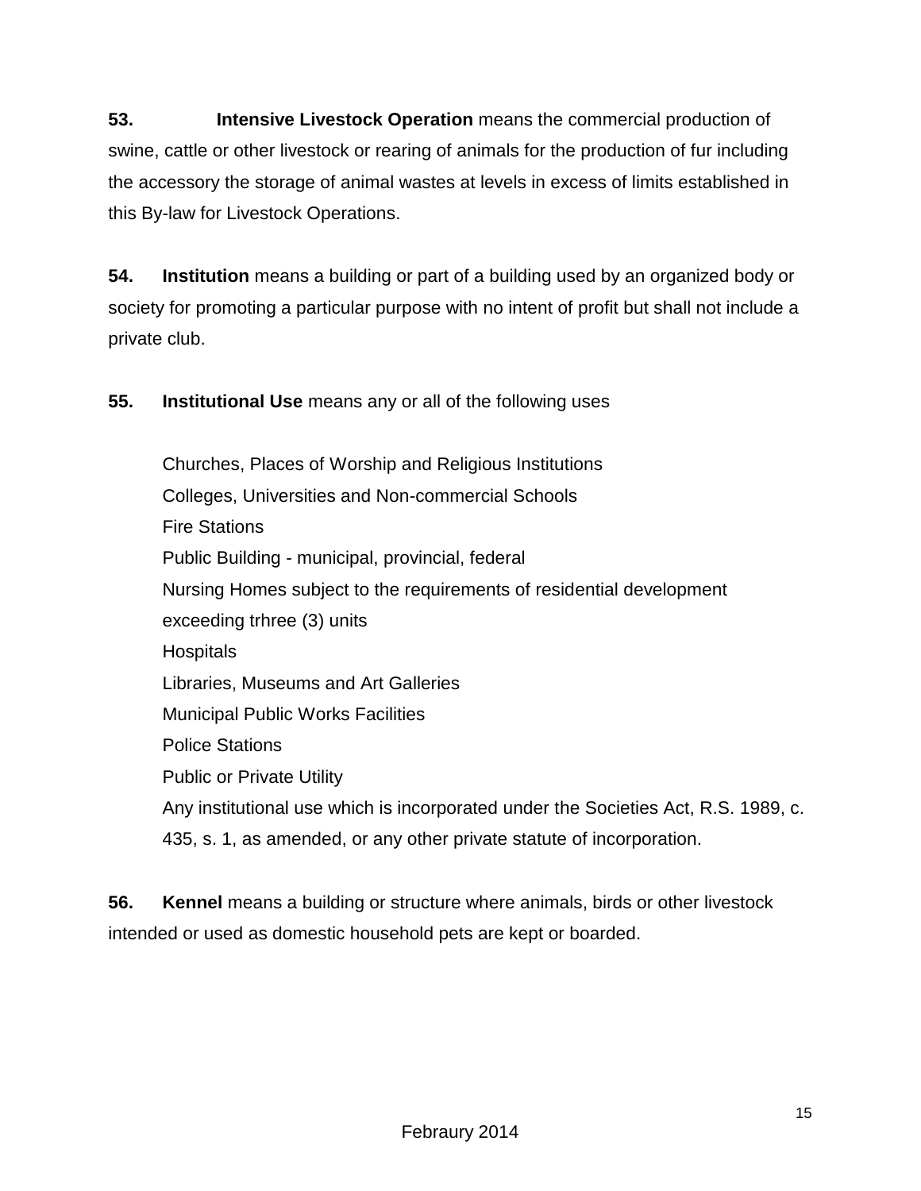**53.** **Intensive Livestock Operation** means the commercial production of swine, cattle or other livestock or rearing of animals for the production of fur including the accessory the storage of animal wastes at levels in excess of limits established in this By-law for Livestock Operations.

**54.** **Institution** means a building or part of a building used by an organized body or society for promoting a particular purpose with no intent of profit but shall not include a private club.

**55.** **Institutional Use** means any or all of the following uses

Churches, Places of Worship and Religious Institutions
Colleges, Universities and Non-commercial Schools
Fire Stations
Public Building - municipal, provincial, federal
Nursing Homes subject to the requirements of residential development exceeding trhree (3) units
Hospitals
Libraries, Museums and Art Galleries
Municipal Public Works Facilities
Police Stations
Public or Private Utility
Any institutional use which is incorporated under the Societies Act, R.S. 1989, c. 435, s. 1, as amended, or any other private statute of incorporation.

**56.** **Kennel** means a building or structure where animals, birds or other livestock intended or used as domestic household pets are kept or boarded.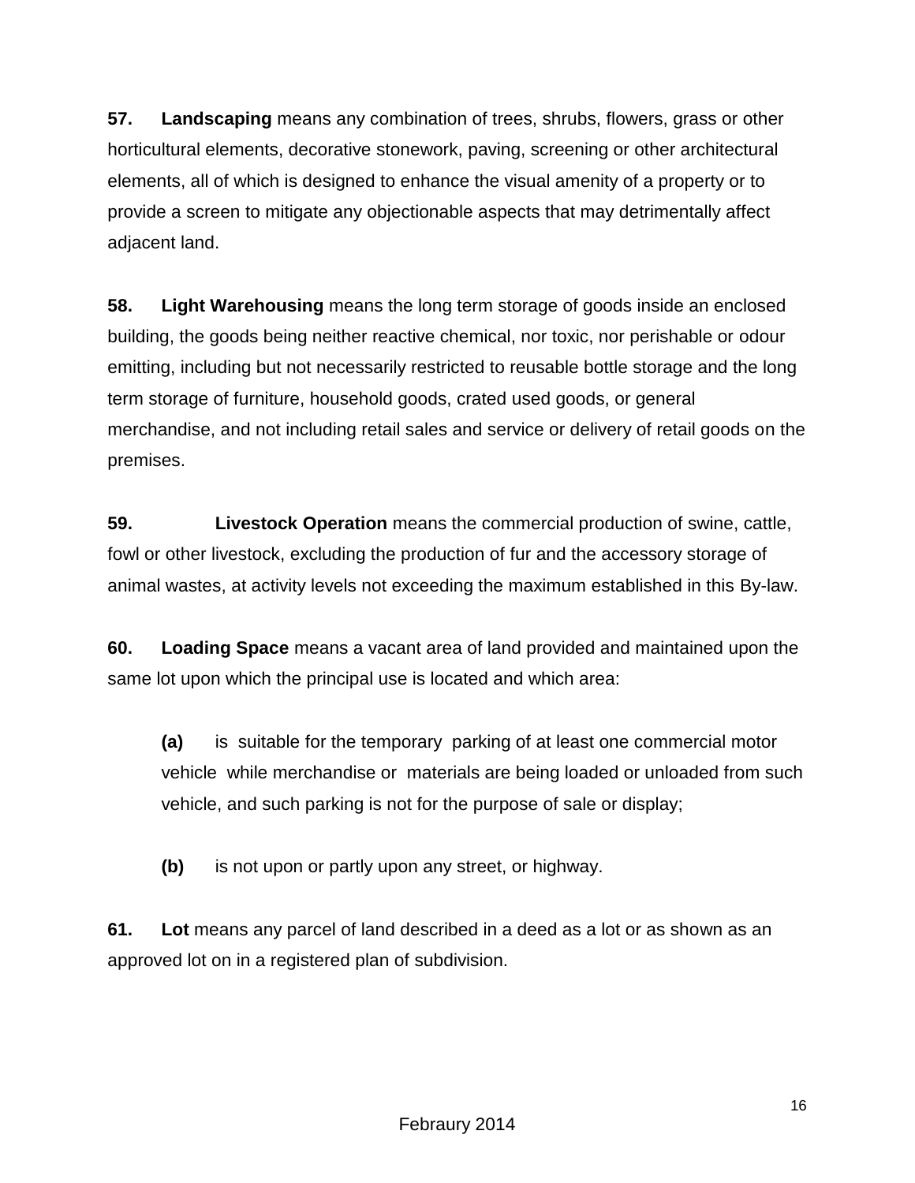**57.** **Landscaping** means any combination of trees, shrubs, flowers, grass or other horticultural elements, decorative stonework, paving, screening or other architectural elements, all of which is designed to enhance the visual amenity of a property or to provide a screen to mitigate any objectionable aspects that may detrimentally affect adjacent land.

**58.** **Light Warehousing** means the long term storage of goods inside an enclosed building, the goods being neither reactive chemical, nor toxic, nor perishable or odour emitting, including but not necessarily restricted to reusable bottle storage and the long term storage of furniture, household goods, crated used goods, or general merchandise, and not including retail sales and service or delivery of retail goods on the premises.

**59.** **Livestock Operation** means the commercial production of swine, cattle, fowl or other livestock, excluding the production of fur and the accessory storage of animal wastes, at activity levels not exceeding the maximum established in this By-law.

**60.** **Loading Space** means a vacant area of land provided and maintained upon the same lot upon which the principal use is located and which area:

> **(a)** is suitable for the temporary parking of at least one commercial motor vehicle while merchandise or materials are being loaded or unloaded from such vehicle, and such parking is not for the purpose of sale or display;
>
> **(b)** is not upon or partly upon any street, or highway.

**61.** **Lot** means any parcel of land described in a deed as a lot or as shown as an approved lot on in a registered plan of subdivision.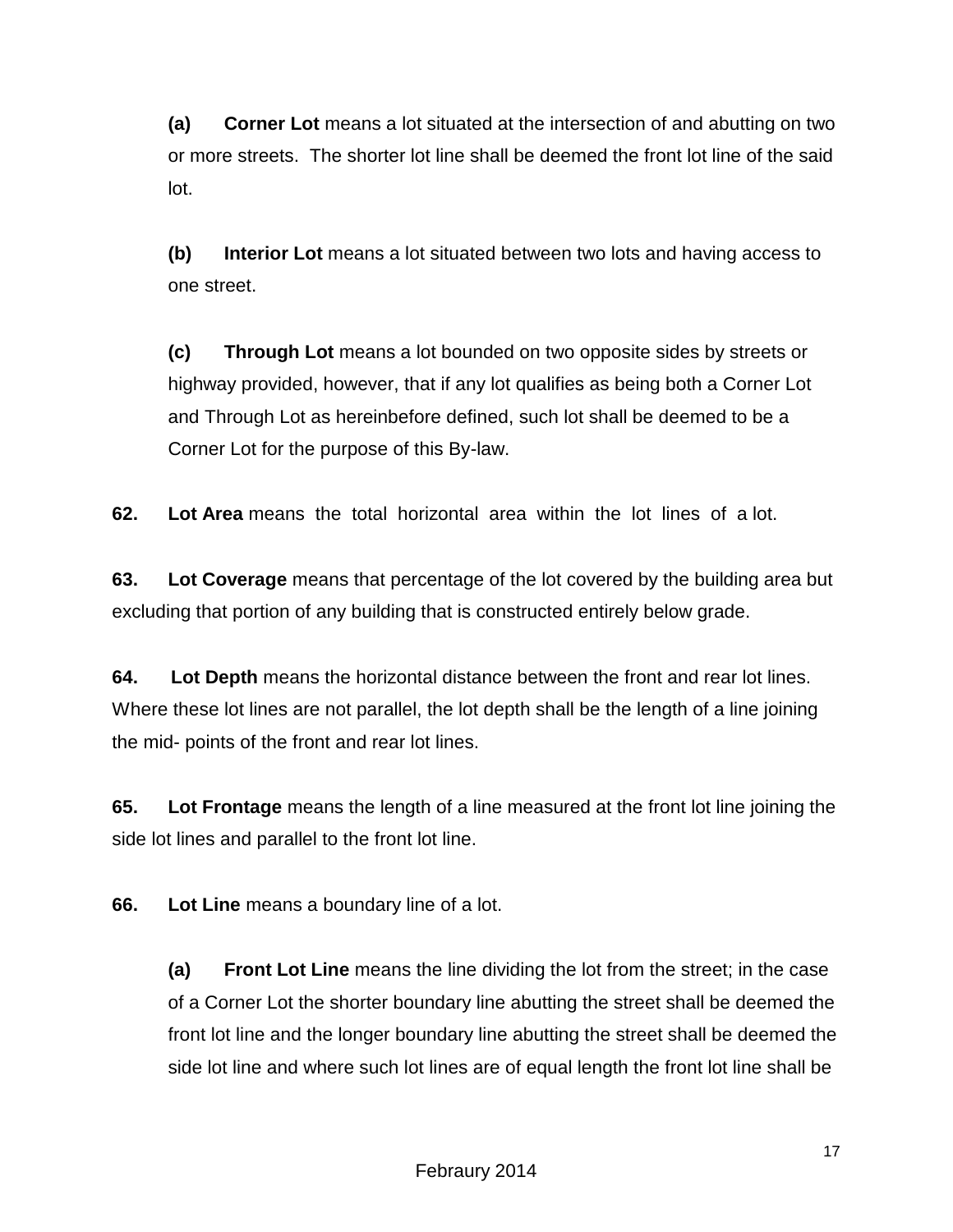(a) **Corner Lot** means a lot situated at the intersection of and abutting on two or more streets. The shorter lot line shall be deemed the front lot line of the said lot.

(b) **Interior Lot** means a lot situated between two lots and having access to one street.

(c) **Through Lot** means a lot bounded on two opposite sides by streets or highway provided, however, that if any lot qualifies as being both a Corner Lot and Through Lot as hereinbefore defined, such lot shall be deemed to be a Corner Lot for the purpose of this By-law.

**62. Lot Area** means the total horizontal area within the lot lines of a lot.

**63. Lot Coverage** means that percentage of the lot covered by the building area but excluding that portion of any building that is constructed entirely below grade.

**64. Lot Depth** means the horizontal distance between the front and rear lot lines. Where these lot lines are not parallel, the lot depth shall be the length of a line joining the mid- points of the front and rear lot lines.

**65. Lot Frontage** means the length of a line measured at the front lot line joining the side lot lines and parallel to the front lot line.

**66. Lot Line** means a boundary line of a lot.

(a) **Front Lot Line** means the line dividing the lot from the street; in the case of a Corner Lot the shorter boundary line abutting the street shall be deemed the front lot line and the longer boundary line abutting the street shall be deemed the side lot line and where such lot lines are of equal length the front lot line shall be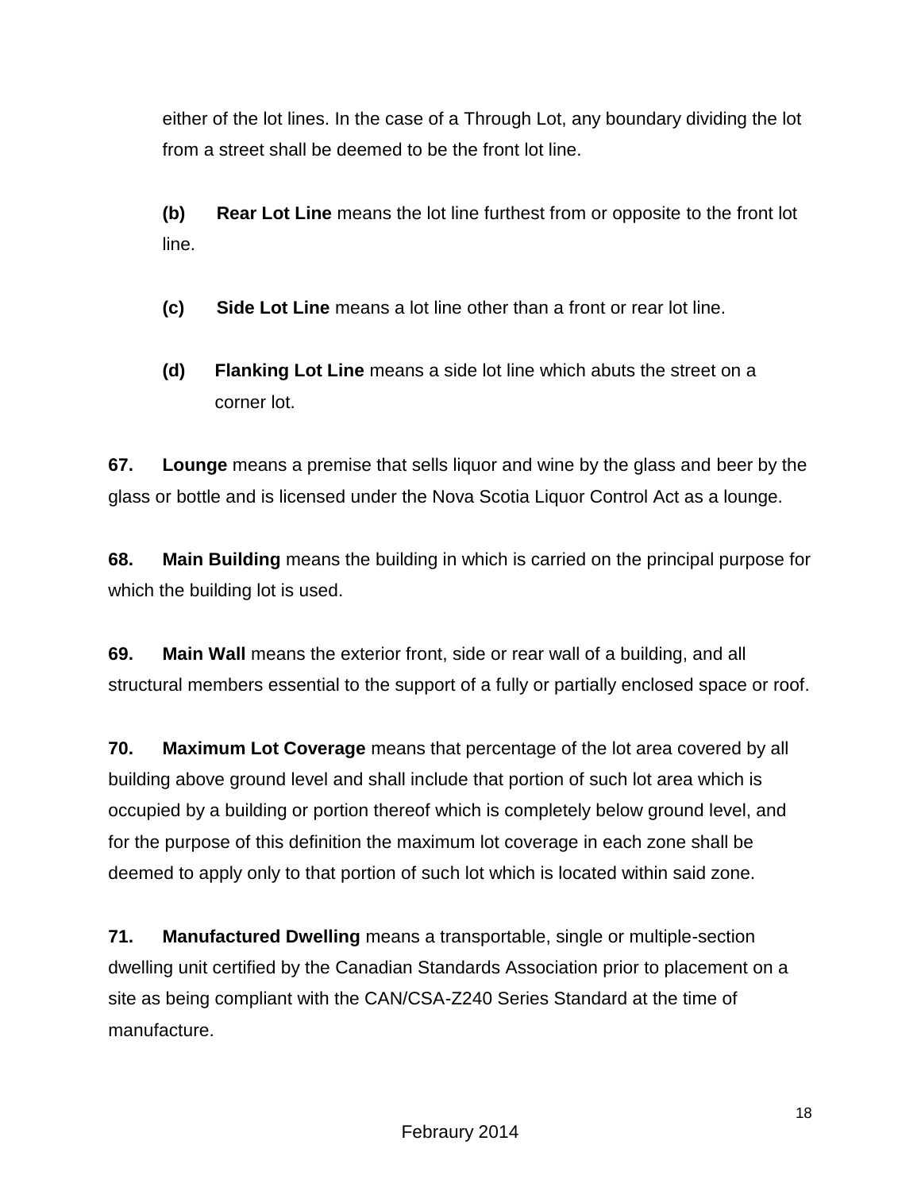either of the lot lines. In the case of a Through Lot, any boundary dividing the lot from a street shall be deemed to be the front lot line.

**(b)** **Rear Lot Line** means the lot line furthest from or opposite to the front lot line.

**(c)** **Side Lot Line** means a lot line other than a front or rear lot line.

**(d)** **Flanking Lot Line** means a side lot line which abuts the street on a corner lot.

**67.** **Lounge** means a premise that sells liquor and wine by the glass and beer by the glass or bottle and is licensed under the Nova Scotia Liquor Control Act as a lounge.

**68.** **Main Building** means the building in which is carried on the principal purpose for which the building lot is used.

**69.** **Main Wall** means the exterior front, side or rear wall of a building, and all structural members essential to the support of a fully or partially enclosed space or roof.

**70.** **Maximum Lot Coverage** means that percentage of the lot area covered by all building above ground level and shall include that portion of such lot area which is occupied by a building or portion thereof which is completely below ground level, and for the purpose of this definition the maximum lot coverage in each zone shall be deemed to apply only to that portion of such lot which is located within said zone.

**71.** **Manufactured Dwelling** means a transportable, single or multiple-section dwelling unit certified by the Canadian Standards Association prior to placement on a site as being compliant with the CAN/CSA-Z240 Series Standard at the time of manufacture.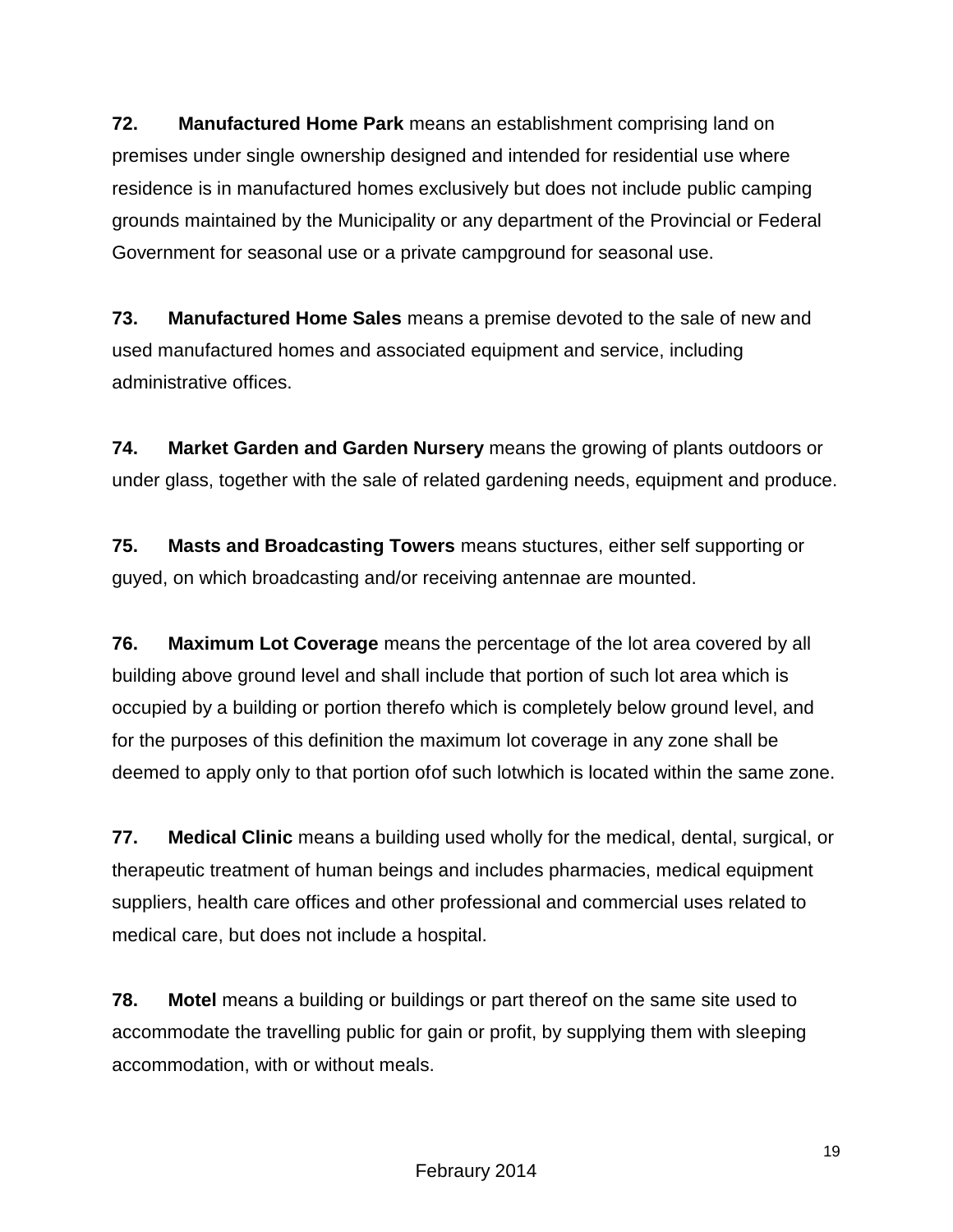**72.** **Manufactured Home Park** means an establishment comprising land on premises under single ownership designed and intended for residential use where residence is in manufactured homes exclusively but does not include public camping grounds maintained by the Municipality or any department of the Provincial or Federal Government for seasonal use or a private campground for seasonal use.

**73.** **Manufactured Home Sales** means a premise devoted to the sale of new and used manufactured homes and associated equipment and service, including administrative offices.

**74.** **Market Garden and Garden Nursery** means the growing of plants outdoors or under glass, together with the sale of related gardening needs, equipment and produce.

**75.** **Masts and Broadcasting Towers** means stuctures, either self supporting or guyed, on which broadcasting and/or receiving antennae are mounted.

**76.** **Maximum Lot Coverage** means the percentage of the lot area covered by all building above ground level and shall include that portion of such lot area which is occupied by a building or portion therefo which is completely below ground level, and for the purposes of this definition the maximum lot coverage in any zone shall be deemed to apply only to that portion ofof such lotwhich is located within the same zone.

**77.** **Medical Clinic** means a building used wholly for the medical, dental, surgical, or therapeutic treatment of human beings and includes pharmacies, medical equipment suppliers, health care offices and other professional and commercial uses related to medical care, but does not include a hospital.

**78.** **Motel** means a building or buildings or part thereof on the same site used to accommodate the travelling public for gain or profit, by supplying them with sleeping accommodation, with or without meals.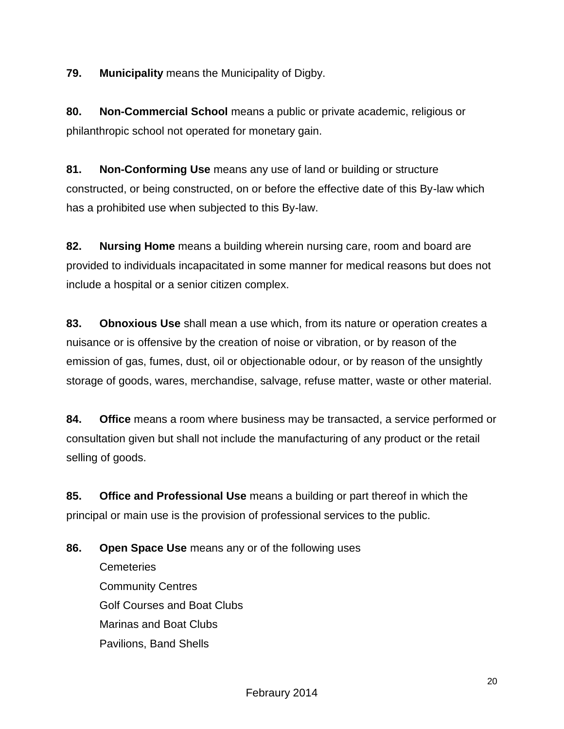**79.** **Municipality** means the Municipality of Digby.

**80.** **Non-Commercial School** means a public or private academic, religious or philanthropic school not operated for monetary gain.

**81.** **Non-Conforming Use** means any use of land or building or structure constructed, or being constructed, on or before the effective date of this By-law which has a prohibited use when subjected to this By-law.

**82.** **Nursing Home** means a building wherein nursing care, room and board are provided to individuals incapacitated in some manner for medical reasons but does not include a hospital or a senior citizen complex.

**83.** **Obnoxious Use** shall mean a use which, from its nature or operation creates a nuisance or is offensive by the creation of noise or vibration, or by reason of the emission of gas, fumes, dust, oil or objectionable odour, or by reason of the unsightly storage of goods, wares, merchandise, salvage, refuse matter, waste or other material.

**84.** **Office** means a room where business may be transacted, a service performed or consultation given but shall not include the manufacturing of any product or the retail selling of goods.

**85.** **Office and Professional Use** means a building or part thereof in which the principal or main use is the provision of professional services to the public.

**86.** **Open Space Use** means any or of the following uses

Cemeteries
Community Centres
Golf Courses and Boat Clubs
Marinas and Boat Clubs
Pavilions, Band Shells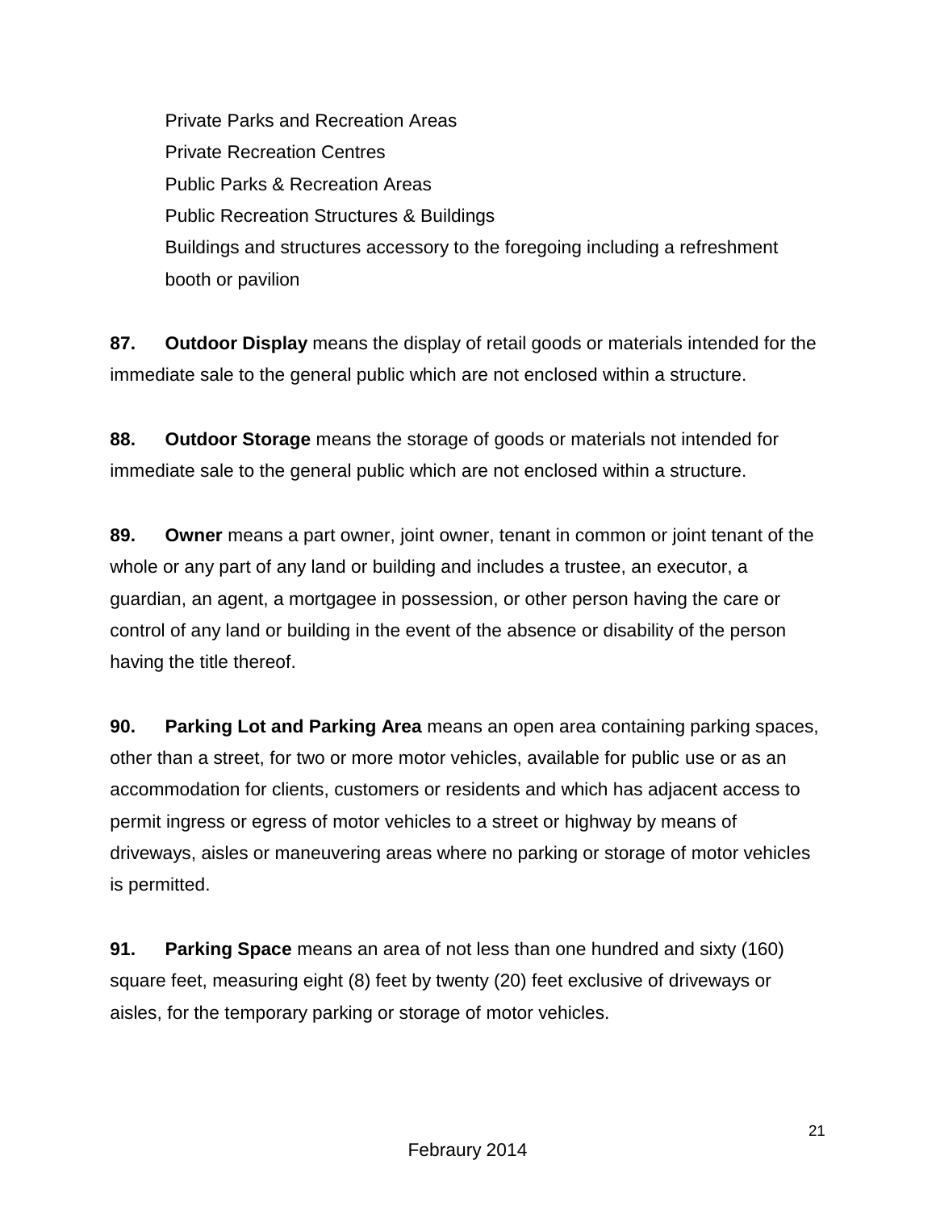Private Parks and Recreation Areas
Private Recreation Centres
Public Parks & Recreation Areas
Public Recreation Structures & Buildings
Buildings and structures accessory to the foregoing including a refreshment booth or pavilion

**87. Outdoor Display** means the display of retail goods or materials intended for the immediate sale to the general public which are not enclosed within a structure.

**88. Outdoor Storage** means the storage of goods or materials not intended for immediate sale to the general public which are not enclosed within a structure.

**89. Owner** means a part owner, joint owner, tenant in common or joint tenant of the whole or any part of any land or building and includes a trustee, an executor, a guardian, an agent, a mortgagee in possession, or other person having the care or control of any land or building in the event of the absence or disability of the person having the title thereof.

**90. Parking Lot and Parking Area** means an open area containing parking spaces, other than a street, for two or more motor vehicles, available for public use or as an accommodation for clients, customers or residents and which has adjacent access to permit ingress or egress of motor vehicles to a street or highway by means of driveways, aisles or maneuvering areas where no parking or storage of motor vehicles is permitted.

**91. Parking Space** means an area of not less than one hundred and sixty (160) square feet, measuring eight (8) feet by twenty (20) feet exclusive of driveways or aisles, for the temporary parking or storage of motor vehicles.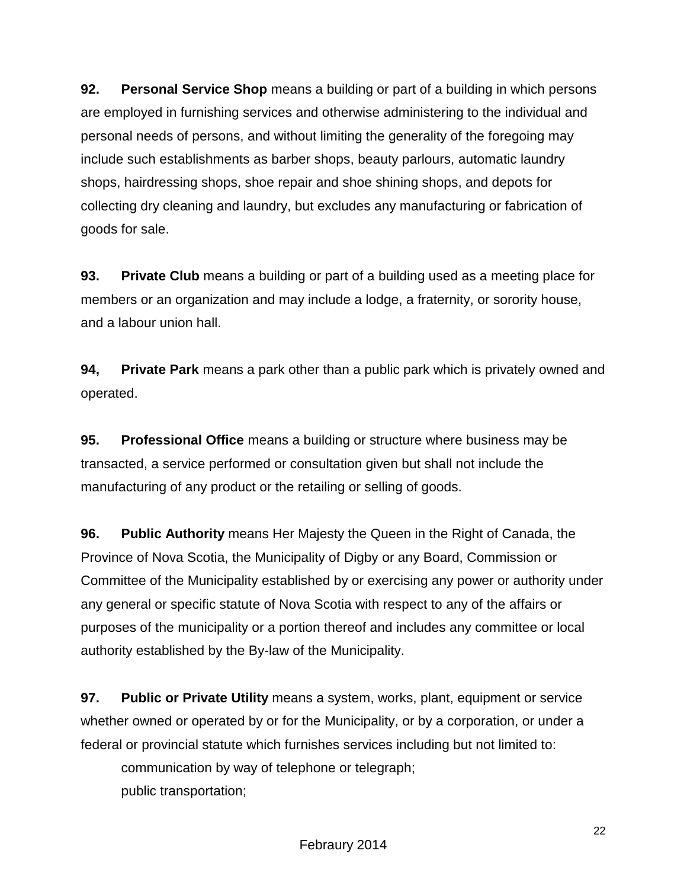**92.** **Personal Service Shop** means a building or part of a building in which persons are employed in furnishing services and otherwise administering to the individual and personal needs of persons, and without limiting the generality of the foregoing may include such establishments as barber shops, beauty parlours, automatic laundry shops, hairdressing shops, shoe repair and shoe shining shops, and depots for collecting dry cleaning and laundry, but excludes any manufacturing or fabrication of goods for sale.

**93.** **Private Club** means a building or part of a building used as a meeting place for members or an organization and may include a lodge, a fraternity, or sorority house, and a labour union hall.

**94,** **Private Park** means a park other than a public park which is privately owned and operated.

**95.** **Professional Office** means a building or structure where business may be transacted, a service performed or consultation given but shall not include the manufacturing of any product or the retailing or selling of goods.

**96.** **Public Authority** means Her Majesty the Queen in the Right of Canada, the Province of Nova Scotia, the Municipality of Digby or any Board, Commission or Committee of the Municipality established by or exercising any power or authority under any general or specific statute of Nova Scotia with respect to any of the affairs or purposes of the municipality or a portion thereof and includes any committee or local authority established by the By-law of the Municipality.

**97.** **Public or Private Utility** means a system, works, plant, equipment or service whether owned or operated by or for the Municipality, or by a corporation, or under a federal or provincial statute which furnishes services including but not limited to:

communication by way of telephone or telegraph;
public transportation;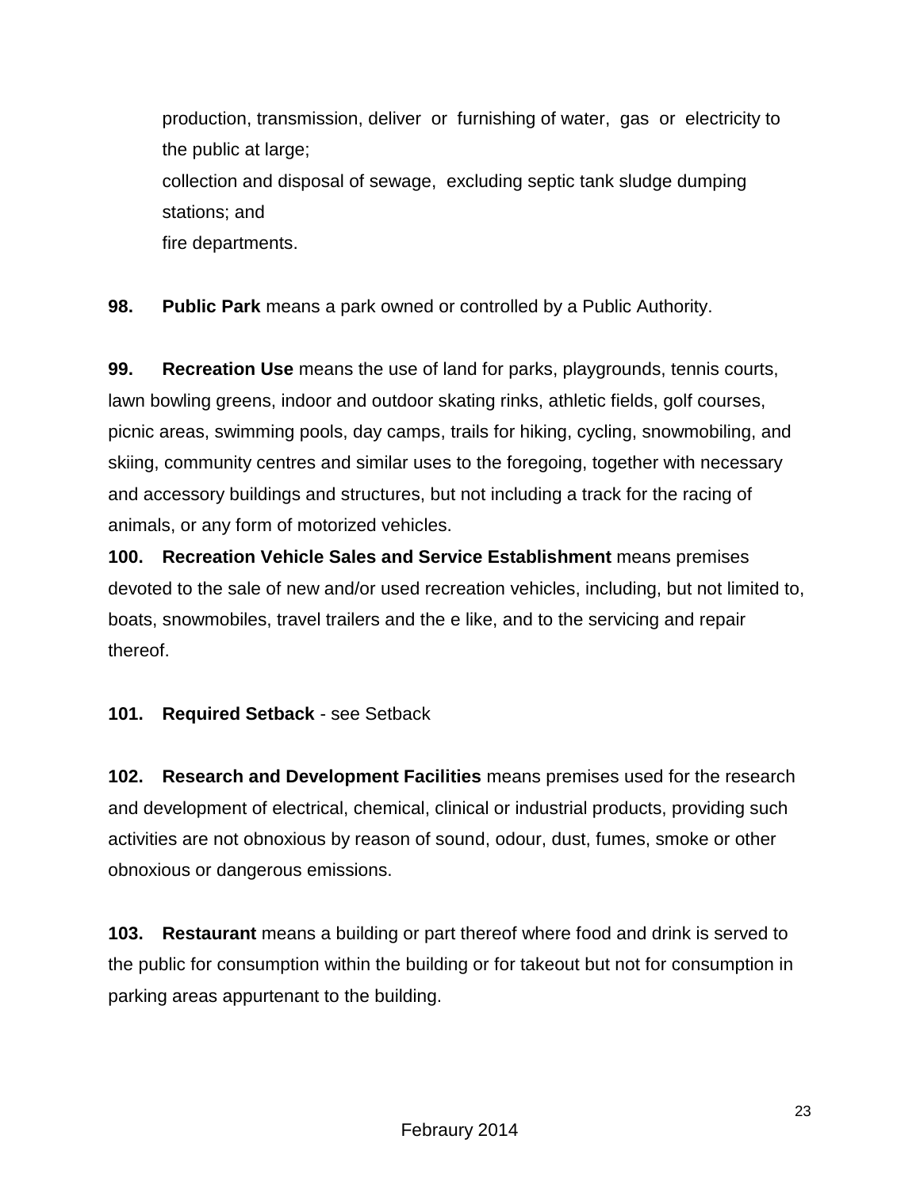production, transmission, deliver or furnishing of water, gas or electricity to the public at large;

collection and disposal of sewage, excluding septic tank sludge dumping stations; and

fire departments.

**98. Public Park** means a park owned or controlled by a Public Authority.

**99. Recreation Use** means the use of land for parks, playgrounds, tennis courts, lawn bowling greens, indoor and outdoor skating rinks, athletic fields, golf courses, picnic areas, swimming pools, day camps, trails for hiking, cycling, snowmobiling, and skiing, community centres and similar uses to the foregoing, together with necessary and accessory buildings and structures, but not including a track for the racing of animals, or any form of motorized vehicles.

**100. Recreation Vehicle Sales and Service Establishment** means premises devoted to the sale of new and/or used recreation vehicles, including, but not limited to, boats, snowmobiles, travel trailers and the e like, and to the servicing and repair thereof.

**101. Required Setback** - see Setback

**102. Research and Development Facilities** means premises used for the research and development of electrical, chemical, clinical or industrial products, providing such activities are not obnoxious by reason of sound, odour, dust, fumes, smoke or other obnoxious or dangerous emissions.

**103. Restaurant** means a building or part thereof where food and drink is served to the public for consumption within the building or for takeout but not for consumption in parking areas appurtenant to the building.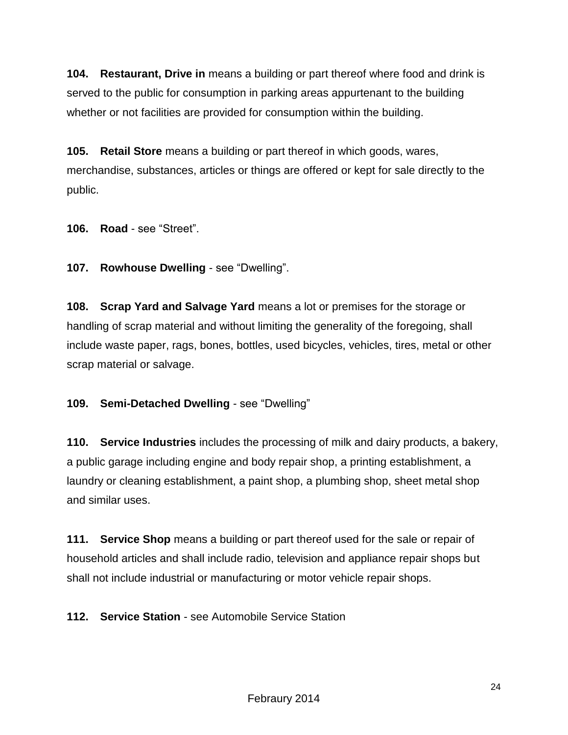**104. Restaurant, Drive in** means a building or part thereof where food and drink is served to the public for consumption in parking areas appurtenant to the building whether or not facilities are provided for consumption within the building.

**105. Retail Store** means a building or part thereof in which goods, wares, merchandise, substances, articles or things are offered or kept for sale directly to the public.

**106. Road** - see “Street”.

**107. Rowhouse Dwelling** - see “Dwelling”.

**108. Scrap Yard and Salvage Yard** means a lot or premises for the storage or handling of scrap material and without limiting the generality of the foregoing, shall include waste paper, rags, bones, bottles, used bicycles, vehicles, tires, metal or other scrap material or salvage.

**109. Semi-Detached Dwelling** - see “Dwelling”

**110. Service Industries** includes the processing of milk and dairy products, a bakery, a public garage including engine and body repair shop, a printing establishment, a laundry or cleaning establishment, a paint shop, a plumbing shop, sheet metal shop and similar uses.

**111. Service Shop** means a building or part thereof used for the sale or repair of household articles and shall include radio, television and appliance repair shops but shall not include industrial or manufacturing or motor vehicle repair shops.

**112. Service Station** - see Automobile Service Station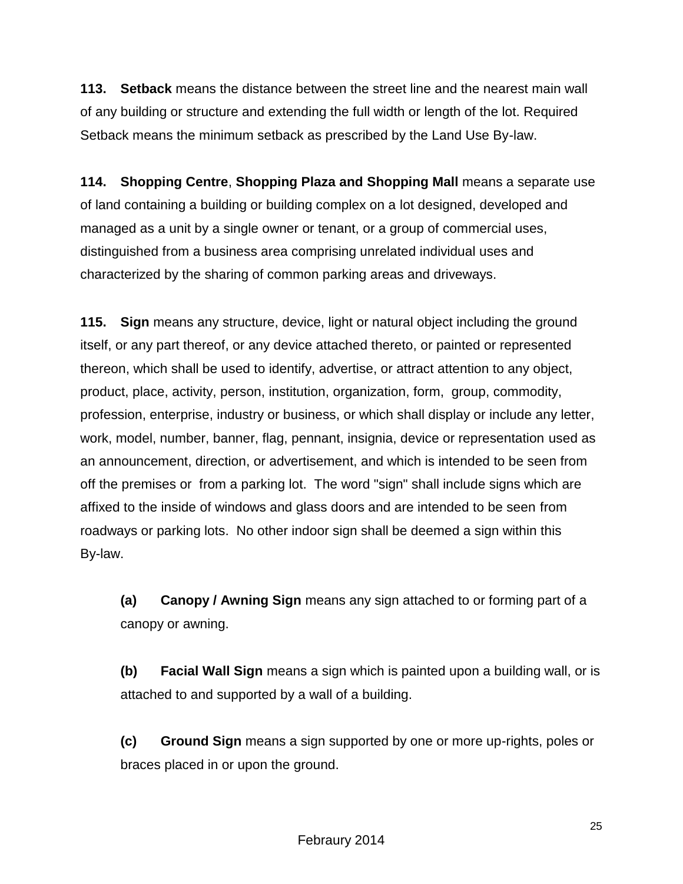**113. Setback** means the distance between the street line and the nearest main wall of any building or structure and extending the full width or length of the lot. Required Setback means the minimum setback as prescribed by the Land Use By-law.

**114. Shopping Centre**, **Shopping Plaza and Shopping Mall** means a separate use of land containing a building or building complex on a lot designed, developed and managed as a unit by a single owner or tenant, or a group of commercial uses, distinguished from a business area comprising unrelated individual uses and characterized by the sharing of common parking areas and driveways.

**115. Sign** means any structure, device, light or natural object including the ground itself, or any part thereof, or any device attached thereto, or painted or represented thereon, which shall be used to identify, advertise, or attract attention to any object, product, place, activity, person, institution, organization, form, group, commodity, profession, enterprise, industry or business, or which shall display or include any letter, work, model, number, banner, flag, pennant, insignia, device or representation used as an announcement, direction, or advertisement, and which is intended to be seen from off the premises or from a parking lot. The word "sign" shall include signs which are affixed to the inside of windows and glass doors and are intended to be seen from roadways or parking lots. No other indoor sign shall be deemed a sign within this By-law.

> **(a) Canopy / Awning Sign** means any sign attached to or forming part of a canopy or awning.
>
> **(b) Facial Wall Sign** means a sign which is painted upon a building wall, or is attached to and supported by a wall of a building.
>
> **(c) Ground Sign** means a sign supported by one or more up-rights, poles or braces placed in or upon the ground.

Febraury 2014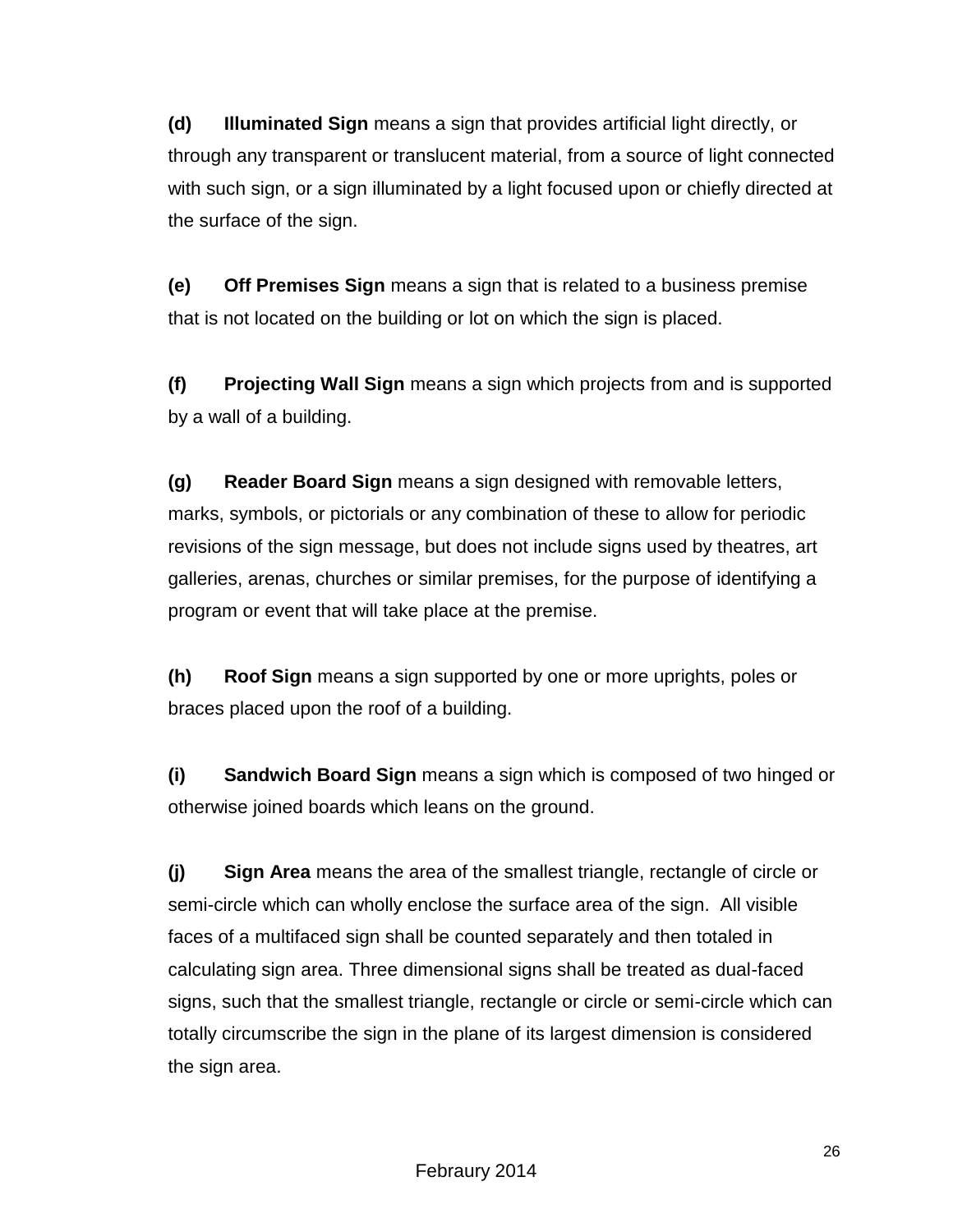**(d)** **Illuminated Sign** means a sign that provides artificial light directly, or through any transparent or translucent material, from a source of light connected with such sign, or a sign illuminated by a light focused upon or chiefly directed at the surface of the sign.

**(e)** **Off Premises Sign** means a sign that is related to a business premise that is not located on the building or lot on which the sign is placed.

**(f)** **Projecting Wall Sign** means a sign which projects from and is supported by a wall of a building.

**(g)** **Reader Board Sign** means a sign designed with removable letters, marks, symbols, or pictorials or any combination of these to allow for periodic revisions of the sign message, but does not include signs used by theatres, art galleries, arenas, churches or similar premises, for the purpose of identifying a program or event that will take place at the premise.

**(h)** **Roof Sign** means a sign supported by one or more uprights, poles or braces placed upon the roof of a building.

**(i)** **Sandwich Board Sign** means a sign which is composed of two hinged or otherwise joined boards which leans on the ground.

**(j)** **Sign Area** means the area of the smallest triangle, rectangle of circle or semi-circle which can wholly enclose the surface area of the sign. All visible faces of a multifaced sign shall be counted separately and then totaled in calculating sign area. Three dimensional signs shall be treated as dual-faced signs, such that the smallest triangle, rectangle or circle or semi-circle which can totally circumscribe the sign in the plane of its largest dimension is considered the sign area.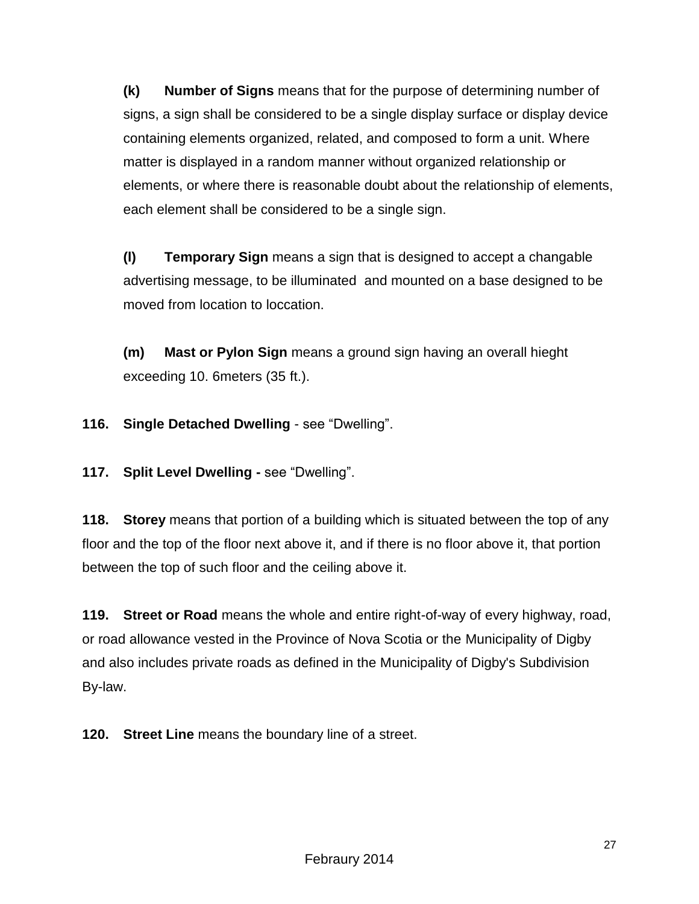**(k)** **Number of Signs** means that for the purpose of determining number of signs, a sign shall be considered to be a single display surface or display device containing elements organized, related, and composed to form a unit. Where matter is displayed in a random manner without organized relationship or elements, or where there is reasonable doubt about the relationship of elements, each element shall be considered to be a single sign.

**(l)** **Temporary Sign** means a sign that is designed to accept a changable advertising message, to be illuminated and mounted on a base designed to be moved from location to loccation.

**(m)** **Mast or Pylon Sign** means a ground sign having an overall hieght exceeding 10. 6meters (35 ft.).

**116.** **Single Detached Dwelling** - see "Dwelling".

**117.** **Split Level Dwelling -** see "Dwelling".

**118.** **Storey** means that portion of a building which is situated between the top of any floor and the top of the floor next above it, and if there is no floor above it, that portion between the top of such floor and the ceiling above it.

**119.** **Street or Road** means the whole and entire right-of-way of every highway, road, or road allowance vested in the Province of Nova Scotia or the Municipality of Digby and also includes private roads as defined in the Municipality of Digby's Subdivision By-law.

**120.** **Street Line** means the boundary line of a street.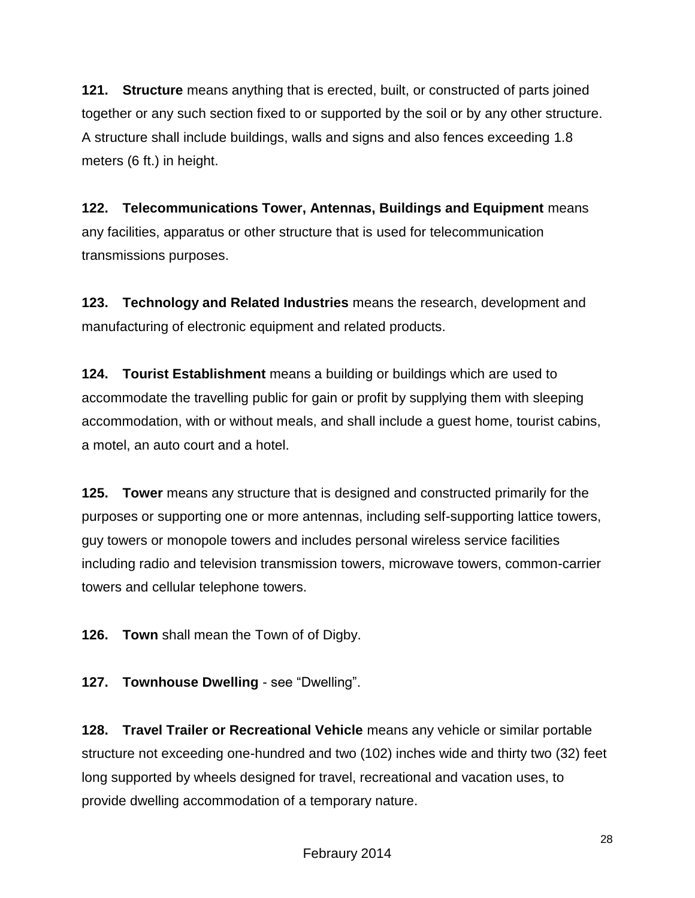**121. Structure** means anything that is erected, built, or constructed of parts joined together or any such section fixed to or supported by the soil or by any other structure. A structure shall include buildings, walls and signs and also fences exceeding 1.8 meters (6 ft.) in height.

**122. Telecommunications Tower, Antennas, Buildings and Equipment** means any facilities, apparatus or other structure that is used for telecommunication transmissions purposes.

**123. Technology and Related Industries** means the research, development and manufacturing of electronic equipment and related products.

**124. Tourist Establishment** means a building or buildings which are used to accommodate the travelling public for gain or profit by supplying them with sleeping accommodation, with or without meals, and shall include a guest home, tourist cabins, a motel, an auto court and a hotel.

**125. Tower** means any structure that is designed and constructed primarily for the purposes or supporting one or more antennas, including self-supporting lattice towers, guy towers or monopole towers and includes personal wireless service facilities including radio and television transmission towers, microwave towers, common-carrier towers and cellular telephone towers.

**126. Town** shall mean the Town of of Digby.

**127. Townhouse Dwelling** - see "Dwelling".

**128. Travel Trailer or Recreational Vehicle** means any vehicle or similar portable structure not exceeding one-hundred and two (102) inches wide and thirty two (32) feet long supported by wheels designed for travel, recreational and vacation uses, to provide dwelling accommodation of a temporary nature.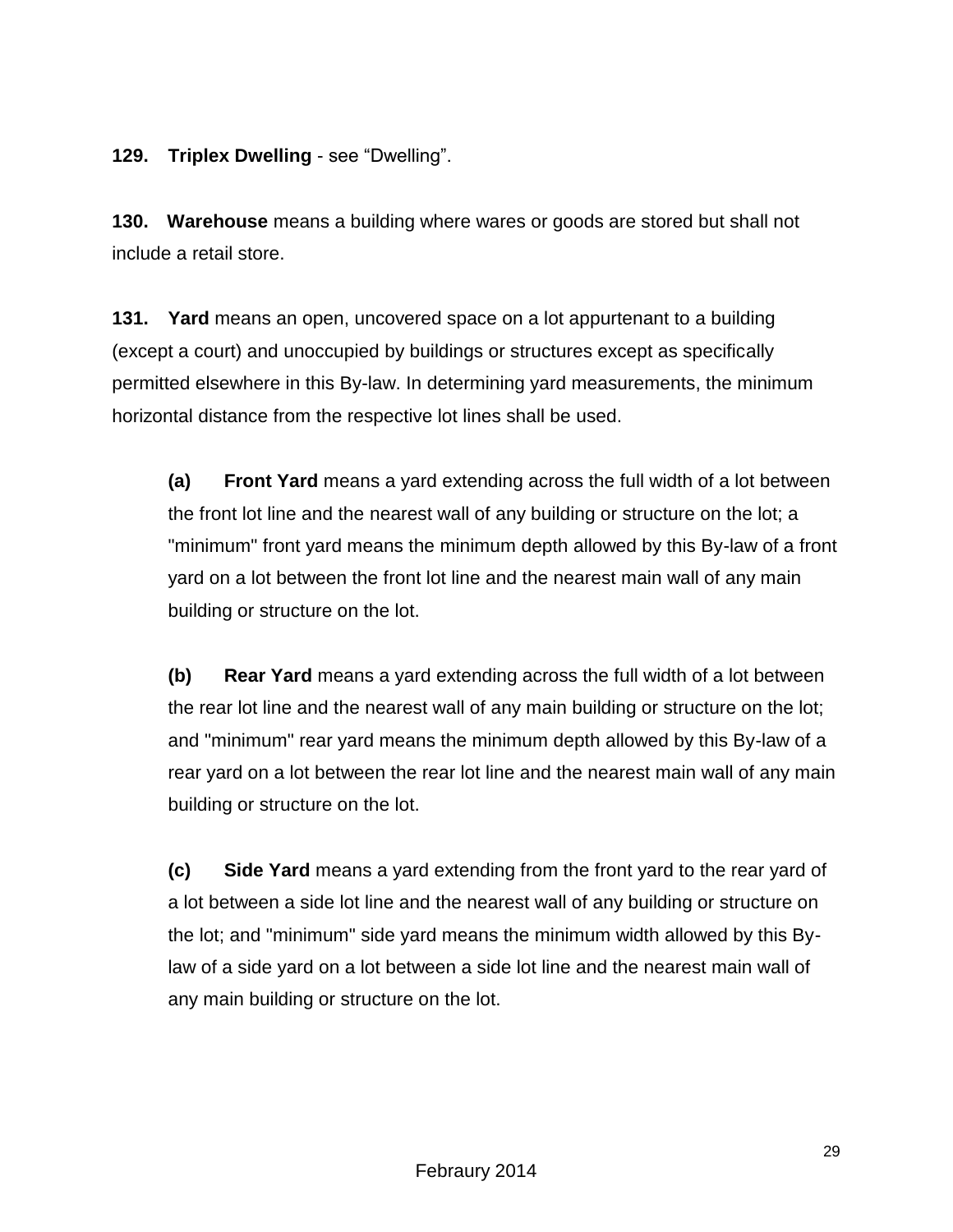**129. Triplex Dwelling** - see "Dwelling".

**130. Warehouse** means a building where wares or goods are stored but shall not include a retail store.

**131. Yard** means an open, uncovered space on a lot appurtenant to a building (except a court) and unoccupied by buildings or structures except as specifically permitted elsewhere in this By-law. In determining yard measurements, the minimum horizontal distance from the respective lot lines shall be used.

> **(a) Front Yard** means a yard extending across the full width of a lot between the front lot line and the nearest wall of any building or structure on the lot; a "minimum" front yard means the minimum depth allowed by this By-law of a front yard on a lot between the front lot line and the nearest main wall of any main building or structure on the lot.
>
> **(b) Rear Yard** means a yard extending across the full width of a lot between the rear lot line and the nearest wall of any main building or structure on the lot; and "minimum" rear yard means the minimum depth allowed by this By-law of a rear yard on a lot between the rear lot line and the nearest main wall of any main building or structure on the lot.
>
> **(c) Side Yard** means a yard extending from the front yard to the rear yard of a lot between a side lot line and the nearest wall of any building or structure on the lot; and "minimum" side yard means the minimum width allowed by this By-law of a side yard on a lot between a side lot line and the nearest main wall of any main building or structure on the lot.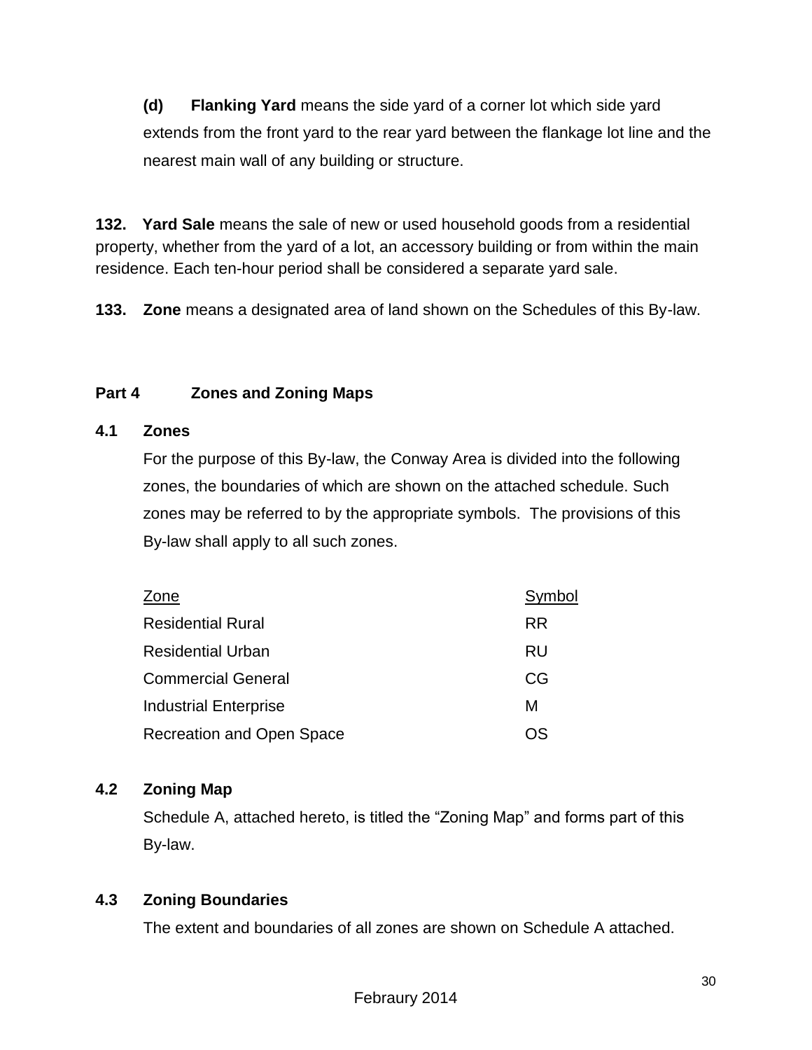**(d) Flanking Yard** means the side yard of a corner lot which side yard extends from the front yard to the rear yard between the flankage lot line and the nearest main wall of any building or structure.

**132. Yard Sale** means the sale of new or used household goods from a residential property, whether from the yard of a lot, an accessory building or from within the main residence. Each ten-hour period shall be considered a separate yard sale.

**133. Zone** means a designated area of land shown on the Schedules of this By-law.

## Part 4 Zones and Zoning Maps

### 4.1 Zones

For the purpose of this By-law, the Conway Area is divided into the following zones, the boundaries of which are shown on the attached schedule. Such zones may be referred to by the appropriate symbols. The provisions of this By-law shall apply to all such zones.

| Zone | Symbol |
| --- | --- |
| Residential Rural | RR |
| Residential Urban | RU |
| Commercial General | CG |
| Industrial Enterprise | M |
| Recreation and Open Space | OS |

### 4.2 Zoning Map

Schedule A, attached hereto, is titled the "Zoning Map" and forms part of this By-law.

### 4.3 Zoning Boundaries

The extent and boundaries of all zones are shown on Schedule A attached.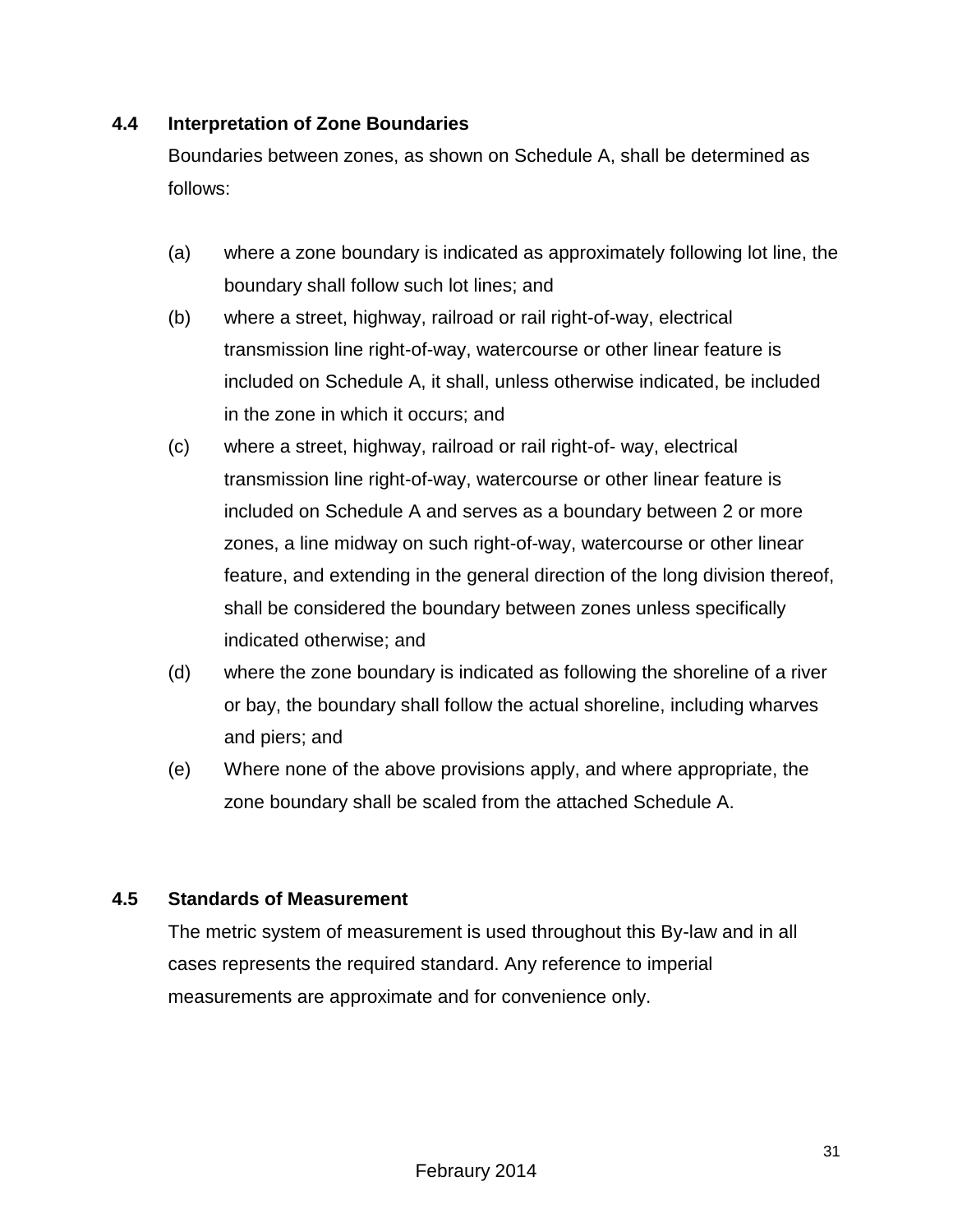### 4.4 Interpretation of Zone Boundaries

Boundaries between zones, as shown on Schedule A, shall be determined as follows:

(a) where a zone boundary is indicated as approximately following lot line, the boundary shall follow such lot lines; and

(b) where a street, highway, railroad or rail right-of-way, electrical transmission line right-of-way, watercourse or other linear feature is included on Schedule A, it shall, unless otherwise indicated, be included in the zone in which it occurs; and

(c) where a street, highway, railroad or rail right-of- way, electrical transmission line right-of-way, watercourse or other linear feature is included on Schedule A and serves as a boundary between 2 or more zones, a line midway on such right-of-way, watercourse or other linear feature, and extending in the general direction of the long division thereof, shall be considered the boundary between zones unless specifically indicated otherwise; and

(d) where the zone boundary is indicated as following the shoreline of a river or bay, the boundary shall follow the actual shoreline, including wharves and piers; and

(e) Where none of the above provisions apply, and where appropriate, the zone boundary shall be scaled from the attached Schedule A.

### 4.5 Standards of Measurement

The metric system of measurement is used throughout this By-law and in all cases represents the required standard. Any reference to imperial measurements are approximate and for convenience only.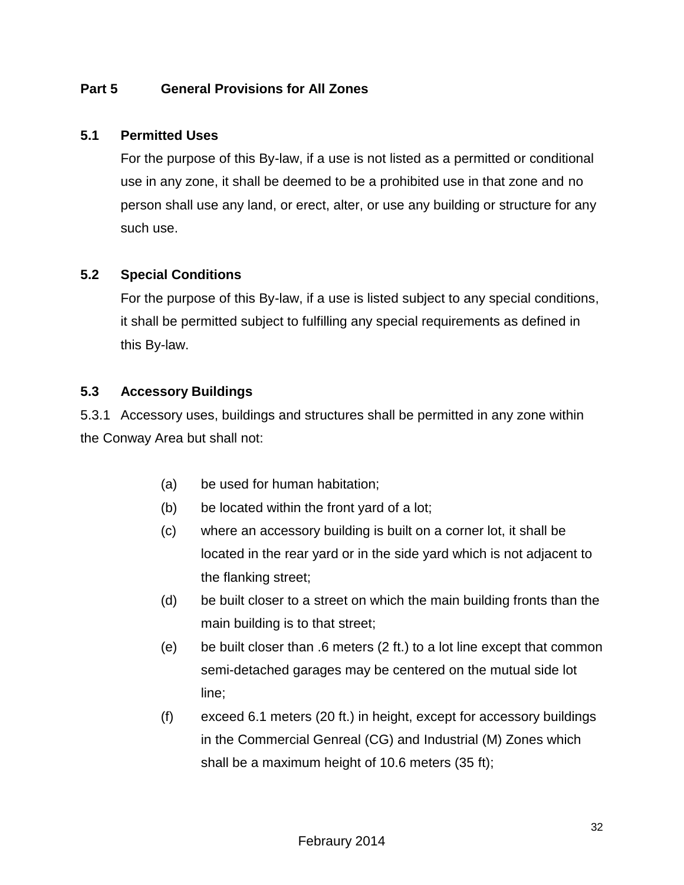## Part 5 General Provisions for All Zones

### 5.1 Permitted Uses

For the purpose of this By-law, if a use is not listed as a permitted or conditional use in any zone, it shall be deemed to be a prohibited use in that zone and no person shall use any land, or erect, alter, or use any building or structure for any such use.

### 5.2 Special Conditions

For the purpose of this By-law, if a use is listed subject to any special conditions, it shall be permitted subject to fulfilling any special requirements as defined in this By-law.

### 5.3 Accessory Buildings

5.3.1 Accessory uses, buildings and structures shall be permitted in any zone within the Conway Area but shall not:

- (a) be used for human habitation;
- (b) be located within the front yard of a lot;
- (c) where an accessory building is built on a corner lot, it shall be located in the rear yard or in the side yard which is not adjacent to the flanking street;
- (d) be built closer to a street on which the main building fronts than the main building is to that street;
- (e) be built closer than .6 meters (2 ft.) to a lot line except that common semi-detached garages may be centered on the mutual side lot line;
- (f) exceed 6.1 meters (20 ft.) in height, except for accessory buildings in the Commercial Genreal (CG) and Industrial (M) Zones which shall be a maximum height of 10.6 meters (35 ft);

Febraury 2014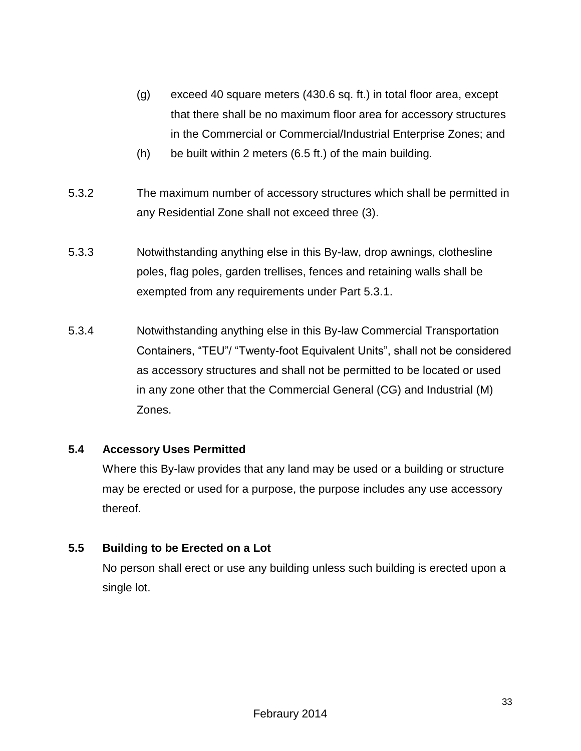(g) exceed 40 square meters (430.6 sq. ft.) in total floor area, except that there shall be no maximum floor area for accessory structures in the Commercial or Commercial/Industrial Enterprise Zones; and

(h) be built within 2 meters (6.5 ft.) of the main building.

5.3.2 The maximum number of accessory structures which shall be permitted in any Residential Zone shall not exceed three (3).

5.3.3 Notwithstanding anything else in this By-law, drop awnings, clothesline poles, flag poles, garden trellises, fences and retaining walls shall be exempted from any requirements under Part 5.3.1.

5.3.4 Notwithstanding anything else in this By-law Commercial Transportation Containers, "TEU"/ "Twenty-foot Equivalent Units", shall not be considered as accessory structures and shall not be permitted to be located or used in any zone other that the Commercial General (CG) and Industrial (M) Zones.

### 5.4 Accessory Uses Permitted

Where this By-law provides that any land may be used or a building or structure may be erected or used for a purpose, the purpose includes any use accessory thereof.

### 5.5 Building to be Erected on a Lot

No person shall erect or use any building unless such building is erected upon a single lot.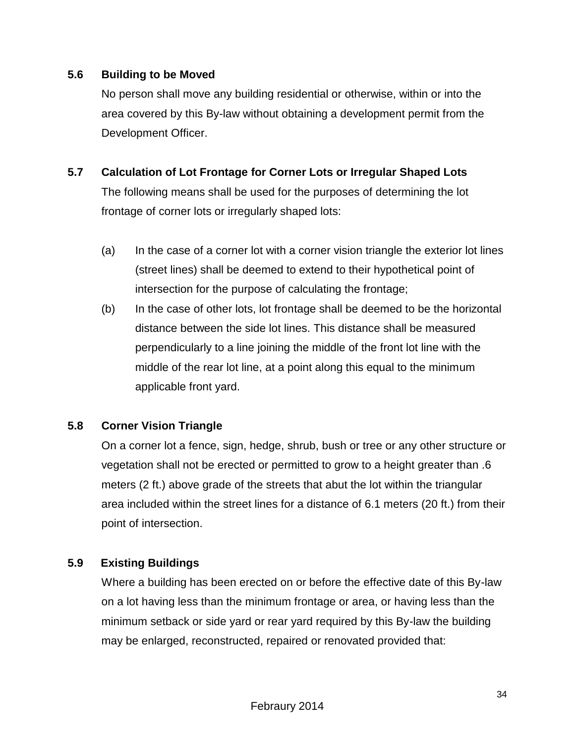### 5.6 Building to be Moved

No person shall move any building residential or otherwise, within or into the area covered by this By-law without obtaining a development permit from the Development Officer.

### 5.7 Calculation of Lot Frontage for Corner Lots or Irregular Shaped Lots

The following means shall be used for the purposes of determining the lot frontage of corner lots or irregularly shaped lots:

(a) In the case of a corner lot with a corner vision triangle the exterior lot lines (street lines) shall be deemed to extend to their hypothetical point of intersection for the purpose of calculating the frontage;

(b) In the case of other lots, lot frontage shall be deemed to be the horizontal distance between the side lot lines. This distance shall be measured perpendicularly to a line joining the middle of the front lot line with the middle of the rear lot line, at a point along this equal to the minimum applicable front yard.

### 5.8 Corner Vision Triangle

On a corner lot a fence, sign, hedge, shrub, bush or tree or any other structure or vegetation shall not be erected or permitted to grow to a height greater than .6 meters (2 ft.) above grade of the streets that abut the lot within the triangular area included within the street lines for a distance of 6.1 meters (20 ft.) from their point of intersection.

### 5.9 Existing Buildings

Where a building has been erected on or before the effective date of this By-law on a lot having less than the minimum frontage or area, or having less than the minimum setback or side yard or rear yard required by this By-law the building may be enlarged, reconstructed, repaired or renovated provided that: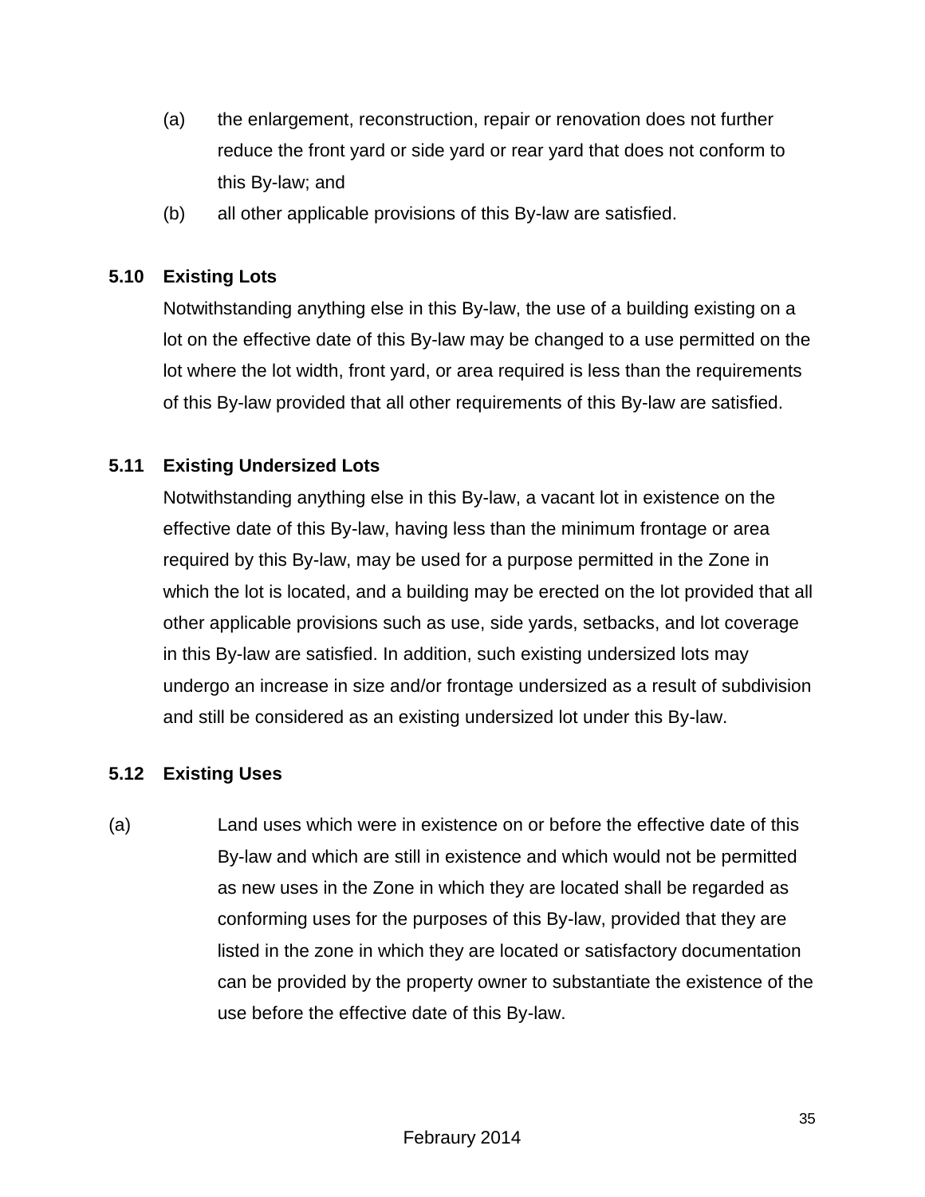(a) the enlargement, reconstruction, repair or renovation does not further reduce the front yard or side yard or rear yard that does not conform to this By-law; and

(b) all other applicable provisions of this By-law are satisfied.

### 5.10 Existing Lots

Notwithstanding anything else in this By-law, the use of a building existing on a lot on the effective date of this By-law may be changed to a use permitted on the lot where the lot width, front yard, or area required is less than the requirements of this By-law provided that all other requirements of this By-law are satisfied.

### 5.11 Existing Undersized Lots

Notwithstanding anything else in this By-law, a vacant lot in existence on the effective date of this By-law, having less than the minimum frontage or area required by this By-law, may be used for a purpose permitted in the Zone in which the lot is located, and a building may be erected on the lot provided that all other applicable provisions such as use, side yards, setbacks, and lot coverage in this By-law are satisfied. In addition, such existing undersized lots may undergo an increase in size and/or frontage undersized as a result of subdivision and still be considered as an existing undersized lot under this By-law.

### 5.12 Existing Uses

(a) Land uses which were in existence on or before the effective date of this By-law and which are still in existence and which would not be permitted as new uses in the Zone in which they are located shall be regarded as conforming uses for the purposes of this By-law, provided that they are listed in the zone in which they are located or satisfactory documentation can be provided by the property owner to substantiate the existence of the use before the effective date of this By-law.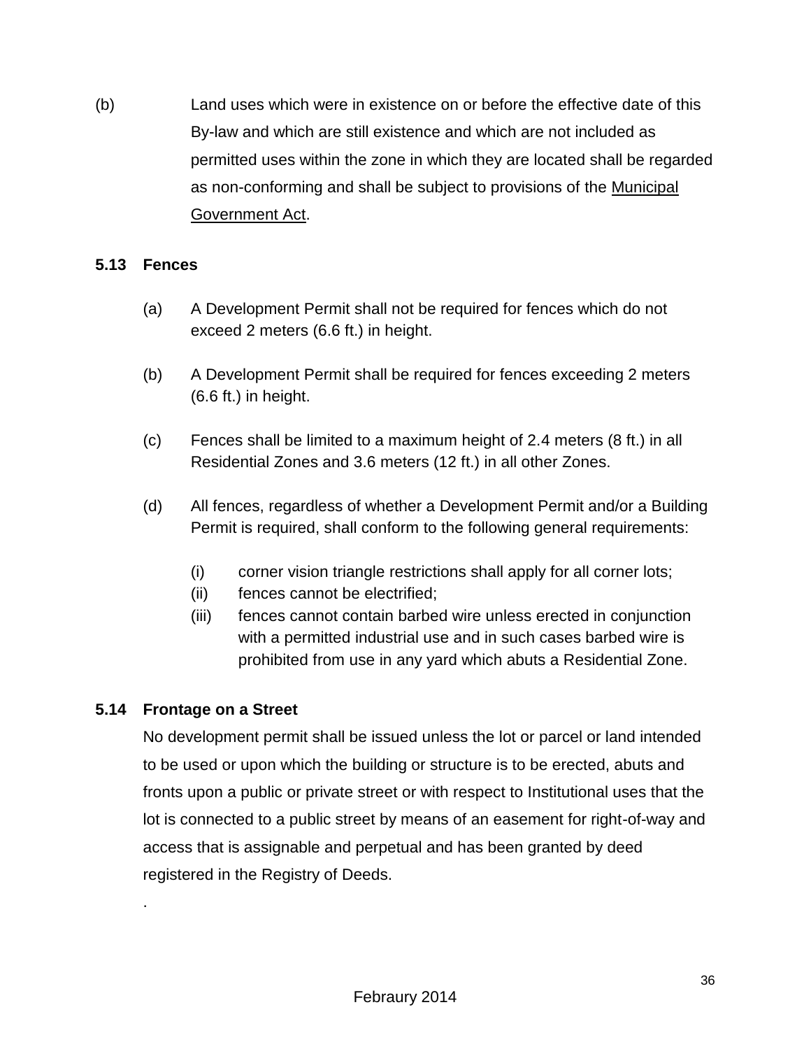(b) Land uses which were in existence on or before the effective date of this By-law and which are still existence and which are not included as permitted uses within the zone in which they are located shall be regarded as non-conforming and shall be subject to provisions of the Municipal Government Act.

### 5.13 Fences

(a) A Development Permit shall not be required for fences which do not exceed 2 meters (6.6 ft.) in height.

(b) A Development Permit shall be required for fences exceeding 2 meters (6.6 ft.) in height.

(c) Fences shall be limited to a maximum height of 2.4 meters (8 ft.) in all Residential Zones and 3.6 meters (12 ft.) in all other Zones.

(d) All fences, regardless of whether a Development Permit and/or a Building Permit is required, shall conform to the following general requirements:

- (i) corner vision triangle restrictions shall apply for all corner lots;
- (ii) fences cannot be electrified;
- (iii) fences cannot contain barbed wire unless erected in conjunction with a permitted industrial use and in such cases barbed wire is prohibited from use in any yard which abuts a Residential Zone.

### 5.14 Frontage on a Street

No development permit shall be issued unless the lot or parcel or land intended to be used or upon which the building or structure is to be erected, abuts and fronts upon a public or private street or with respect to Institutional uses that the lot is connected to a public street by means of an easement for right-of-way and access that is assignable and perpetual and has been granted by deed registered in the Registry of Deeds.

.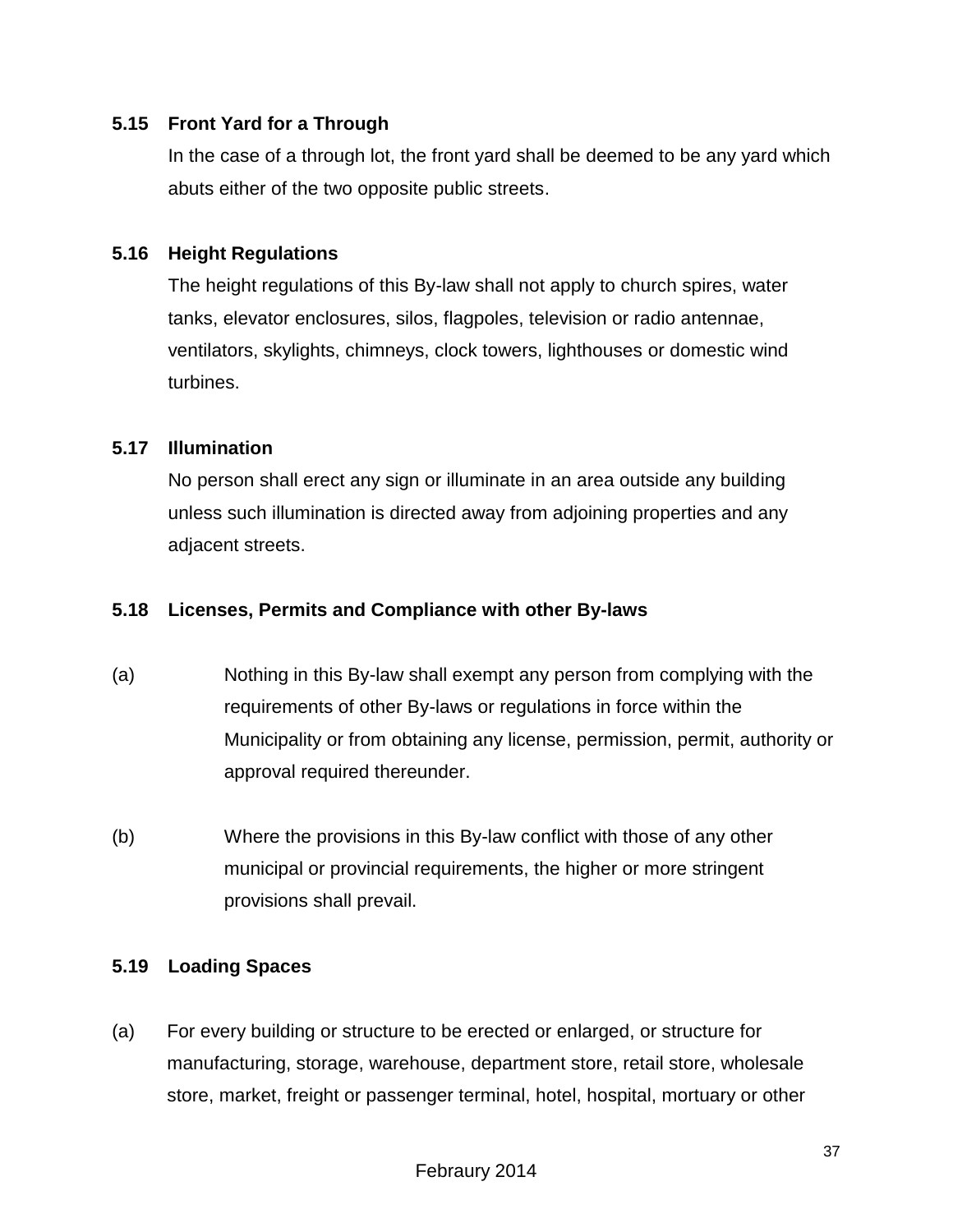### 5.15 Front Yard for a Through

In the case of a through lot, the front yard shall be deemed to be any yard which abuts either of the two opposite public streets.

### 5.16 Height Regulations

The height regulations of this By-law shall not apply to church spires, water tanks, elevator enclosures, silos, flagpoles, television or radio antennae, ventilators, skylights, chimneys, clock towers, lighthouses or domestic wind turbines.

### 5.17 Illumination

No person shall erect any sign or illuminate in an area outside any building unless such illumination is directed away from adjoining properties and any adjacent streets.

### 5.18 Licenses, Permits and Compliance with other By-laws

(a) Nothing in this By-law shall exempt any person from complying with the requirements of other By-laws or regulations in force within the Municipality or from obtaining any license, permission, permit, authority or approval required thereunder.

(b) Where the provisions in this By-law conflict with those of any other municipal or provincial requirements, the higher or more stringent provisions shall prevail.

### 5.19 Loading Spaces

(a) For every building or structure to be erected or enlarged, or structure for manufacturing, storage, warehouse, department store, retail store, wholesale store, market, freight or passenger terminal, hotel, hospital, mortuary or other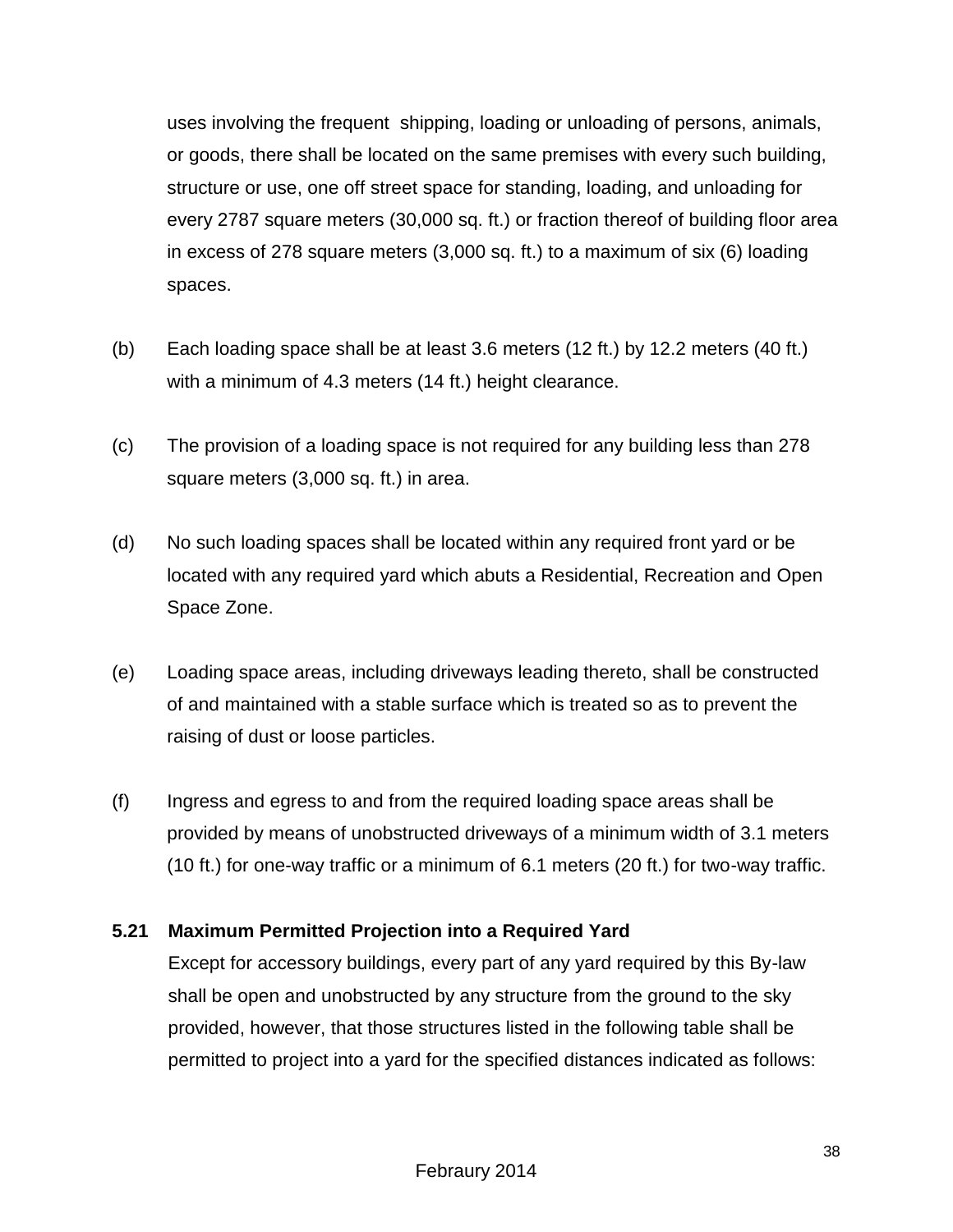uses involving the frequent shipping, loading or unloading of persons, animals, or goods, there shall be located on the same premises with every such building, structure or use, one off street space for standing, loading, and unloading for every 2787 square meters (30,000 sq. ft.) or fraction thereof of building floor area in excess of 278 square meters (3,000 sq. ft.) to a maximum of six (6) loading spaces.

(b) Each loading space shall be at least 3.6 meters (12 ft.) by 12.2 meters (40 ft.) with a minimum of 4.3 meters (14 ft.) height clearance.

(c) The provision of a loading space is not required for any building less than 278 square meters (3,000 sq. ft.) in area.

(d) No such loading spaces shall be located within any required front yard or be located with any required yard which abuts a Residential, Recreation and Open Space Zone.

(e) Loading space areas, including driveways leading thereto, shall be constructed of and maintained with a stable surface which is treated so as to prevent the raising of dust or loose particles.

(f) Ingress and egress to and from the required loading space areas shall be provided by means of unobstructed driveways of a minimum width of 3.1 meters (10 ft.) for one-way traffic or a minimum of 6.1 meters (20 ft.) for two-way traffic.

### 5.21 Maximum Permitted Projection into a Required Yard

Except for accessory buildings, every part of any yard required by this By-law shall be open and unobstructed by any structure from the ground to the sky provided, however, that those structures listed in the following table shall be permitted to project into a yard for the specified distances indicated as follows: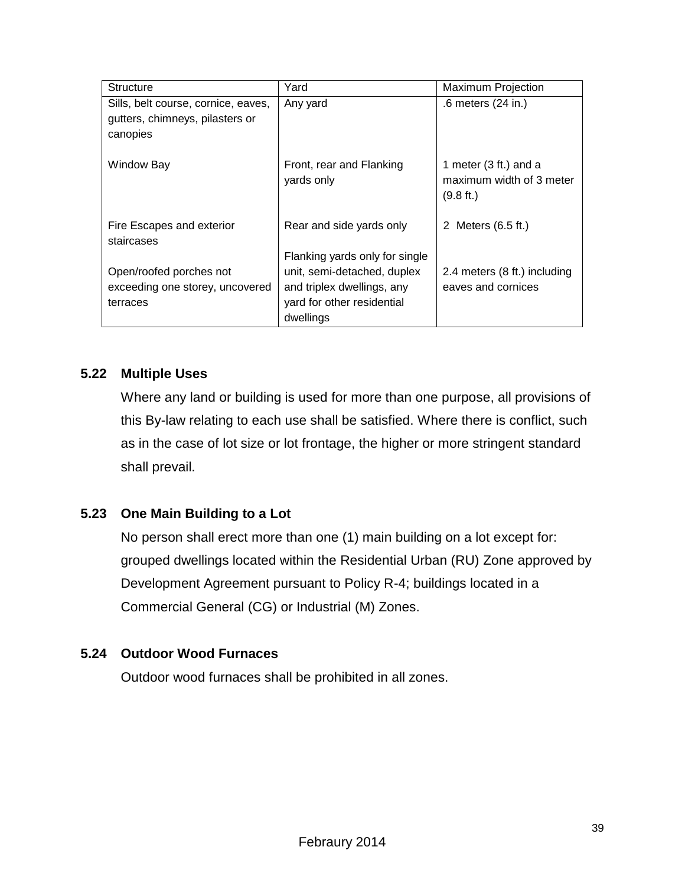| Structure | Yard | Maximum Projection |
|---|---|---|
| Sills, belt course, cornice, eaves, gutters, chimneys, pilasters or canopies | Any yard | .6 meters (24 in.) |
| Window Bay | Front, rear and Flanking yards only | 1 meter (3 ft.) and a maximum width of 3 meter (9.8 ft.) |
| Fire Escapes and exterior staircases | Rear and side yards only | 2 Meters (6.5 ft.) |
| Open/roofed porches not exceeding one storey, uncovered terraces | Flanking yards only for single unit, semi-detached, duplex and triplex dwellings, any yard for other residential dwellings | 2.4 meters (8 ft.) including eaves and cornices |

## 5.22 Multiple Uses

Where any land or building is used for more than one purpose, all provisions of this By-law relating to each use shall be satisfied. Where there is conflict, such as in the case of lot size or lot frontage, the higher or more stringent standard shall prevail.

## 5.23 One Main Building to a Lot

No person shall erect more than one (1) main building on a lot except for: grouped dwellings located within the Residential Urban (RU) Zone approved by Development Agreement pursuant to Policy R-4; buildings located in a Commercial General (CG) or Industrial (M) Zones.

## 5.24 Outdoor Wood Furnaces

Outdoor wood furnaces shall be prohibited in all zones.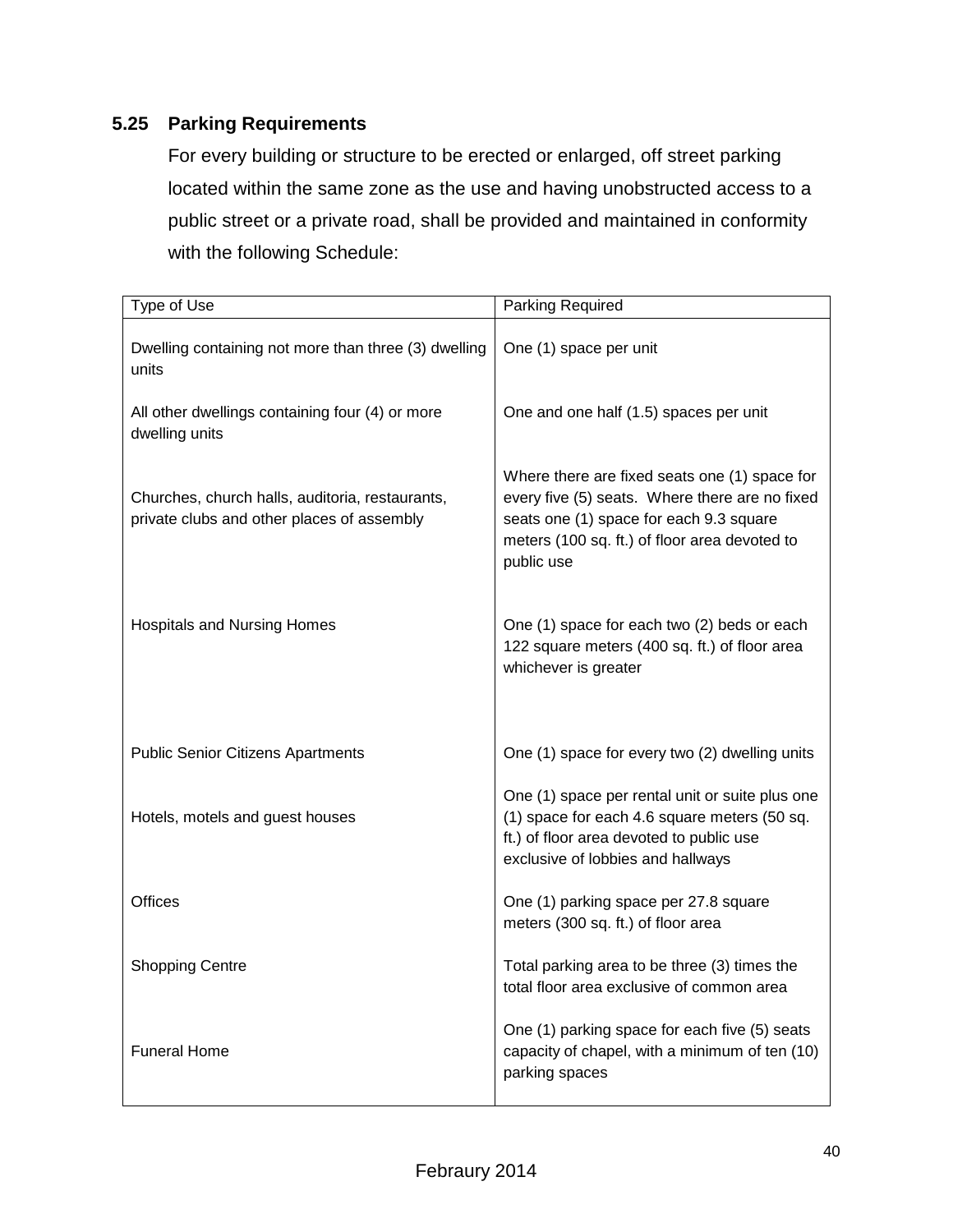### 5.25 Parking Requirements

For every building or structure to be erected or enlarged, off street parking located within the same zone as the use and having unobstructed access to a public street or a private road, shall be provided and maintained in conformity with the following Schedule:

| Type of Use | Parking Required |
|---|---|
| Dwelling containing not more than three (3) dwelling units | One (1) space per unit |
| All other dwellings containing four (4) or more dwelling units | One and one half (1.5) spaces per unit |
| Churches, church halls, auditoria, restaurants, private clubs and other places of assembly | Where there are fixed seats one (1) space for every five (5) seats. Where there are no fixed seats one (1) space for each 9.3 square meters (100 sq. ft.) of floor area devoted to public use |
| Hospitals and Nursing Homes | One (1) space for each two (2) beds or each 122 square meters (400 sq. ft.) of floor area whichever is greater |
| Public Senior Citizens Apartments | One (1) space for every two (2) dwelling units |
| Hotels, motels and guest houses | One (1) space per rental unit or suite plus one (1) space for each 4.6 square meters (50 sq. ft.) of floor area devoted to public use exclusive of lobbies and hallways |
| Offices | One (1) parking space per 27.8 square meters (300 sq. ft.) of floor area |
| Shopping Centre | Total parking area to be three (3) times the total floor area exclusive of common area |
| Funeral Home | One (1) parking space for each five (5) seats capacity of chapel, with a minimum of ten (10) parking spaces |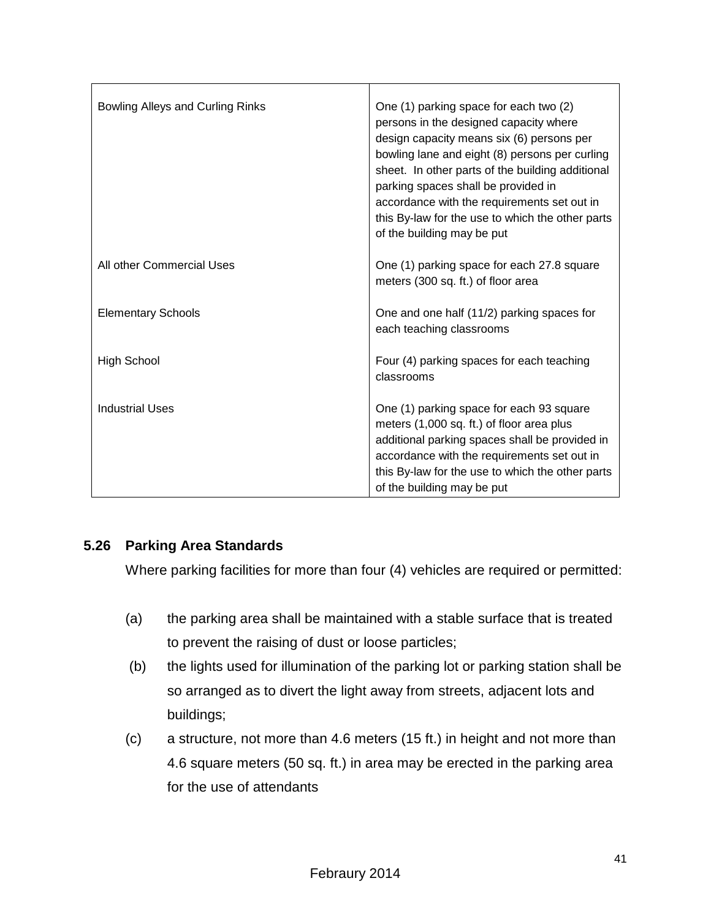| | |
|---|---|
| Bowling Alleys and Curling Rinks | One (1) parking space for each two (2) persons in the designed capacity where design capacity means six (6) persons per bowling lane and eight (8) persons per curling sheet. In other parts of the building additional parking spaces shall be provided in accordance with the requirements set out in this By-law for the use to which the other parts of the building may be put |
| All other Commercial Uses | One (1) parking space for each 27.8 square meters (300 sq. ft.) of floor area |
| Elementary Schools | One and one half (11/2) parking spaces for each teaching classrooms |
| High School | Four (4) parking spaces for each teaching classrooms |
| Industrial Uses | One (1) parking space for each 93 square meters (1,000 sq. ft.) of floor area plus additional parking spaces shall be provided in accordance with the requirements set out in this By-law for the use to which the other parts of the building may be put |

### 5.26 Parking Area Standards

Where parking facilities for more than four (4) vehicles are required or permitted:

(a) the parking area shall be maintained with a stable surface that is treated to prevent the raising of dust or loose particles;

(b) the lights used for illumination of the parking lot or parking station shall be so arranged as to divert the light away from streets, adjacent lots and buildings;

(c) a structure, not more than 4.6 meters (15 ft.) in height and not more than 4.6 square meters (50 sq. ft.) in area may be erected in the parking area for the use of attendants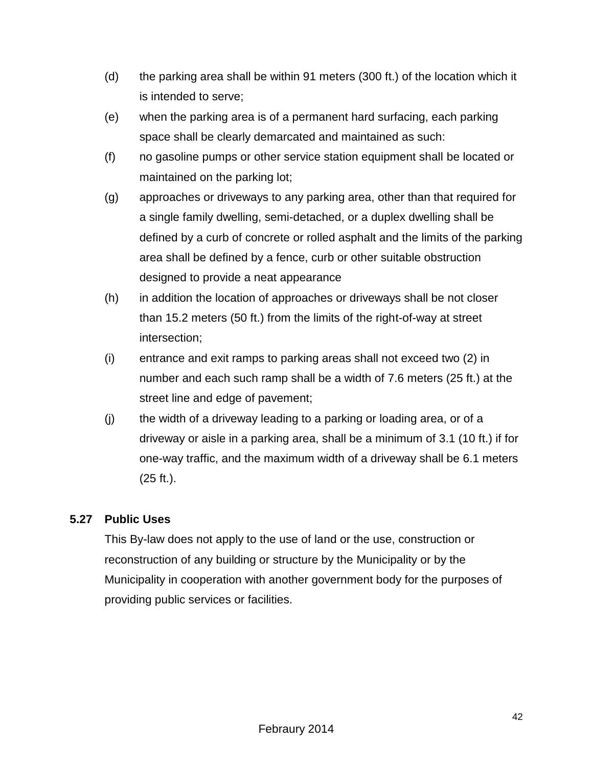(d) the parking area shall be within 91 meters (300 ft.) of the location which it is intended to serve;

(e) when the parking area is of a permanent hard surfacing, each parking space shall be clearly demarcated and maintained as such:

(f) no gasoline pumps or other service station equipment shall be located or maintained on the parking lot;

(g) approaches or driveways to any parking area, other than that required for a single family dwelling, semi-detached, or a duplex dwelling shall be defined by a curb of concrete or rolled asphalt and the limits of the parking area shall be defined by a fence, curb or other suitable obstruction designed to provide a neat appearance

(h) in addition the location of approaches or driveways shall be not closer than 15.2 meters (50 ft.) from the limits of the right-of-way at street intersection;

(i) entrance and exit ramps to parking areas shall not exceed two (2) in number and each such ramp shall be a width of 7.6 meters (25 ft.) at the street line and edge of pavement;

(j) the width of a driveway leading to a parking or loading area, or of a driveway or aisle in a parking area, shall be a minimum of 3.1 (10 ft.) if for one-way traffic, and the maximum width of a driveway shall be 6.1 meters (25 ft.).

### 5.27 Public Uses

This By-law does not apply to the use of land or the use, construction or reconstruction of any building or structure by the Municipality or by the Municipality in cooperation with another government body for the purposes of providing public services or facilities.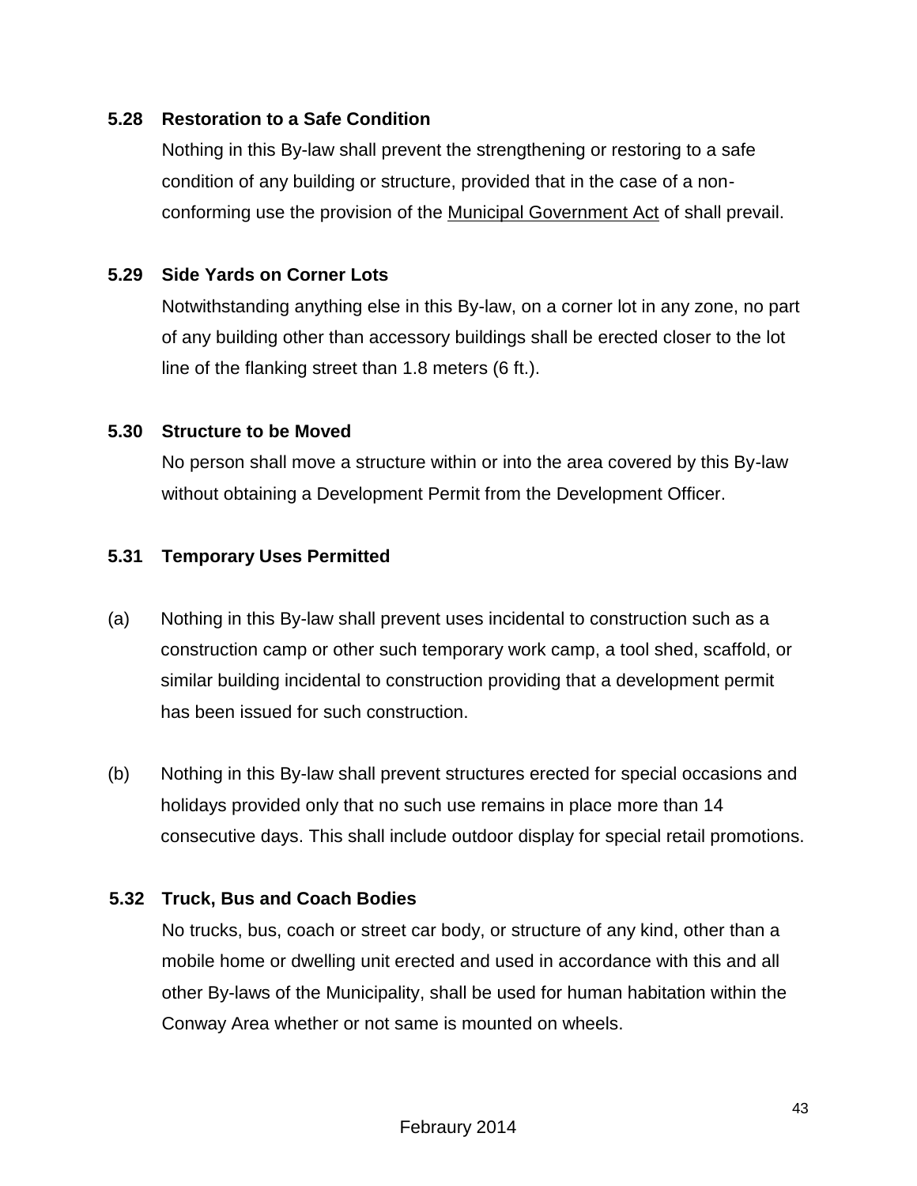### 5.28 Restoration to a Safe Condition

Nothing in this By-law shall prevent the strengthening or restoring to a safe condition of any building or structure, provided that in the case of a non-conforming use the provision of the Municipal Government Act of shall prevail.

### 5.29 Side Yards on Corner Lots

Notwithstanding anything else in this By-law, on a corner lot in any zone, no part of any building other than accessory buildings shall be erected closer to the lot line of the flanking street than 1.8 meters (6 ft.).

### 5.30 Structure to be Moved

No person shall move a structure within or into the area covered by this By-law without obtaining a Development Permit from the Development Officer.

### 5.31 Temporary Uses Permitted

(a) Nothing in this By-law shall prevent uses incidental to construction such as a construction camp or other such temporary work camp, a tool shed, scaffold, or similar building incidental to construction providing that a development permit has been issued for such construction.

(b) Nothing in this By-law shall prevent structures erected for special occasions and holidays provided only that no such use remains in place more than 14 consecutive days. This shall include outdoor display for special retail promotions.

### 5.32 Truck, Bus and Coach Bodies

No trucks, bus, coach or street car body, or structure of any kind, other than a mobile home or dwelling unit erected and used in accordance with this and all other By-laws of the Municipality, shall be used for human habitation within the Conway Area whether or not same is mounted on wheels.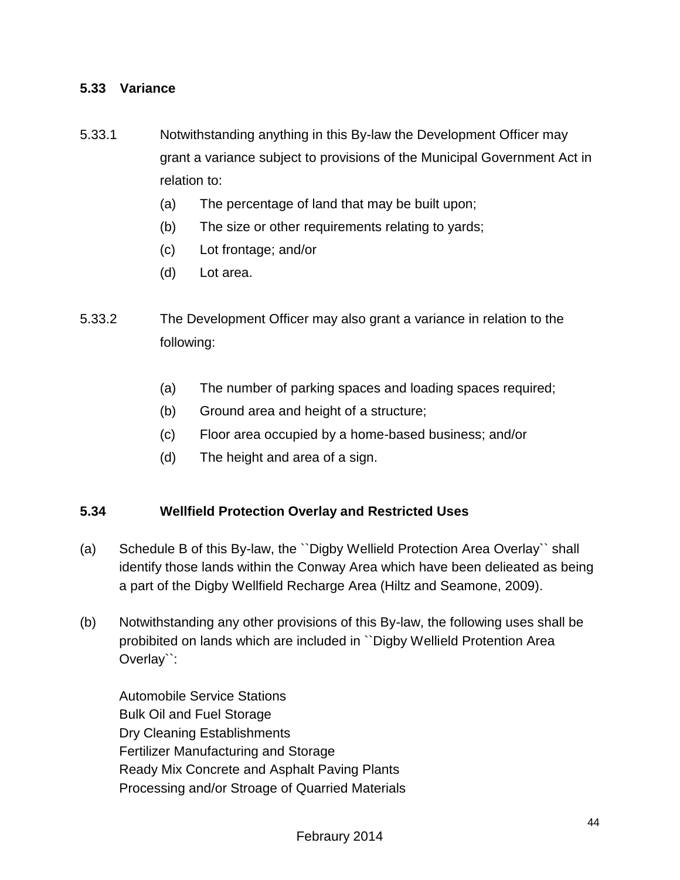### 5.33 Variance

5.33.1 Notwithstanding anything in this By-law the Development Officer may grant a variance subject to provisions of the Municipal Government Act in relation to:

(a) The percentage of land that may be built upon;
(b) The size or other requirements relating to yards;
(c) Lot frontage; and/or
(d) Lot area.

5.33.2 The Development Officer may also grant a variance in relation to the following:

(a) The number of parking spaces and loading spaces required;
(b) Ground area and height of a structure;
(c) Floor area occupied by a home-based business; and/or
(d) The height and area of a sign.

### 5.34 Wellfield Protection Overlay and Restricted Uses

(a) Schedule B of this By-law, the ``Digby Wellield Protection Area Overlay`` shall identify those lands within the Conway Area which have been delieated as being a part of the Digby Wellfield Recharge Area (Hiltz and Seamone, 2009).

(b) Notwithstanding any other provisions of this By-law, the following uses shall be probibited on lands which are included in ``Digby Wellield Protention Area Overlay``:

Automobile Service Stations
Bulk Oil and Fuel Storage
Dry Cleaning Establishments
Fertilizer Manufacturing and Storage
Ready Mix Concrete and Asphalt Paving Plants
Processing and/or Stroage of Quarried Materials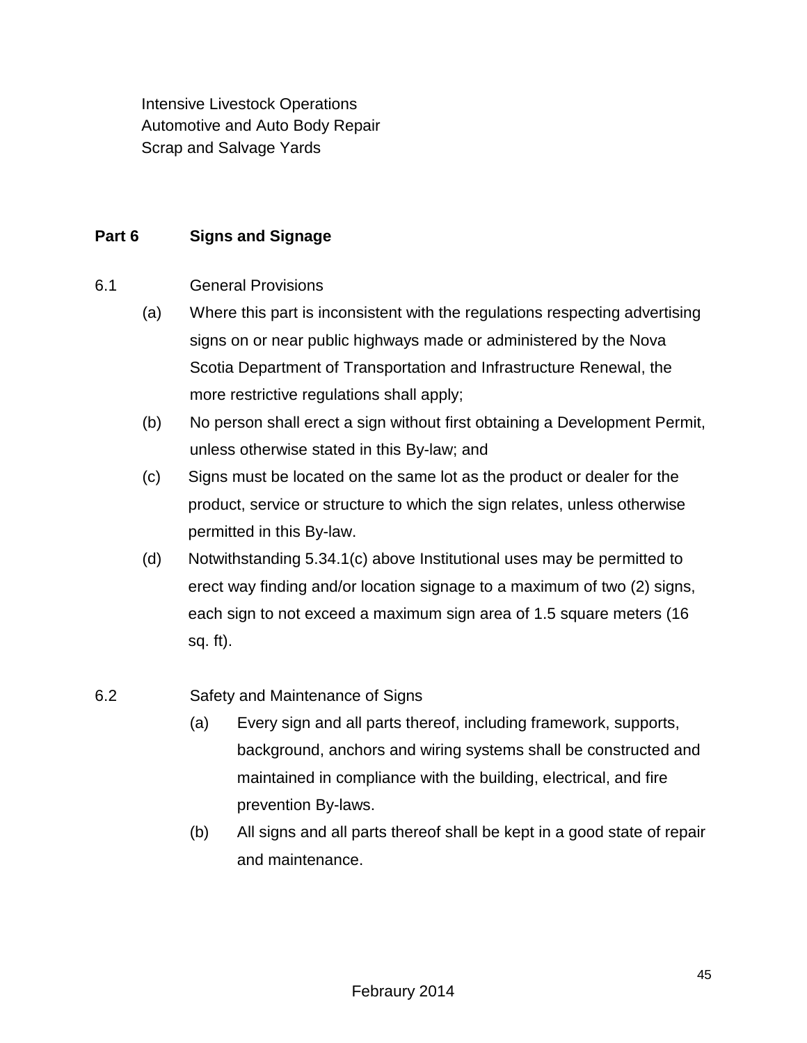Intensive Livestock Operations
Automotive and Auto Body Repair
Scrap and Salvage Yards

## Part 6 Signs and Signage

6.1 General Provisions

(a) Where this part is inconsistent with the regulations respecting advertising signs on or near public highways made or administered by the Nova Scotia Department of Transportation and Infrastructure Renewal, the more restrictive regulations shall apply;

(b) No person shall erect a sign without first obtaining a Development Permit, unless otherwise stated in this By-law; and

(c) Signs must be located on the same lot as the product or dealer for the product, service or structure to which the sign relates, unless otherwise permitted in this By-law.

(d) Notwithstanding 5.34.1(c) above Institutional uses may be permitted to erect way finding and/or location signage to a maximum of two (2) signs, each sign to not exceed a maximum sign area of 1.5 square meters (16 sq. ft).

6.2 Safety and Maintenance of Signs

(a) Every sign and all parts thereof, including framework, supports, background, anchors and wiring systems shall be constructed and maintained in compliance with the building, electrical, and fire prevention By-laws.

(b) All signs and all parts thereof shall be kept in a good state of repair and maintenance.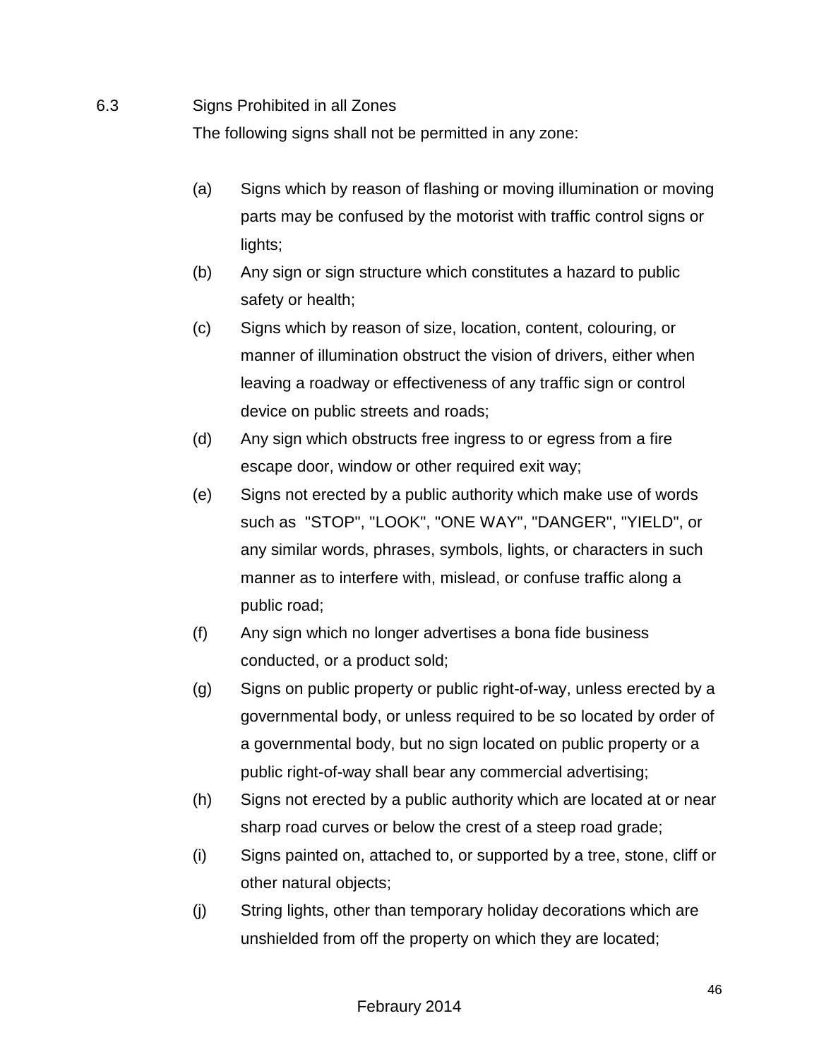## 6.3 Signs Prohibited in all Zones

The following signs shall not be permitted in any zone:

(a) Signs which by reason of flashing or moving illumination or moving parts may be confused by the motorist with traffic control signs or lights;

(b) Any sign or sign structure which constitutes a hazard to public safety or health;

(c) Signs which by reason of size, location, content, colouring, or manner of illumination obstruct the vision of drivers, either when leaving a roadway or effectiveness of any traffic sign or control device on public streets and roads;

(d) Any sign which obstructs free ingress to or egress from a fire escape door, window or other required exit way;

(e) Signs not erected by a public authority which make use of words such as "STOP", "LOOK", "ONE WAY", "DANGER", "YIELD", or any similar words, phrases, symbols, lights, or characters in such manner as to interfere with, mislead, or confuse traffic along a public road;

(f) Any sign which no longer advertises a bona fide business conducted, or a product sold;

(g) Signs on public property or public right-of-way, unless erected by a governmental body, or unless required to be so located by order of a governmental body, but no sign located on public property or a public right-of-way shall bear any commercial advertising;

(h) Signs not erected by a public authority which are located at or near sharp road curves or below the crest of a steep road grade;

(i) Signs painted on, attached to, or supported by a tree, stone, cliff or other natural objects;

(j) String lights, other than temporary holiday decorations which are unshielded from off the property on which they are located;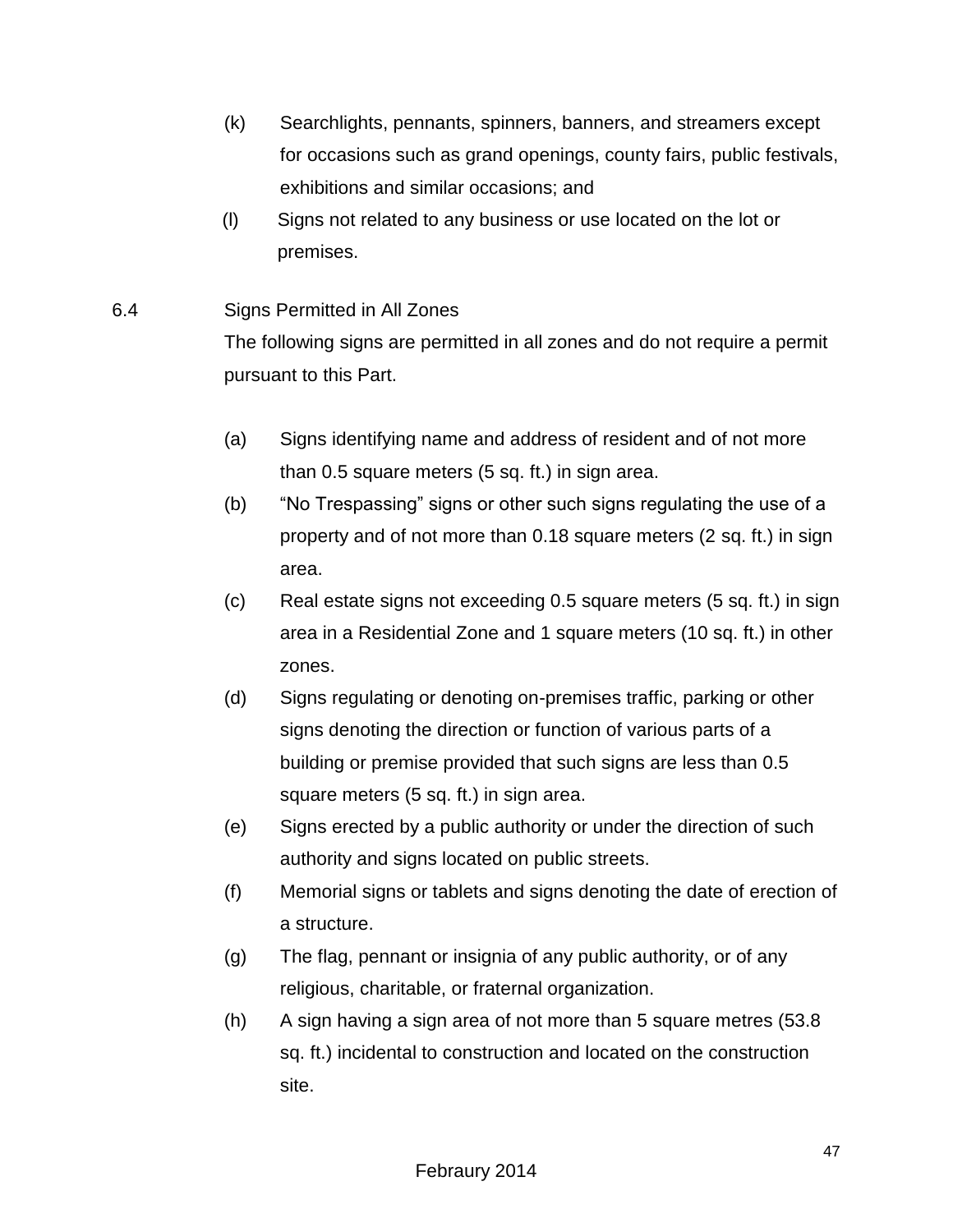(k) Searchlights, pennants, spinners, banners, and streamers except for occasions such as grand openings, county fairs, public festivals, exhibitions and similar occasions; and

(l) Signs not related to any business or use located on the lot or premises.

6.4 Signs Permitted in All Zones

The following signs are permitted in all zones and do not require a permit pursuant to this Part.

(a) Signs identifying name and address of resident and of not more than 0.5 square meters (5 sq. ft.) in sign area.

(b) “No Trespassing” signs or other such signs regulating the use of a property and of not more than 0.18 square meters (2 sq. ft.) in sign area.

(c) Real estate signs not exceeding 0.5 square meters (5 sq. ft.) in sign area in a Residential Zone and 1 square meters (10 sq. ft.) in other zones.

(d) Signs regulating or denoting on-premises traffic, parking or other signs denoting the direction or function of various parts of a building or premise provided that such signs are less than 0.5 square meters (5 sq. ft.) in sign area.

(e) Signs erected by a public authority or under the direction of such authority and signs located on public streets.

(f) Memorial signs or tablets and signs denoting the date of erection of a structure.

(g) The flag, pennant or insignia of any public authority, or of any religious, charitable, or fraternal organization.

(h) A sign having a sign area of not more than 5 square metres (53.8 sq. ft.) incidental to construction and located on the construction site.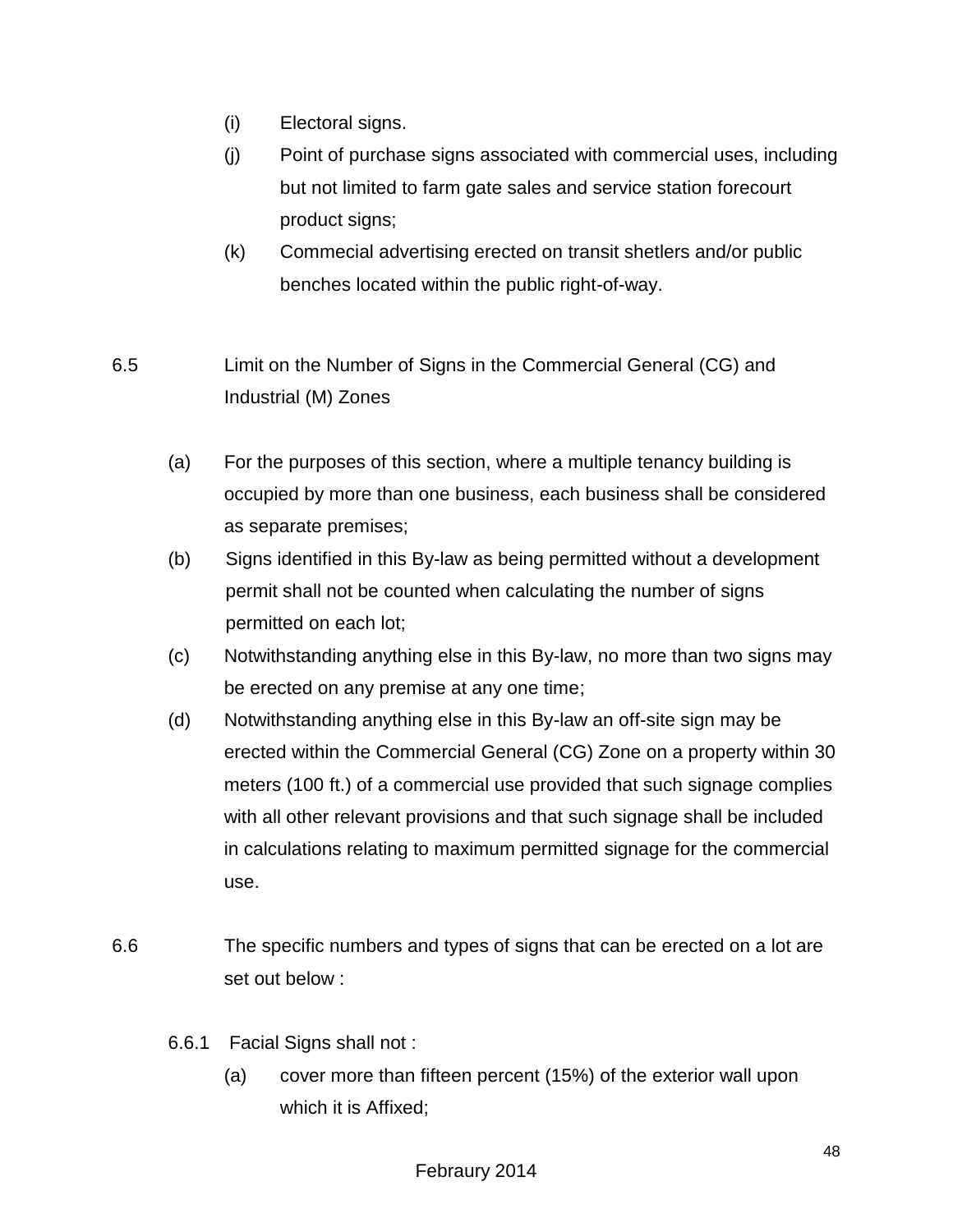(i) Electoral signs.

(j) Point of purchase signs associated with commercial uses, including but not limited to farm gate sales and service station forecourt product signs;

(k) Commercial advertising erected on transit shetlers and/or public benches located within the public right-of-way.

6.5 Limit on the Number of Signs in the Commercial General (CG) and Industrial (M) Zones

(a) For the purposes of this section, where a multiple tenancy building is occupied by more than one business, each business shall be considered as separate premises;

(b) Signs identified in this By-law as being permitted without a development permit shall not be counted when calculating the number of signs permitted on each lot;

(c) Notwithstanding anything else in this By-law, no more than two signs may be erected on any premise at any one time;

(d) Notwithstanding anything else in this By-law an off-site sign may be erected within the Commercial General (CG) Zone on a property within 30 meters (100 ft.) of a commercial use provided that such signage complies with all other relevant provisions and that such signage shall be included in calculations relating to maximum permitted signage for the commercial use.

6.6 The specific numbers and types of signs that can be erected on a lot are set out below :

6.6.1 Facial Signs shall not :

(a) cover more than fifteen percent (15%) of the exterior wall upon which it is Affixed;

Febraury 2014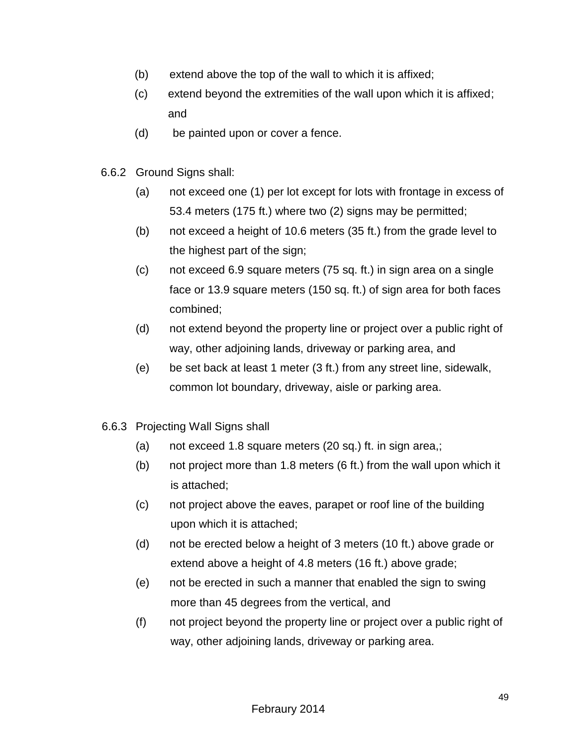(b) extend above the top of the wall to which it is affixed;

(c) extend beyond the extremities of the wall upon which it is affixed; and

(d) be painted upon or cover a fence.

6.6.2 Ground Signs shall:

(a) not exceed one (1) per lot except for lots with frontage in excess of 53.4 meters (175 ft.) where two (2) signs may be permitted;

(b) not exceed a height of 10.6 meters (35 ft.) from the grade level to the highest part of the sign;

(c) not exceed 6.9 square meters (75 sq. ft.) in sign area on a single face or 13.9 square meters (150 sq. ft.) of sign area for both faces combined;

(d) not extend beyond the property line or project over a public right of way, other adjoining lands, driveway or parking area, and

(e) be set back at least 1 meter (3 ft.) from any street line, sidewalk, common lot boundary, driveway, aisle or parking area.

6.6.3 Projecting Wall Signs shall

(a) not exceed 1.8 square meters (20 sq.) ft. in sign area,;

(b) not project more than 1.8 meters (6 ft.) from the wall upon which it is attached;

(c) not project above the eaves, parapet or roof line of the building upon which it is attached;

(d) not be erected below a height of 3 meters (10 ft.) above grade or extend above a height of 4.8 meters (16 ft.) above grade;

(e) not be erected in such a manner that enabled the sign to swing more than 45 degrees from the vertical, and

(f) not project beyond the property line or project over a public right of way, other adjoining lands, driveway or parking area.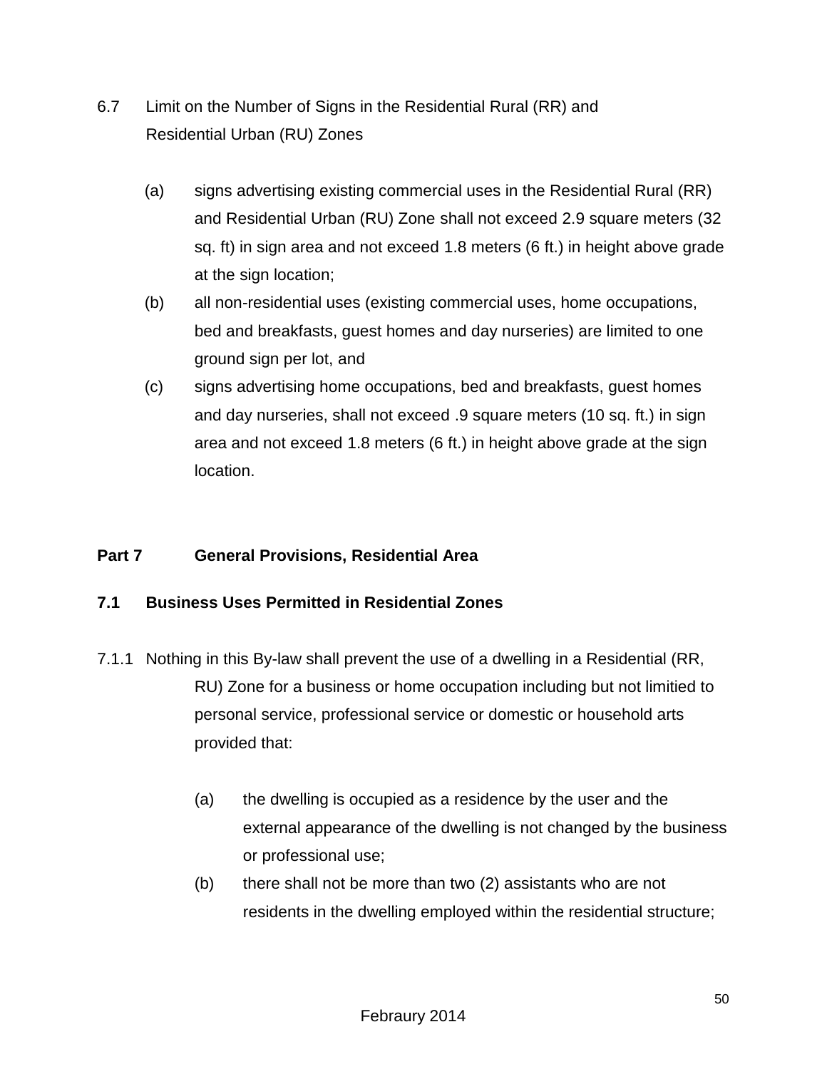6.7 Limit on the Number of Signs in the Residential Rural (RR) and Residential Urban (RU) Zones

(a) signs advertising existing commercial uses in the Residential Rural (RR) and Residential Urban (RU) Zone shall not exceed 2.9 square meters (32 sq. ft) in sign area and not exceed 1.8 meters (6 ft.) in height above grade at the sign location;

(b) all non-residential uses (existing commercial uses, home occupations, bed and breakfasts, guest homes and day nurseries) are limited to one ground sign per lot, and

(c) signs advertising home occupations, bed and breakfasts, guest homes and day nurseries, shall not exceed .9 square meters (10 sq. ft.) in sign area and not exceed 1.8 meters (6 ft.) in height above grade at the sign location.

## Part 7 General Provisions, Residential Area

### 7.1 Business Uses Permitted in Residential Zones

7.1.1 Nothing in this By-law shall prevent the use of a dwelling in a Residential (RR, RU) Zone for a business or home occupation including but not limitied to personal service, professional service or domestic or household arts provided that:

(a) the dwelling is occupied as a residence by the user and the external appearance of the dwelling is not changed by the business or professional use;

(b) there shall not be more than two (2) assistants who are not residents in the dwelling employed within the residential structure;

Febraury 2014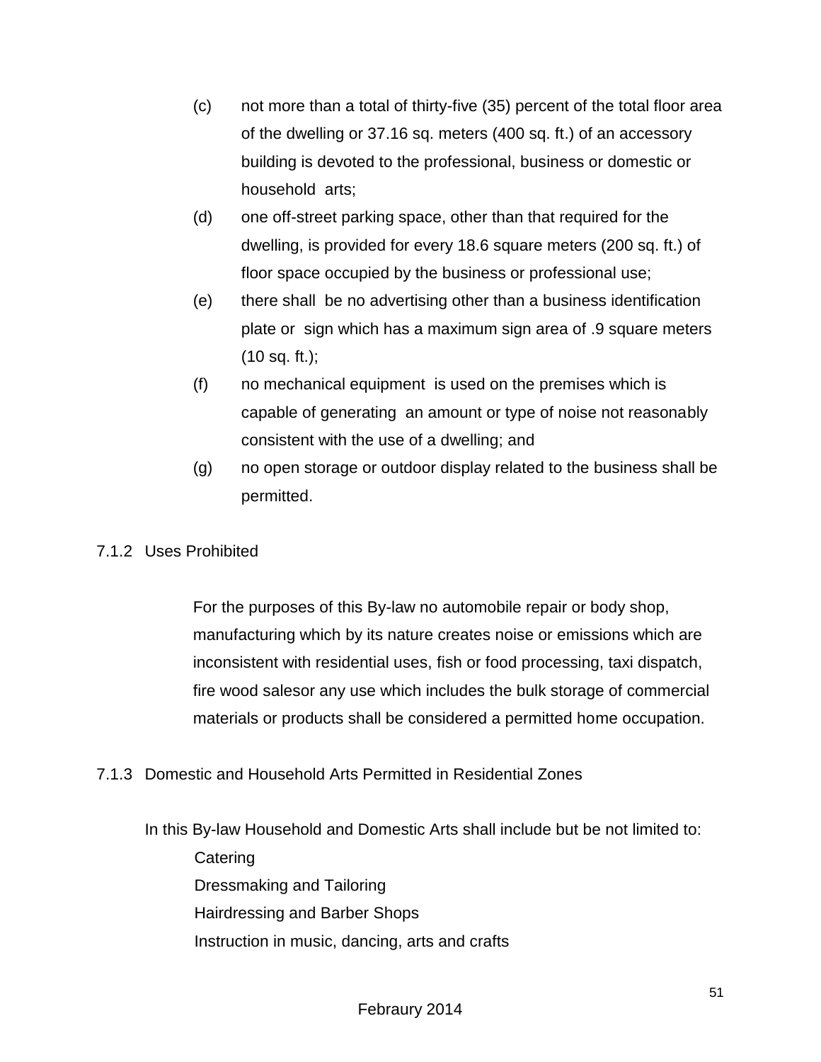(c) not more than a total of thirty-five (35) percent of the total floor area of the dwelling or 37.16 sq. meters (400 sq. ft.) of an accessory building is devoted to the professional, business or domestic or household arts;

(d) one off-street parking space, other than that required for the dwelling, is provided for every 18.6 square meters (200 sq. ft.) of floor space occupied by the business or professional use;

(e) there shall be no advertising other than a business identification plate or sign which has a maximum sign area of .9 square meters (10 sq. ft.);

(f) no mechanical equipment is used on the premises which is capable of generating an amount or type of noise not reasonably consistent with the use of a dwelling; and

(g) no open storage or outdoor display related to the business shall be permitted.

### 7.1.2 Uses Prohibited

For the purposes of this By-law no automobile repair or body shop, manufacturing which by its nature creates noise or emissions which are inconsistent with residential uses, fish or food processing, taxi dispatch, fire wood salesor any use which includes the bulk storage of commercial materials or products shall be considered a permitted home occupation.

### 7.1.3 Domestic and Household Arts Permitted in Residential Zones

In this By-law Household and Domestic Arts shall include but be not limited to:

- Catering
- Dressmaking and Tailoring
- Hairdressing and Barber Shops
- Instruction in music, dancing, arts and crafts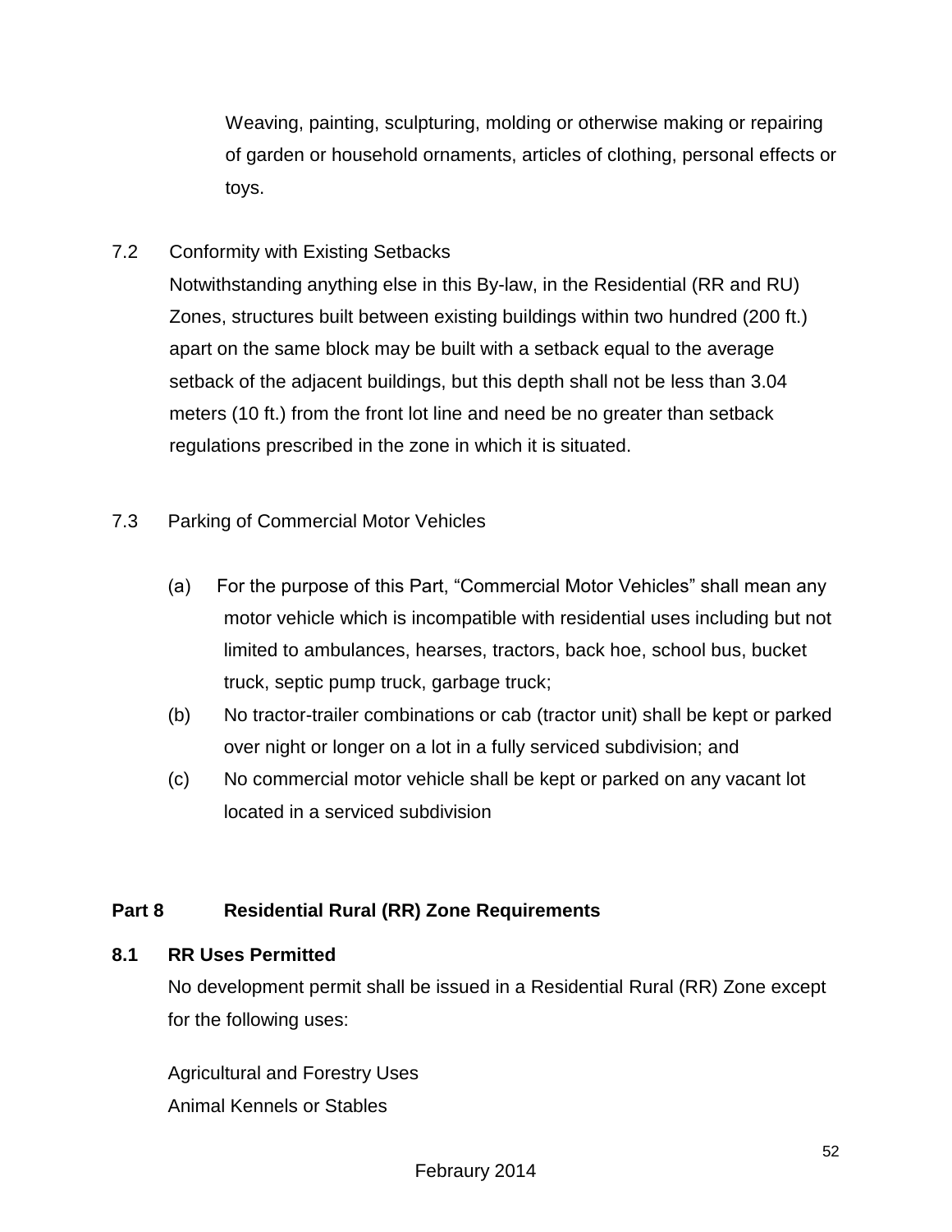Weaving, painting, sculpturing, molding or otherwise making or repairing of garden or household ornaments, articles of clothing, personal effects or toys.

7.2 Conformity with Existing Setbacks

Notwithstanding anything else in this By-law, in the Residential (RR and RU) Zones, structures built between existing buildings within two hundred (200 ft.) apart on the same block may be built with a setback equal to the average setback of the adjacent buildings, but this depth shall not be less than 3.04 meters (10 ft.) from the front lot line and need be no greater than setback regulations prescribed in the zone in which it is situated.

7.3 Parking of Commercial Motor Vehicles

(a) For the purpose of this Part, "Commercial Motor Vehicles" shall mean any motor vehicle which is incompatible with residential uses including but not limited to ambulances, hearses, tractors, back hoe, school bus, bucket truck, septic pump truck, garbage truck;

(b) No tractor-trailer combinations or cab (tractor unit) shall be kept or parked over night or longer on a lot in a fully serviced subdivision; and

(c) No commercial motor vehicle shall be kept or parked on any vacant lot located in a serviced subdivision

## Part 8 Residential Rural (RR) Zone Requirements

### 8.1 RR Uses Permitted

No development permit shall be issued in a Residential Rural (RR) Zone except for the following uses:

Agricultural and Forestry Uses
Animal Kennels or Stables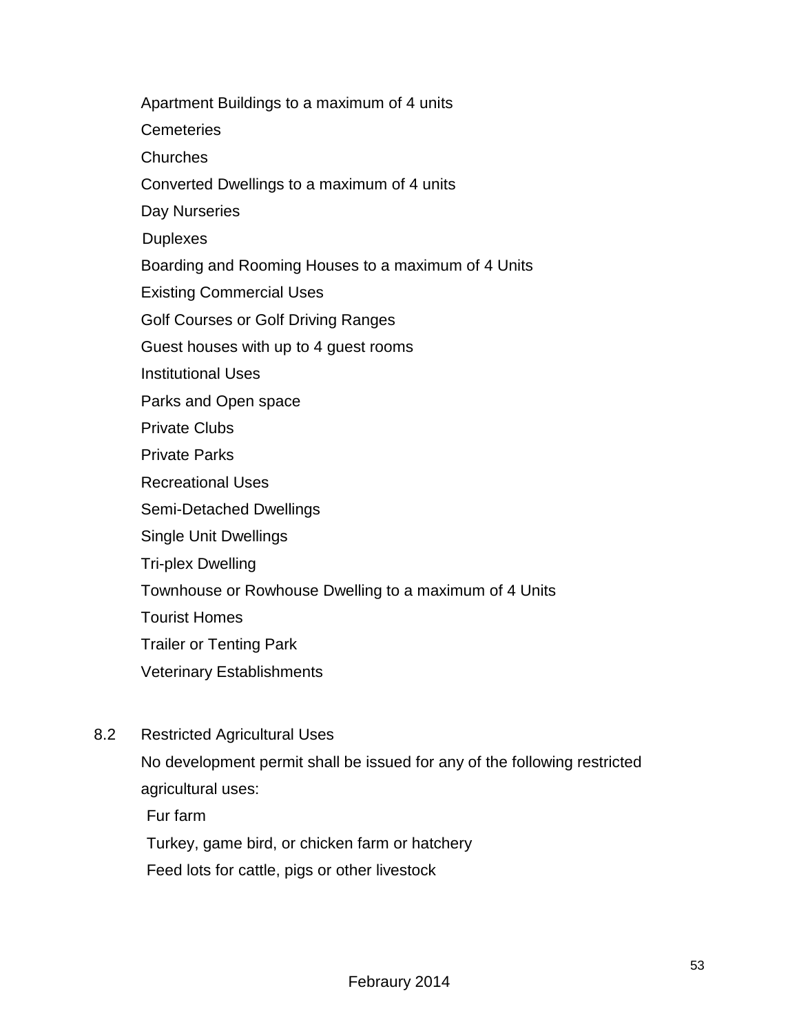Apartment Buildings to a maximum of 4 units

Cemeteries

Churches

Converted Dwellings to a maximum of 4 units

Day Nurseries

Duplexes

Boarding and Rooming Houses to a maximum of 4 Units

Existing Commercial Uses

Golf Courses or Golf Driving Ranges

Guest houses with up to 4 guest rooms

Institutional Uses

Parks and Open space

Private Clubs

Private Parks

Recreational Uses

Semi-Detached Dwellings

Single Unit Dwellings

Tri-plex Dwelling

Townhouse or Rowhouse Dwelling to a maximum of 4 Units

Tourist Homes

Trailer or Tenting Park

Veterinary Establishments

8.2 Restricted Agricultural Uses

No development permit shall be issued for any of the following restricted agricultural uses:

Fur farm

Turkey, game bird, or chicken farm or hatchery

Feed lots for cattle, pigs or other livestock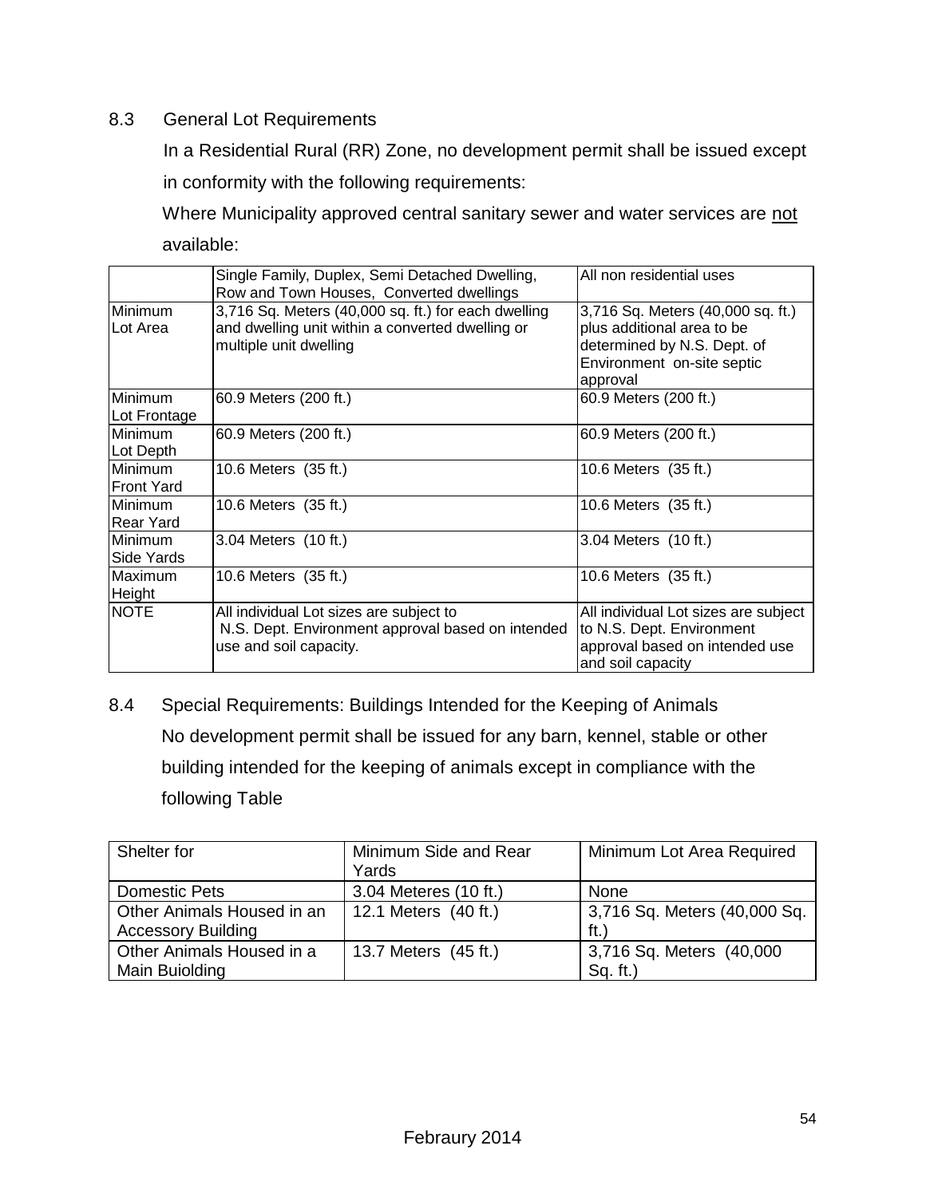## 8.3 General Lot Requirements

In a Residential Rural (RR) Zone, no development permit shall be issued except in conformity with the following requirements:

Where Municipality approved central sanitary sewer and water services are <u>not</u> available:

| | Single Family, Duplex, Semi Detached Dwelling, Row and Town Houses, Converted dwellings | All non residential uses |
|---|---|---|
| Minimum Lot Area | 3,716 Sq. Meters (40,000 sq. ft.) for each dwelling and dwelling unit within a converted dwelling or multiple unit dwelling | 3,716 Sq. Meters (40,000 sq. ft.) plus additional area to be determined by N.S. Dept. of Environment on-site septic approval |
| Minimum Lot Frontage | 60.9 Meters (200 ft.) | 60.9 Meters (200 ft.) |
| Minimum Lot Depth | 60.9 Meters (200 ft.) | 60.9 Meters (200 ft.) |
| Minimum Front Yard | 10.6 Meters (35 ft.) | 10.6 Meters (35 ft.) |
| Minimum Rear Yard | 10.6 Meters (35 ft.) | 10.6 Meters (35 ft.) |
| Minimum Side Yards | 3.04 Meters (10 ft.) | 3.04 Meters (10 ft.) |
| Maximum Height | 10.6 Meters (35 ft.) | 10.6 Meters (35 ft.) |
| NOTE | All individual Lot sizes are subject to N.S. Dept. Environment approval based on intended use and soil capacity. | All individual Lot sizes are subject to N.S. Dept. Environment approval based on intended use and soil capacity |

## 8.4 Special Requirements: Buildings Intended for the Keeping of Animals

No development permit shall be issued for any barn, kennel, stable or other building intended for the keeping of animals except in compliance with the following Table

| Shelter for | Minimum Side and Rear Yards | Minimum Lot Area Required |
|---|---|---|
| Domestic Pets | 3.04 Meteres (10 ft.) | None |
| Other Animals Housed in an Accessory Building | 12.1 Meters (40 ft.) | 3,716 Sq. Meters (40,000 Sq. ft.) |
| Other Animals Housed in a Main Buiolding | 13.7 Meters (45 ft.) | 3,716 Sq. Meters (40,000 Sq. ft.) |

Febraury 2014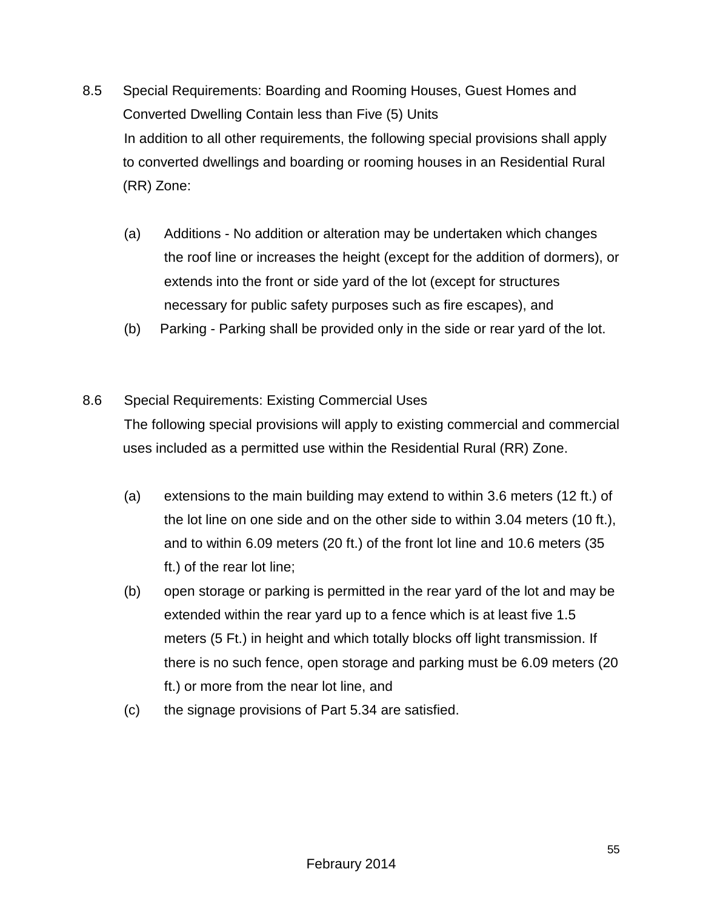## 8.5 Special Requirements: Boarding and Rooming Houses, Guest Homes and Converted Dwelling Contain less than Five (5) Units

In addition to all other requirements, the following special provisions shall apply to converted dwellings and boarding or rooming houses in an Residential Rural (RR) Zone:

(a) Additions - No addition or alteration may be undertaken which changes the roof line or increases the height (except for the addition of dormers), or extends into the front or side yard of the lot (except for structures necessary for public safety purposes such as fire escapes), and

(b) Parking - Parking shall be provided only in the side or rear yard of the lot.

## 8.6 Special Requirements: Existing Commercial Uses

The following special provisions will apply to existing commercial and commercial uses included as a permitted use within the Residential Rural (RR) Zone.

(a) extensions to the main building may extend to within 3.6 meters (12 ft.) of the lot line on one side and on the other side to within 3.04 meters (10 ft.), and to within 6.09 meters (20 ft.) of the front lot line and 10.6 meters (35 ft.) of the rear lot line;

(b) open storage or parking is permitted in the rear yard of the lot and may be extended within the rear yard up to a fence which is at least five 1.5 meters (5 Ft.) in height and which totally blocks off light transmission. If there is no such fence, open storage and parking must be 6.09 meters (20 ft.) or more from the near lot line, and

(c) the signage provisions of Part 5.34 are satisfied.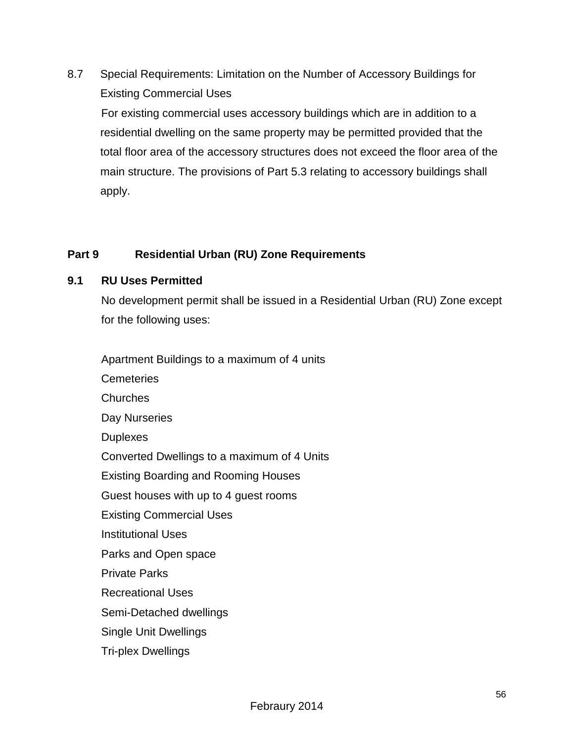8.7 Special Requirements: Limitation on the Number of Accessory Buildings for Existing Commercial Uses

For existing commercial uses accessory buildings which are in addition to a residential dwelling on the same property may be permitted provided that the total floor area of the accessory structures does not exceed the floor area of the main structure. The provisions of Part 5.3 relating to accessory buildings shall apply.

## Part 9 Residential Urban (RU) Zone Requirements

### 9.1 RU Uses Permitted

No development permit shall be issued in a Residential Urban (RU) Zone except for the following uses:

Apartment Buildings to a maximum of 4 units
Cemeteries
Churches
Day Nurseries
Duplexes
Converted Dwellings to a maximum of 4 Units
Existing Boarding and Rooming Houses
Guest houses with up to 4 guest rooms
Existing Commercial Uses
Institutional Uses
Parks and Open space
Private Parks
Recreational Uses
Semi-Detached dwellings
Single Unit Dwellings
Tri-plex Dwellings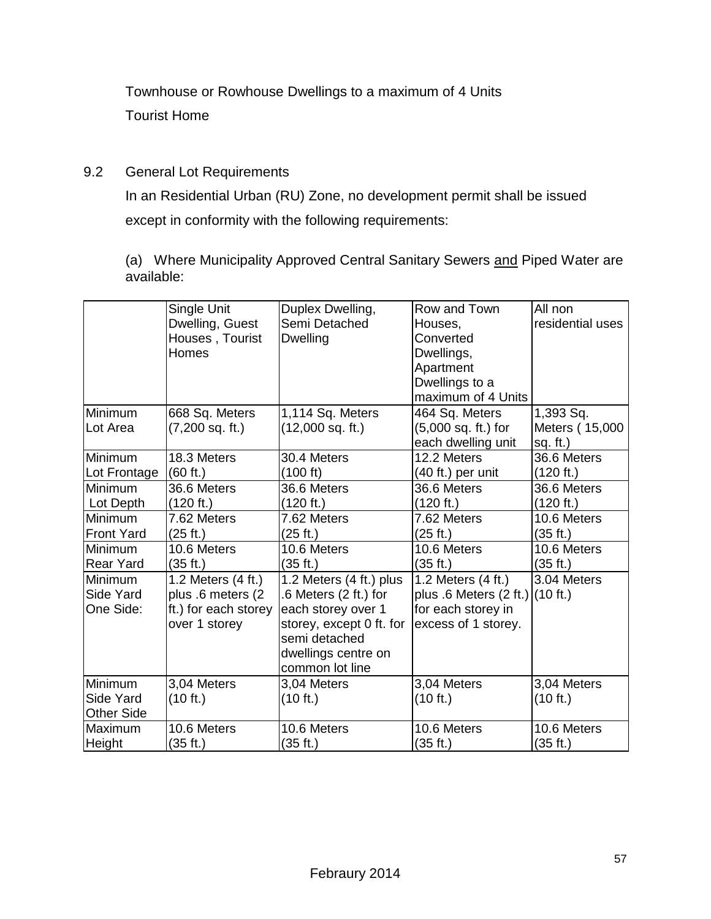Townhouse or Rowhouse Dwellings to a maximum of 4 Units

Tourist Home

9.2 General Lot Requirements

In an Residential Urban (RU) Zone, no development permit shall be issued except in conformity with the following requirements:

(a) Where Municipality Approved Central Sanitary Sewers <u>and</u> Piped Water are available:

| | Single Unit Dwelling, Guest Houses , Tourist Homes | Duplex Dwelling, Semi Detached Dwelling | Row and Town Houses, Converted Dwellings, Apartment Dwellings to a maximum of 4 Units | All non residential uses |
|---|---|---|---|---|
| Minimum Lot Area | 668 Sq. Meters (7,200 sq. ft.) | 1,114 Sq. Meters (12,000 sq. ft.) | 464 Sq. Meters (5,000 sq. ft.) for each dwelling unit | 1,393 Sq. Meters ( 15,000 sq. ft.) |
| Minimum Lot Frontage | 18.3 Meters (60 ft.) | 30.4 Meters (100 ft) | 12.2 Meters (40 ft.) per unit | 36.6 Meters (120 ft.) |
| Minimum Lot Depth | 36.6 Meters (120 ft.) | 36.6 Meters (120 ft.) | 36.6 Meters (120 ft.) | 36.6 Meters (120 ft.) |
| Minimum Front Yard | 7.62 Meters (25 ft.) | 7.62 Meters (25 ft.) | 7.62 Meters (25 ft.) | 10.6 Meters (35 ft.) |
| Minimum Rear Yard | 10.6 Meters (35 ft.) | 10.6 Meters (35 ft.) | 10.6 Meters (35 ft.) | 10.6 Meters (35 ft.) |
| Minimum Side Yard One Side: | 1.2 Meters (4 ft.) plus .6 meters (2 ft.) for each storey over 1 storey | 1.2 Meters (4 ft.) plus .6 Meters (2 ft.) for each storey over 1 storey, except 0 ft. for semi detached dwellings centre on common lot line | 1.2 Meters (4 ft.) plus .6 Meters (2 ft.) for each storey in excess of 1 storey. | 3.04 Meters (10 ft.) |
| Minimum Side Yard Other Side | 3,04 Meters (10 ft.) | 3,04 Meters (10 ft.) | 3,04 Meters (10 ft.) | 3,04 Meters (10 ft.) |
| Maximum Height | 10.6 Meters (35 ft.) | 10.6 Meters (35 ft.) | 10.6 Meters (35 ft.) | 10.6 Meters (35 ft.) |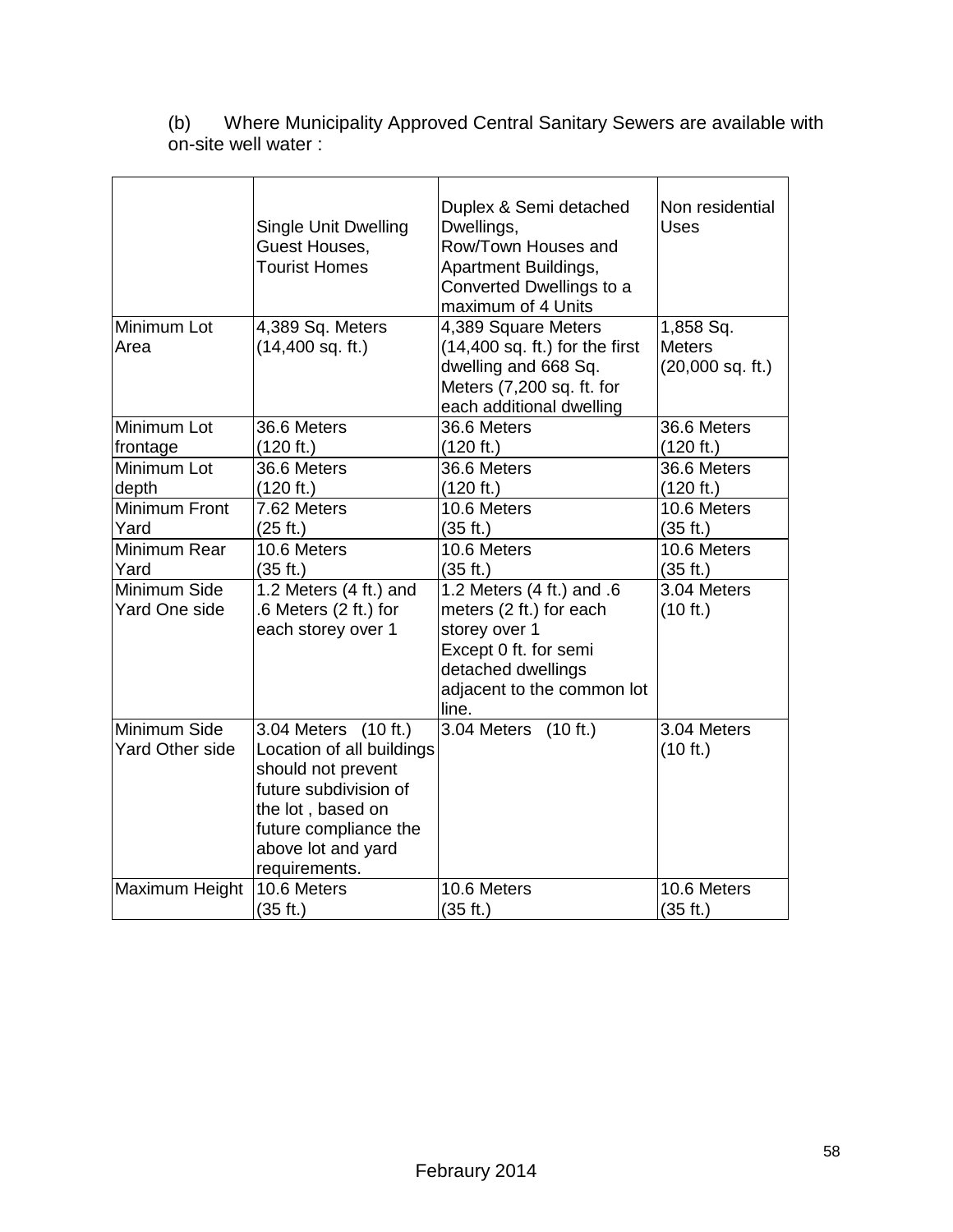(b) Where Municipality Approved Central Sanitary Sewers are available with on-site well water :

| | Single Unit Dwelling Guest Houses, Tourist Homes | Duplex & Semi detached Dwellings, Row/Town Houses and Apartment Buildings, Converted Dwellings to a maximum of 4 Units | Non residential Uses |
|---|---|---|---|
| Minimum Lot Area | 4,389 Sq. Meters (14,400 sq. ft.) | 4,389 Square Meters (14,400 sq. ft.) for the first dwelling and 668 Sq. Meters (7,200 sq. ft. for each additional dwelling | 1,858 Sq. Meters (20,000 sq. ft.) |
| Minimum Lot frontage | 36.6 Meters (120 ft.) | 36.6 Meters (120 ft.) | 36.6 Meters (120 ft.) |
| Minimum Lot depth | 36.6 Meters (120 ft.) | 36.6 Meters (120 ft.) | 36.6 Meters (120 ft.) |
| Minimum Front Yard | 7.62 Meters (25 ft.) | 10.6 Meters (35 ft.) | 10.6 Meters (35 ft.) |
| Minimum Rear Yard | 10.6 Meters (35 ft.) | 10.6 Meters (35 ft.) | 10.6 Meters (35 ft.) |
| Minimum Side Yard One side | 1.2 Meters (4 ft.) and .6 Meters (2 ft.) for each storey over 1 | 1.2 Meters (4 ft.) and .6 meters (2 ft.) for each storey over 1 Except 0 ft. for semi detached dwellings adjacent to the common lot line. | 3.04 Meters (10 ft.) |
| Minimum Side Yard Other side | 3.04 Meters (10 ft.) Location of all buildings should not prevent future subdivision of the lot , based on future compliance the above lot and yard requirements. | 3.04 Meters (10 ft.) | 3.04 Meters (10 ft.) |
| Maximum Height | 10.6 Meters (35 ft.) | 10.6 Meters (35 ft.) | 10.6 Meters (35 ft.) |

Febraury 2014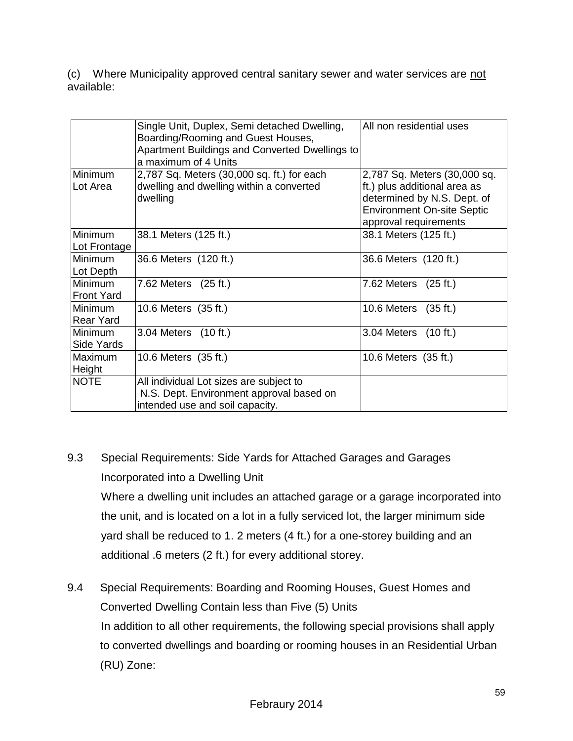(c) Where Municipality approved central sanitary sewer and water services are <u>not</u> available:

| | Single Unit, Duplex, Semi detached Dwelling, Boarding/Rooming and Guest Houses, Apartment Buildings and Converted Dwellings to a maximum of 4 Units | All non residential uses |
|---|---|---|
| Minimum Lot Area | 2,787 Sq. Meters (30,000 sq. ft.) for each dwelling and dwelling within a converted dwelling | 2,787 Sq. Meters (30,000 sq. ft.) plus additional area as determined by N.S. Dept. of Environment On-site Septic approval requirements |
| Minimum Lot Frontage | 38.1 Meters (125 ft.) | 38.1 Meters (125 ft.) |
| Minimum Lot Depth | 36.6 Meters (120 ft.) | 36.6 Meters (120 ft.) |
| Minimum Front Yard | 7.62 Meters (25 ft.) | 7.62 Meters (25 ft.) |
| Minimum Rear Yard | 10.6 Meters (35 ft.) | 10.6 Meters (35 ft.) |
| Minimum Side Yards | 3.04 Meters (10 ft.) | 3.04 Meters (10 ft.) |
| Maximum Height | 10.6 Meters (35 ft.) | 10.6 Meters (35 ft.) |
| NOTE | All individual Lot sizes are subject to N.S. Dept. Environment approval based on intended use and soil capacity. | |

9.3 Special Requirements: Side Yards for Attached Garages and Garages Incorporated into a Dwelling Unit

Where a dwelling unit includes an attached garage or a garage incorporated into the unit, and is located on a lot in a fully serviced lot, the larger minimum side yard shall be reduced to 1. 2 meters (4 ft.) for a one-storey building and an additional .6 meters (2 ft.) for every additional storey.

9.4 Special Requirements: Boarding and Rooming Houses, Guest Homes and Converted Dwelling Contain less than Five (5) Units

In addition to all other requirements, the following special provisions shall apply to converted dwellings and boarding or rooming houses in an Residential Urban (RU) Zone: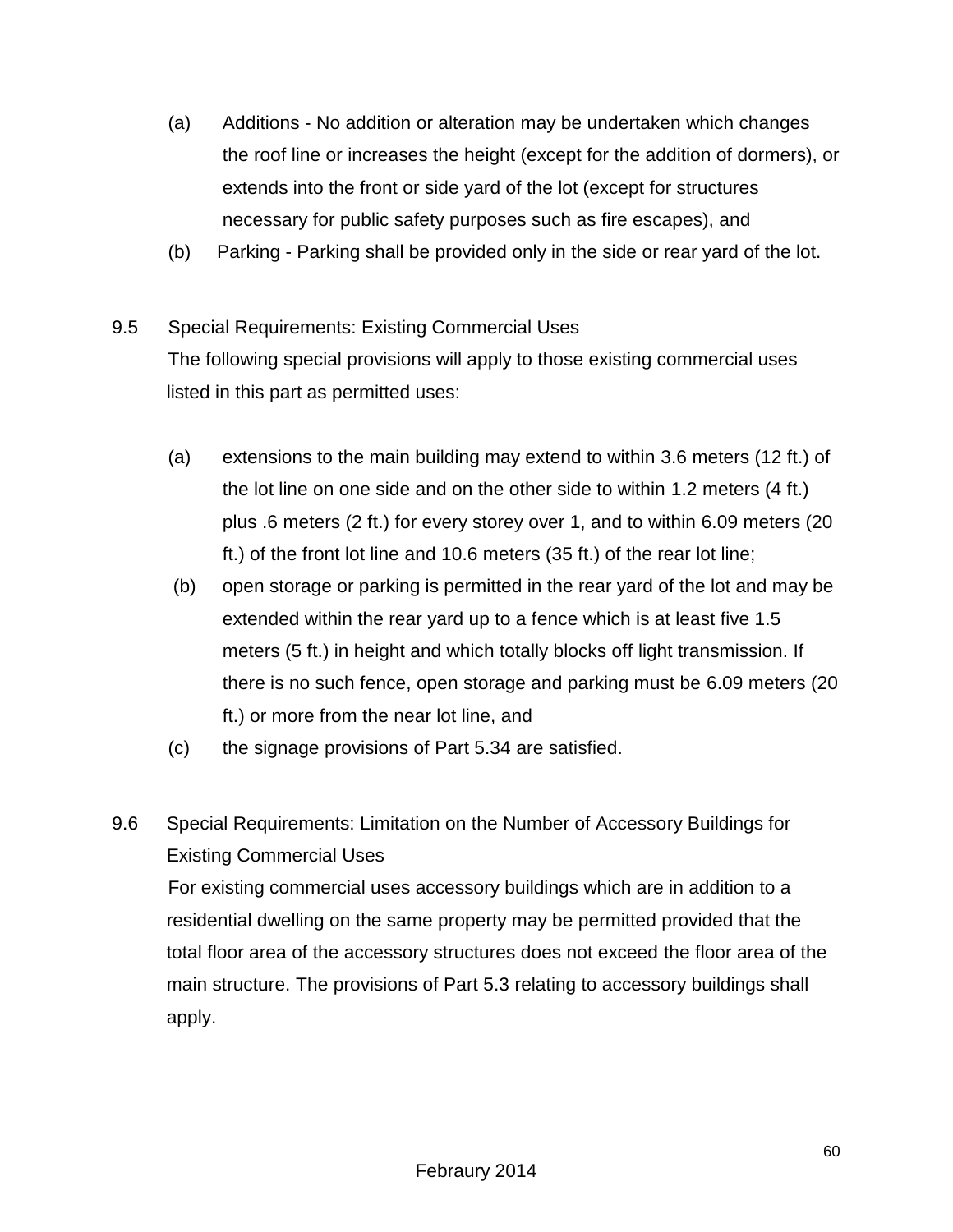(a) Additions - No addition or alteration may be undertaken which changes the roof line or increases the height (except for the addition of dormers), or extends into the front or side yard of the lot (except for structures necessary for public safety purposes such as fire escapes), and

(b) Parking - Parking shall be provided only in the side or rear yard of the lot.

## 9.5 Special Requirements: Existing Commercial Uses

The following special provisions will apply to those existing commercial uses listed in this part as permitted uses:

(a) extensions to the main building may extend to within 3.6 meters (12 ft.) of the lot line on one side and on the other side to within 1.2 meters (4 ft.) plus .6 meters (2 ft.) for every storey over 1, and to within 6.09 meters (20 ft.) of the front lot line and 10.6 meters (35 ft.) of the rear lot line;

(b) open storage or parking is permitted in the rear yard of the lot and may be extended within the rear yard up to a fence which is at least five 1.5 meters (5 ft.) in height and which totally blocks off light transmission. If there is no such fence, open storage and parking must be 6.09 meters (20 ft.) or more from the near lot line, and

(c) the signage provisions of Part 5.34 are satisfied.

## 9.6 Special Requirements: Limitation on the Number of Accessory Buildings for Existing Commercial Uses

For existing commercial uses accessory buildings which are in addition to a residential dwelling on the same property may be permitted provided that the total floor area of the accessory structures does not exceed the floor area of the main structure. The provisions of Part 5.3 relating to accessory buildings shall apply.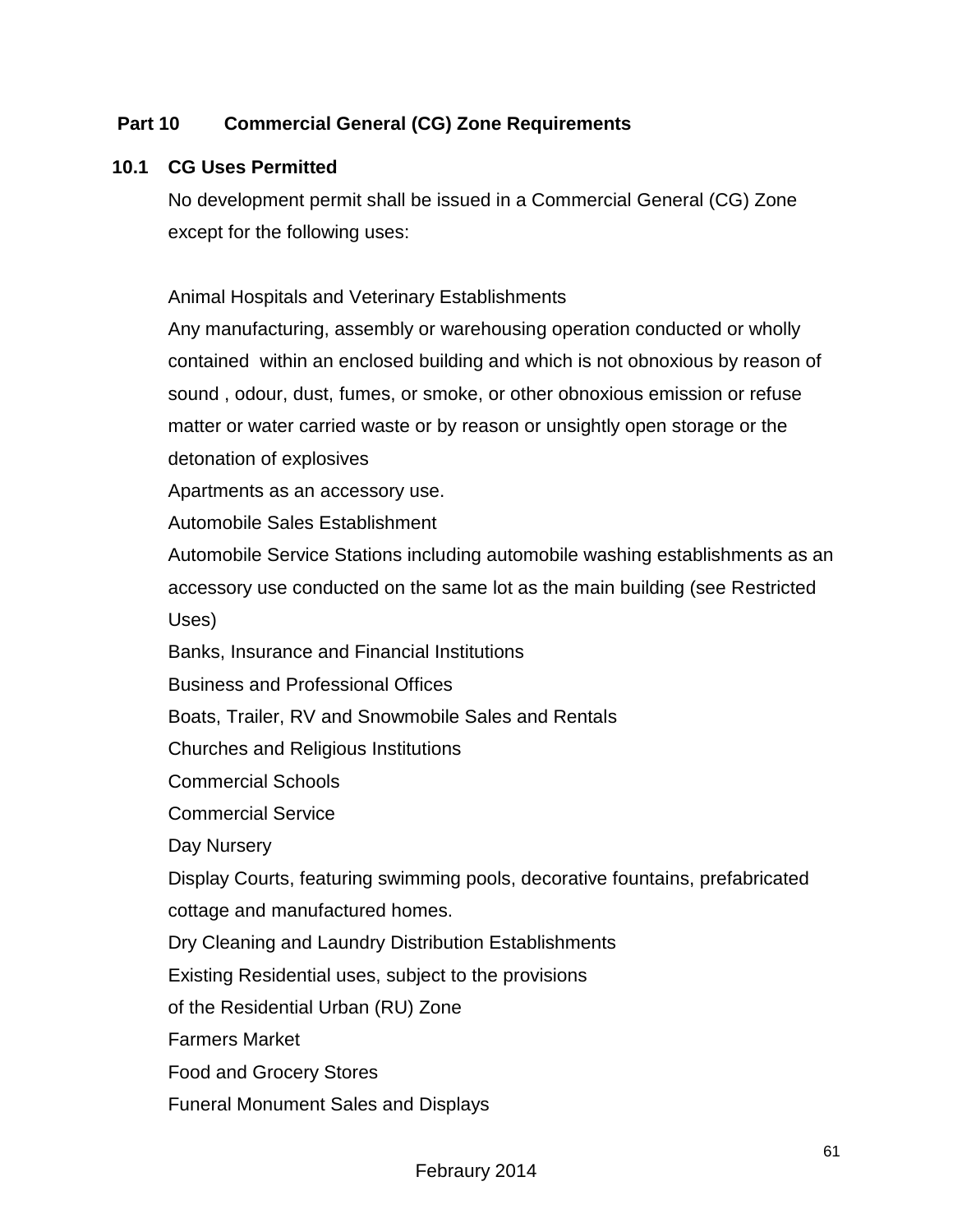## Part 10 Commercial General (CG) Zone Requirements

### 10.1 CG Uses Permitted

No development permit shall be issued in a Commercial General (CG) Zone except for the following uses:

Animal Hospitals and Veterinary Establishments

Any manufacturing, assembly or warehousing operation conducted or wholly contained within an enclosed building and which is not obnoxious by reason of sound , odour, dust, fumes, or smoke, or other obnoxious emission or refuse matter or water carried waste or by reason or unsightly open storage or the detonation of explosives

Apartments as an accessory use.

Automobile Sales Establishment

Automobile Service Stations including automobile washing establishments as an accessory use conducted on the same lot as the main building (see Restricted Uses)

Banks, Insurance and Financial Institutions

Business and Professional Offices

Boats, Trailer, RV and Snowmobile Sales and Rentals

Churches and Religious Institutions

Commercial Schools

Commercial Service

Day Nursery

Display Courts, featuring swimming pools, decorative fountains, prefabricated cottage and manufactured homes.

Dry Cleaning and Laundry Distribution Establishments

Existing Residential uses, subject to the provisions of the Residential Urban (RU) Zone

Farmers Market

Food and Grocery Stores

Funeral Monument Sales and Displays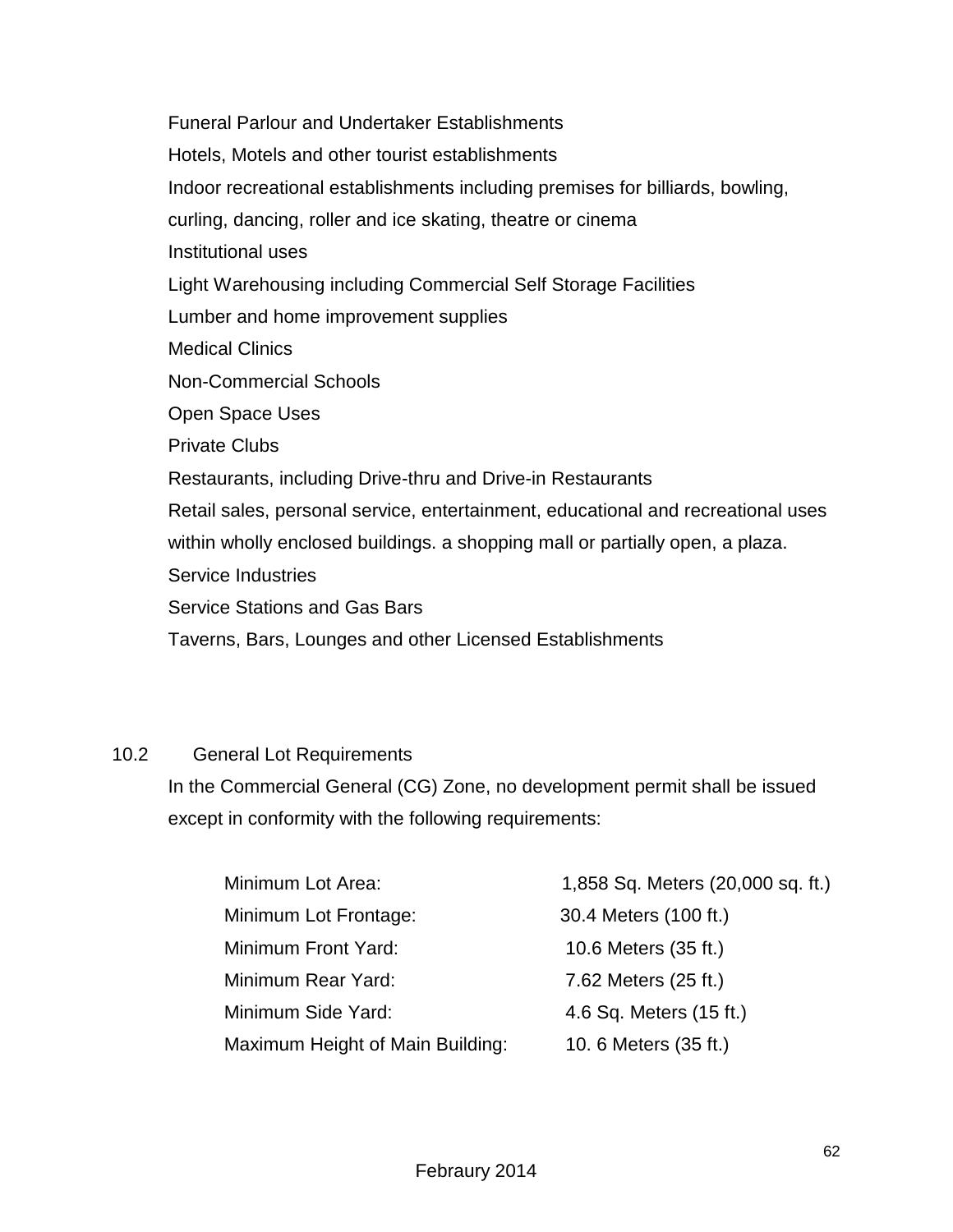Funeral Parlour and Undertaker Establishments

Hotels, Motels and other tourist establishments

Indoor recreational establishments including premises for billiards, bowling, curling, dancing, roller and ice skating, theatre or cinema

Institutional uses

Light Warehousing including Commercial Self Storage Facilities

Lumber and home improvement supplies

Medical Clinics

Non-Commercial Schools

Open Space Uses

Private Clubs

Restaurants, including Drive-thru and Drive-in Restaurants

Retail sales, personal service, entertainment, educational and recreational uses within wholly enclosed buildings. a shopping mall or partially open, a plaza.

Service Industries

Service Stations and Gas Bars

Taverns, Bars, Lounges and other Licensed Establishments

## 10.2 General Lot Requirements

In the Commercial General (CG) Zone, no development permit shall be issued except in conformity with the following requirements:

| | |
|---|---|
| Minimum Lot Area: | 1,858 Sq. Meters (20,000 sq. ft.) |
| Minimum Lot Frontage: | 30.4 Meters (100 ft.) |
| Minimum Front Yard: | 10.6 Meters (35 ft.) |
| Minimum Rear Yard: | 7.62 Meters (25 ft.) |
| Minimum Side Yard: | 4.6 Sq. Meters (15 ft.) |
| Maximum Height of Main Building: | 10. 6 Meters (35 ft.) |

Febraury 2014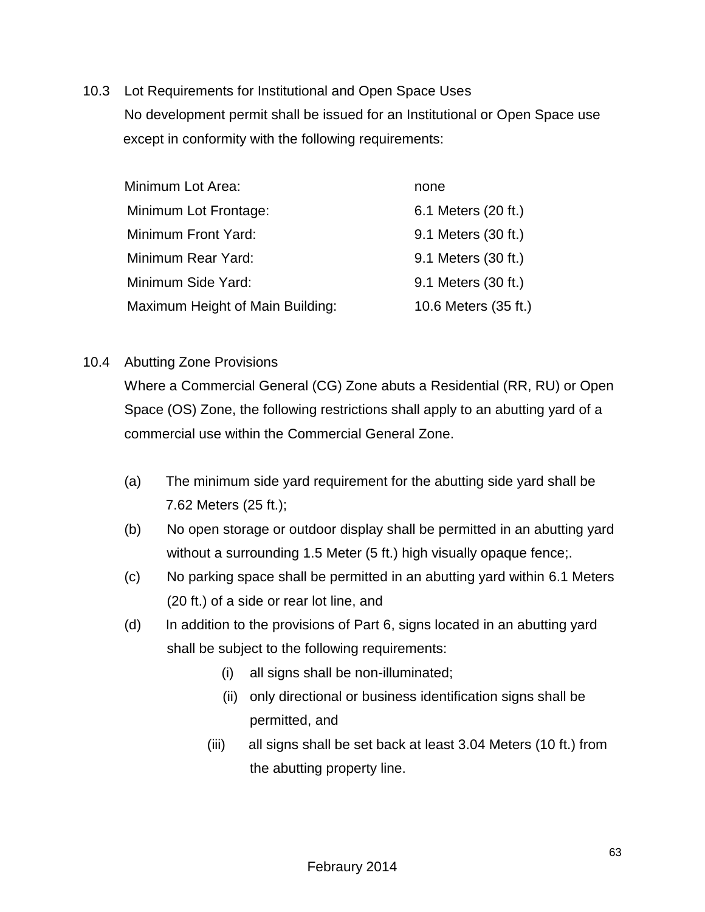## 10.3 Lot Requirements for Institutional and Open Space Uses

No development permit shall be issued for an Institutional or Open Space use except in conformity with the following requirements:

| | |
|---|---|
| Minimum Lot Area: | none |
| Minimum Lot Frontage: | 6.1 Meters (20 ft.) |
| Minimum Front Yard: | 9.1 Meters (30 ft.) |
| Minimum Rear Yard: | 9.1 Meters (30 ft.) |
| Minimum Side Yard: | 9.1 Meters (30 ft.) |
| Maximum Height of Main Building: | 10.6 Meters (35 ft.) |

## 10.4 Abutting Zone Provisions

Where a Commercial General (CG) Zone abuts a Residential (RR, RU) or Open Space (OS) Zone, the following restrictions shall apply to an abutting yard of a commercial use within the Commercial General Zone.

(a) The minimum side yard requirement for the abutting side yard shall be 7.62 Meters (25 ft.);

(b) No open storage or outdoor display shall be permitted in an abutting yard without a surrounding 1.5 Meter (5 ft.) high visually opaque fence;.

(c) No parking space shall be permitted in an abutting yard within 6.1 Meters (20 ft.) of a side or rear lot line, and

(d) In addition to the provisions of Part 6, signs located in an abutting yard shall be subject to the following requirements:

   (i) all signs shall be non-illuminated;

   (ii) only directional or business identification signs shall be permitted, and

   (iii) all signs shall be set back at least 3.04 Meters (10 ft.) from the abutting property line.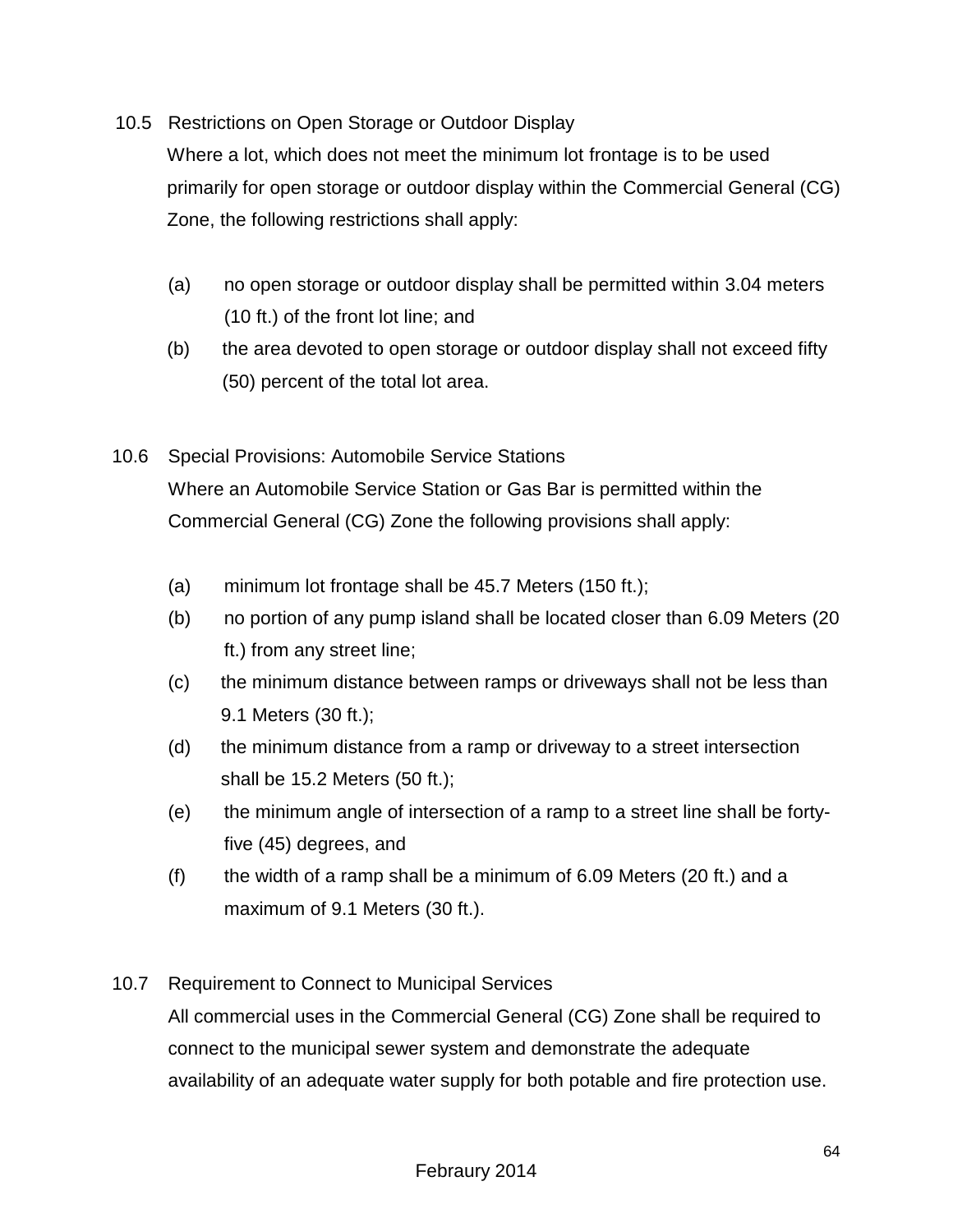### 10.5 Restrictions on Open Storage or Outdoor Display

Where a lot, which does not meet the minimum lot frontage is to be used primarily for open storage or outdoor display within the Commercial General (CG) Zone, the following restrictions shall apply:

(a) no open storage or outdoor display shall be permitted within 3.04 meters (10 ft.) of the front lot line; and

(b) the area devoted to open storage or outdoor display shall not exceed fifty (50) percent of the total lot area.

### 10.6 Special Provisions: Automobile Service Stations

Where an Automobile Service Station or Gas Bar is permitted within the Commercial General (CG) Zone the following provisions shall apply:

(a) minimum lot frontage shall be 45.7 Meters (150 ft.);

(b) no portion of any pump island shall be located closer than 6.09 Meters (20 ft.) from any street line;

(c) the minimum distance between ramps or driveways shall not be less than 9.1 Meters (30 ft.);

(d) the minimum distance from a ramp or driveway to a street intersection shall be 15.2 Meters (50 ft.);

(e) the minimum angle of intersection of a ramp to a street line shall be forty-five (45) degrees, and

(f) the width of a ramp shall be a minimum of 6.09 Meters (20 ft.) and a maximum of 9.1 Meters (30 ft.).

### 10.7 Requirement to Connect to Municipal Services

All commercial uses in the Commercial General (CG) Zone shall be required to connect to the municipal sewer system and demonstrate the adequate availability of an adequate water supply for both potable and fire protection use.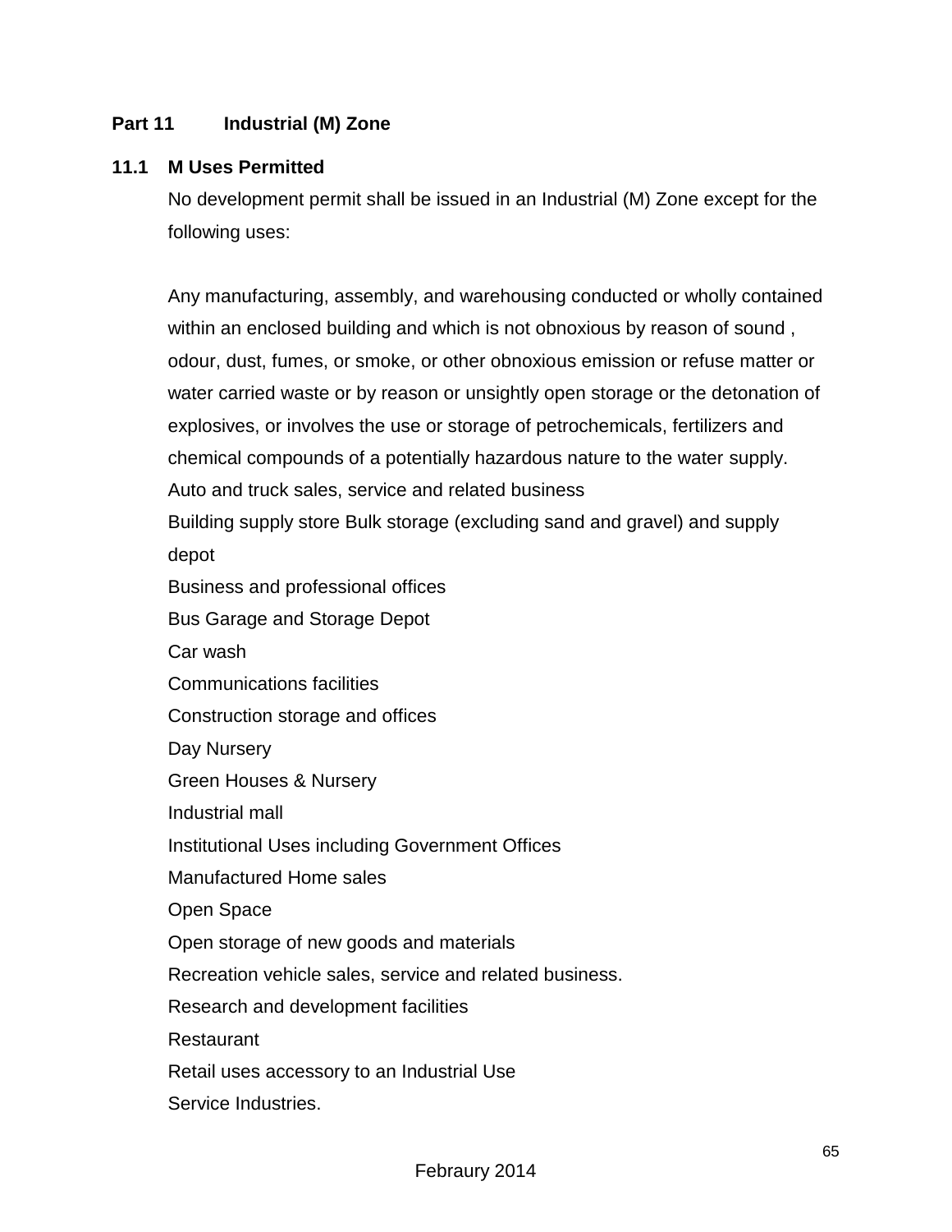## Part 11 Industrial (M) Zone

### 11.1 M Uses Permitted

No development permit shall be issued in an Industrial (M) Zone except for the following uses:

Any manufacturing, assembly, and warehousing conducted or wholly contained within an enclosed building and which is not obnoxious by reason of sound , odour, dust, fumes, or smoke, or other obnoxious emission or refuse matter or water carried waste or by reason or unsightly open storage or the detonation of explosives, or involves the use or storage of petrochemicals, fertilizers and chemical compounds of a potentially hazardous nature to the water supply.

Auto and truck sales, service and related business

Building supply store Bulk storage (excluding sand and gravel) and supply depot

Business and professional offices

Bus Garage and Storage Depot

Car wash

Communications facilities

Construction storage and offices

Day Nursery

Green Houses & Nursery

Industrial mall

Institutional Uses including Government Offices

Manufactured Home sales

Open Space

Open storage of new goods and materials

Recreation vehicle sales, service and related business.

Research and development facilities

Restaurant

Retail uses accessory to an Industrial Use

Service Industries.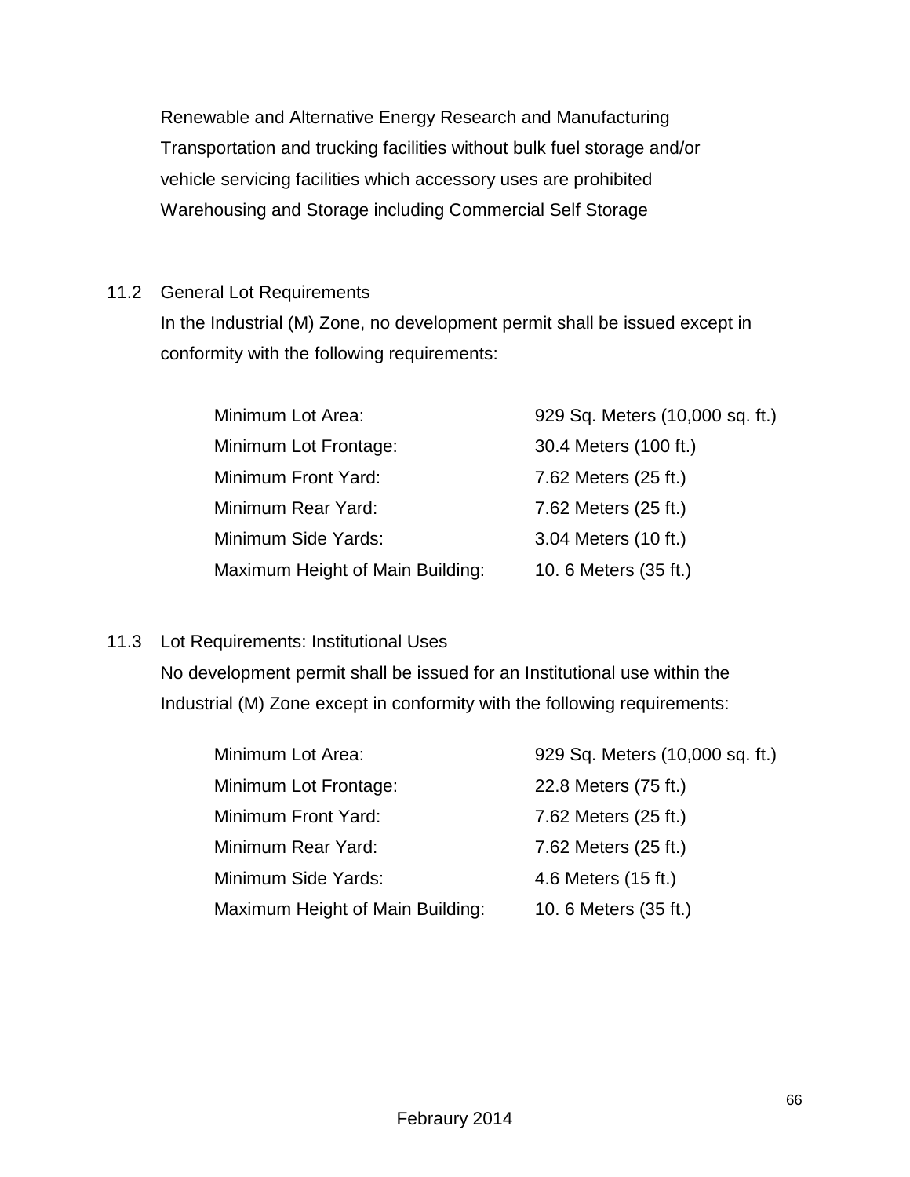Renewable and Alternative Energy Research and Manufacturing
Transportation and trucking facilities without bulk fuel storage and/or vehicle servicing facilities which accessory uses are prohibited
Warehousing and Storage including Commercial Self Storage

## 11.2 General Lot Requirements

In the Industrial (M) Zone, no development permit shall be issued except in conformity with the following requirements:

| | |
|---|---|
| Minimum Lot Area: | 929 Sq. Meters (10,000 sq. ft.) |
| Minimum Lot Frontage: | 30.4 Meters (100 ft.) |
| Minimum Front Yard: | 7.62 Meters (25 ft.) |
| Minimum Rear Yard: | 7.62 Meters (25 ft.) |
| Minimum Side Yards: | 3.04 Meters (10 ft.) |
| Maximum Height of Main Building: | 10. 6 Meters (35 ft.) |

## 11.3 Lot Requirements: Institutional Uses

No development permit shall be issued for an Institutional use within the Industrial (M) Zone except in conformity with the following requirements:

| | |
|---|---|
| Minimum Lot Area: | 929 Sq. Meters (10,000 sq. ft.) |
| Minimum Lot Frontage: | 22.8 Meters (75 ft.) |
| Minimum Front Yard: | 7.62 Meters (25 ft.) |
| Minimum Rear Yard: | 7.62 Meters (25 ft.) |
| Minimum Side Yards: | 4.6 Meters (15 ft.) |
| Maximum Height of Main Building: | 10. 6 Meters (35 ft.) |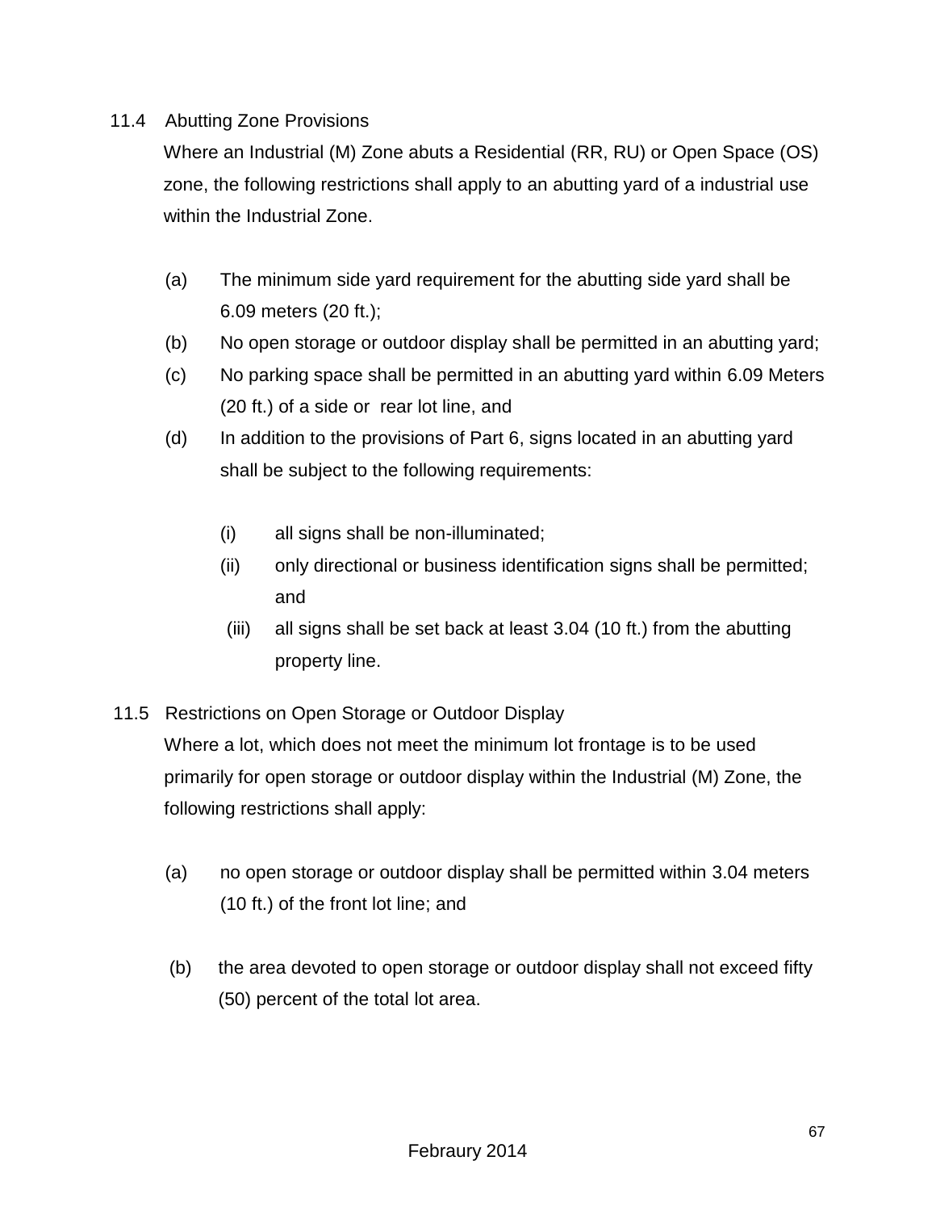## 11.4 Abutting Zone Provisions

Where an Industrial (M) Zone abuts a Residential (RR, RU) or Open Space (OS) zone, the following restrictions shall apply to an abutting yard of a industrial use within the Industrial Zone.

(a) The minimum side yard requirement for the abutting side yard shall be 6.09 meters (20 ft.);

(b) No open storage or outdoor display shall be permitted in an abutting yard;

(c) No parking space shall be permitted in an abutting yard within 6.09 Meters (20 ft.) of a side or rear lot line, and

(d) In addition to the provisions of Part 6, signs located in an abutting yard shall be subject to the following requirements:

(i) all signs shall be non-illuminated;

(ii) only directional or business identification signs shall be permitted; and

(iii) all signs shall be set back at least 3.04 (10 ft.) from the abutting property line.

## 11.5 Restrictions on Open Storage or Outdoor Display

Where a lot, which does not meet the minimum lot frontage is to be used primarily for open storage or outdoor display within the Industrial (M) Zone, the following restrictions shall apply:

(a) no open storage or outdoor display shall be permitted within 3.04 meters (10 ft.) of the front lot line; and

(b) the area devoted to open storage or outdoor display shall not exceed fifty (50) percent of the total lot area.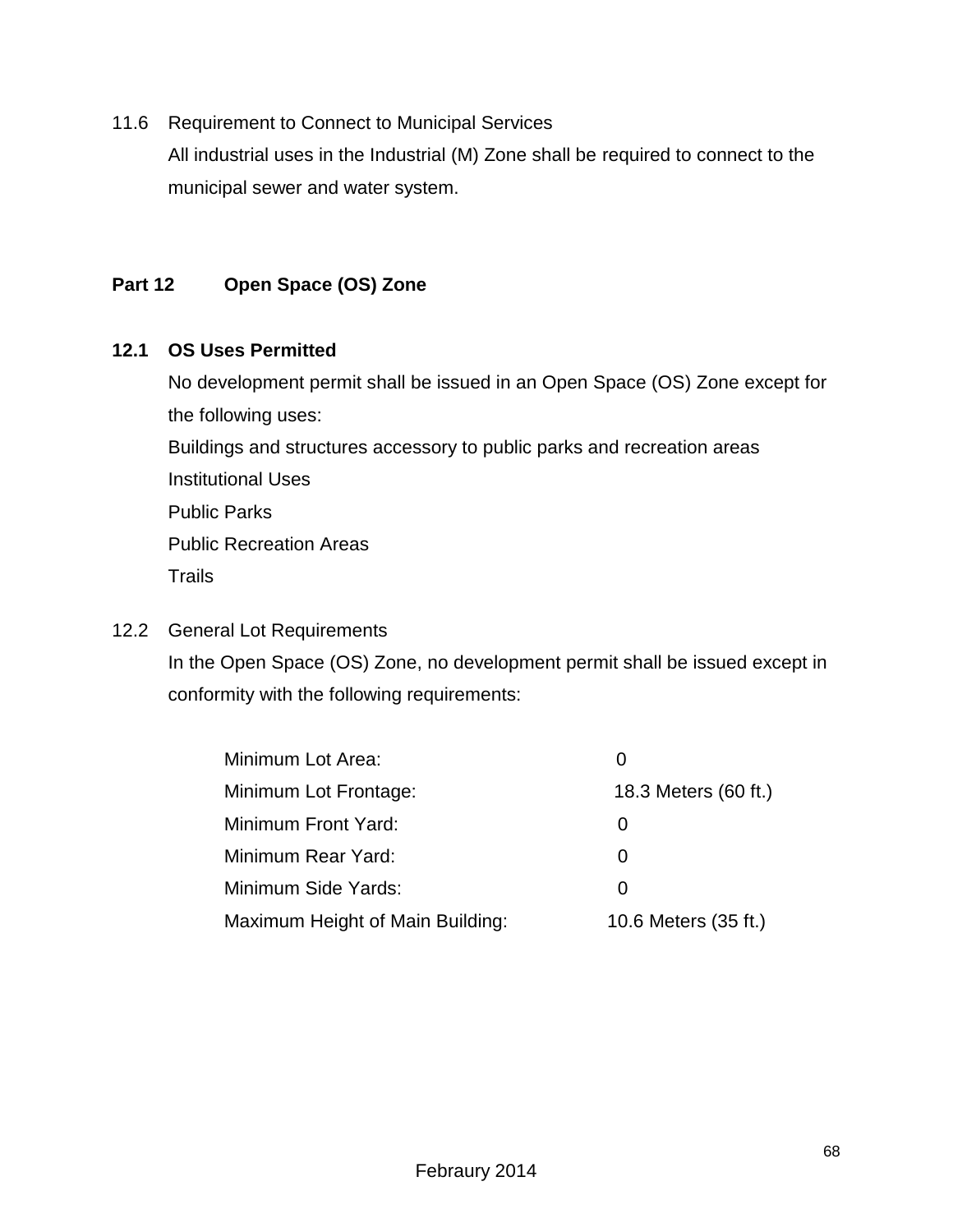11.6 Requirement to Connect to Municipal Services

All industrial uses in the Industrial (M) Zone shall be required to connect to the municipal sewer and water system.

## Part 12 Open Space (OS) Zone

### 12.1 OS Uses Permitted

No development permit shall be issued in an Open Space (OS) Zone except for the following uses:

Buildings and structures accessory to public parks and recreation areas
Institutional Uses
Public Parks
Public Recreation Areas
Trails

12.2 General Lot Requirements

In the Open Space (OS) Zone, no development permit shall be issued except in conformity with the following requirements:

| | |
|---|---|
| Minimum Lot Area: | 0 |
| Minimum Lot Frontage: | 18.3 Meters (60 ft.) |
| Minimum Front Yard: | 0 |
| Minimum Rear Yard: | 0 |
| Minimum Side Yards: | 0 |
| Maximum Height of Main Building: | 10.6 Meters (35 ft.) |